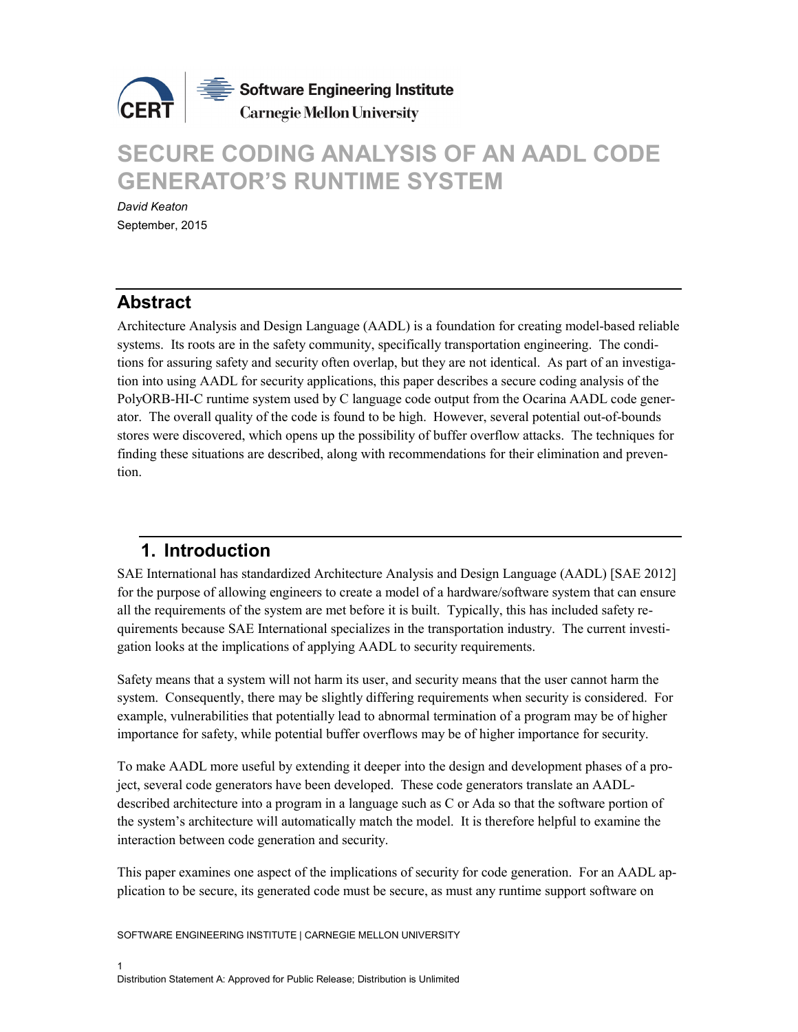# SECURE CODING ANALYSIS OF AN AADL CODE GENERATOR'S RUNTIME SYSTEM

*David Keaton*

September, 2015

## Abstract

Architecture Analysis and Design Language (AADL) is a foundation for creating model-based reliable systems. Its roots are in the safety community, specifically transportation engineering. The conditions for assuring safety and security often overlap, but they are not identical. As part of an investigation into using AADL for security applications, this paper describes a secure coding analysis of the PolyORB-HI-C runtime system used by C language code output from the Ocarina AADL code generator. The overall quality of the code is found to be high. However, several potential out-of-bounds stores were discovered, which opens up the possibility of buffer overflow attacks. The techniques for finding these situations are described, along with recommendations for their elimination and prevention.

## 1. Introduction

SAE International has standardized Architecture Analysis and Design Language (AADL) [SAE 2012] for the purpose of allowing engineers to create a model of a hardware/software system that can ensure all the requirements of the system are met before it is built. Typically, this has included safety requirements because SAE International specializes in the transportation industry. The current investigation looks at the implications of applying AADL to security requirements.

Safety means that a system will not harm its user, and security means that the user cannot harm the system. Consequently, there may be slightly differing requirements when security is considered. For example, vulnerabilities that potentially lead to abnormal termination of a program may be of higher importance for safety, while potential buffer overflows may be of higher importance for security.

To make AADL more useful by extending it deeper into the design and development phases of a project, several code generators have been developed. These code generators translate an AADL-described architecture into a program in a language such as C or Ada so that the software portion of the system's architecture will automatically match the model. It is therefore helpful to examine the interaction between code generation and security.

This paper examines one aspect of the implications of security for code generation. For an AADL application to be secure, its generated code must be secure, as must any runtime support software on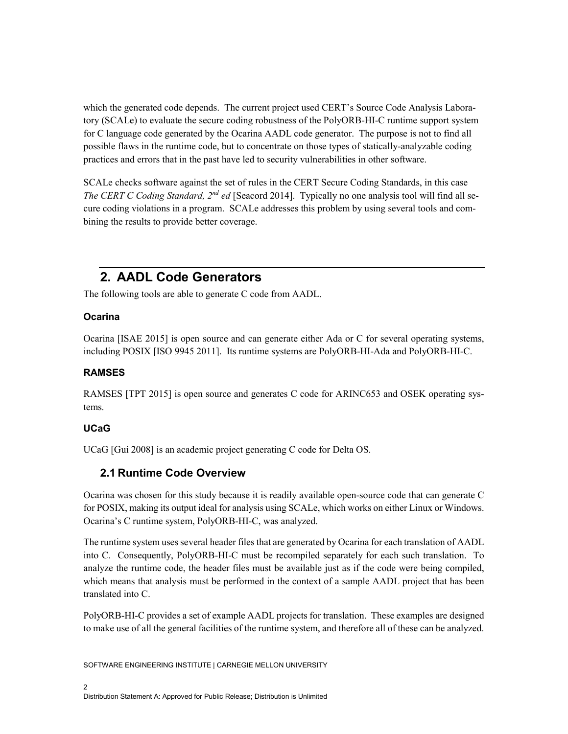which the generated code depends. The current project used CERT's Source Code Analysis Laboratory (SCALe) to evaluate the secure coding robustness of the PolyORB-HI-C runtime support system for C language code generated by the Ocarina AADL code generator. The purpose is not to find all possible flaws in the runtime code, but to concentrate on those types of statically-analyzable coding practices and errors that in the past have led to security vulnerabilities in other software.

SCALe checks software against the set of rules in the CERT Secure Coding Standards, in this case *The CERT C Coding Standard, 2nd ed* [Seacord 2014]. Typically no one analysis tool will find all secure coding violations in a program. SCALe addresses this problem by using several tools and combining the results to provide better coverage.

## 2. AADL Code Generators

The following tools are able to generate C code from AADL.

#### Ocarina

Ocarina [ISAE 2015] is open source and can generate either Ada or C for several operating systems, including POSIX [ISO 9945 2011]. Its runtime systems are PolyORB-HI-Ada and PolyORB-HI-C.

#### RAMSES

RAMSES [TPT 2015] is open source and generates C code for ARINC653 and OSEK operating systems.

#### UCaG

UCaG [Gui 2008] is an academic project generating C code for Delta OS.

### 2.1 Runtime Code Overview

Ocarina was chosen for this study because it is readily available open-source code that can generate C for POSIX, making its output ideal for analysis using SCALe, which works on either Linux or Windows. Ocarina's C runtime system, PolyORB-HI-C, was analyzed.

The runtime system uses several header files that are generated by Ocarina for each translation of AADL into C. Consequently, PolyORB-HI-C must be recompiled separately for each such translation. To analyze the runtime code, the header files must be available just as if the code were being compiled, which means that analysis must be performed in the context of a sample AADL project that has been translated into C.

PolyORB-HI-C provides a set of example AADL projects for translation. These examples are designed to make use of all the general facilities of the runtime system, and therefore all of these can be analyzed.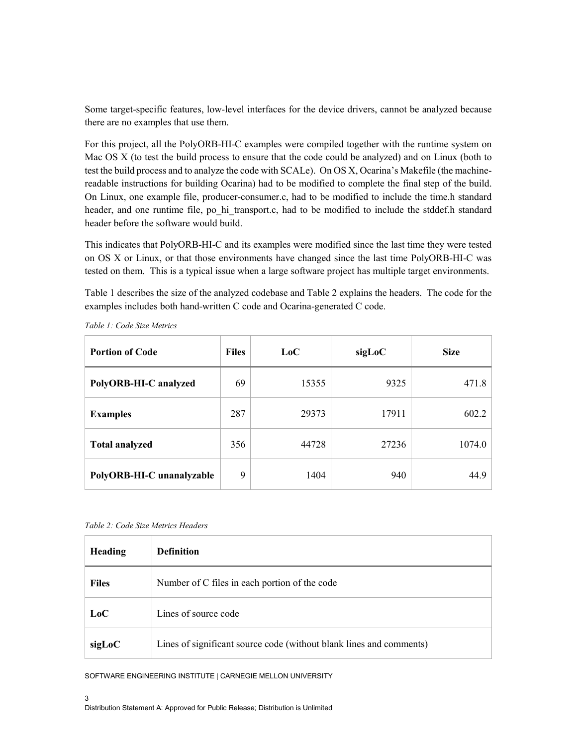Some target-specific features, low-level interfaces for the device drivers, cannot be analyzed because there are no examples that use them.

For this project, all the PolyORB-HI-C examples were compiled together with the runtime system on Mac OS X (to test the build process to ensure that the code could be analyzed) and on Linux (both to test the build process and to analyze the code with SCALe). On OS X, Ocarina's Makefile (the machine-readable instructions for building Ocarina) had to be modified to complete the final step of the build. On Linux, one example file, producer-consumer.c, had to be modified to include the time.h standard header, and one runtime file, po_hi_transport.c, had to be modified to include the stddef.h standard header before the software would build.

This indicates that PolyORB-HI-C and its examples were modified since the last time they were tested on OS X or Linux, or that those environments have changed since the last time PolyORB-HI-C was tested on them. This is a typical issue when a large software project has multiple target environments.

Table 1 describes the size of the analyzed codebase and Table 2 explains the headers. The code for the examples includes both hand-written C code and Ocarina-generated C code.

*Table 1: Code Size Metrics*

| Portion of Code | Files | LoC | sigLoC | Size |
|---|---|---|---|---|
| **PolyORB-HI-C analyzed** | 69 | 15355 | 9325 | 471.8 |
| **Examples** | 287 | 29373 | 17911 | 602.2 |
| **Total analyzed** | 356 | 44728 | 27236 | 1074.0 |
| **PolyORB-HI-C unanalyzable** | 9 | 1404 | 940 | 44.9 |

*Table 2: Code Size Metrics Headers*

| Heading | Definition |
|---|---|
| **Files** | Number of C files in each portion of the code |
| **LoC** | Lines of source code |
| **sigLoC** | Lines of significant source code (without blank lines and comments) |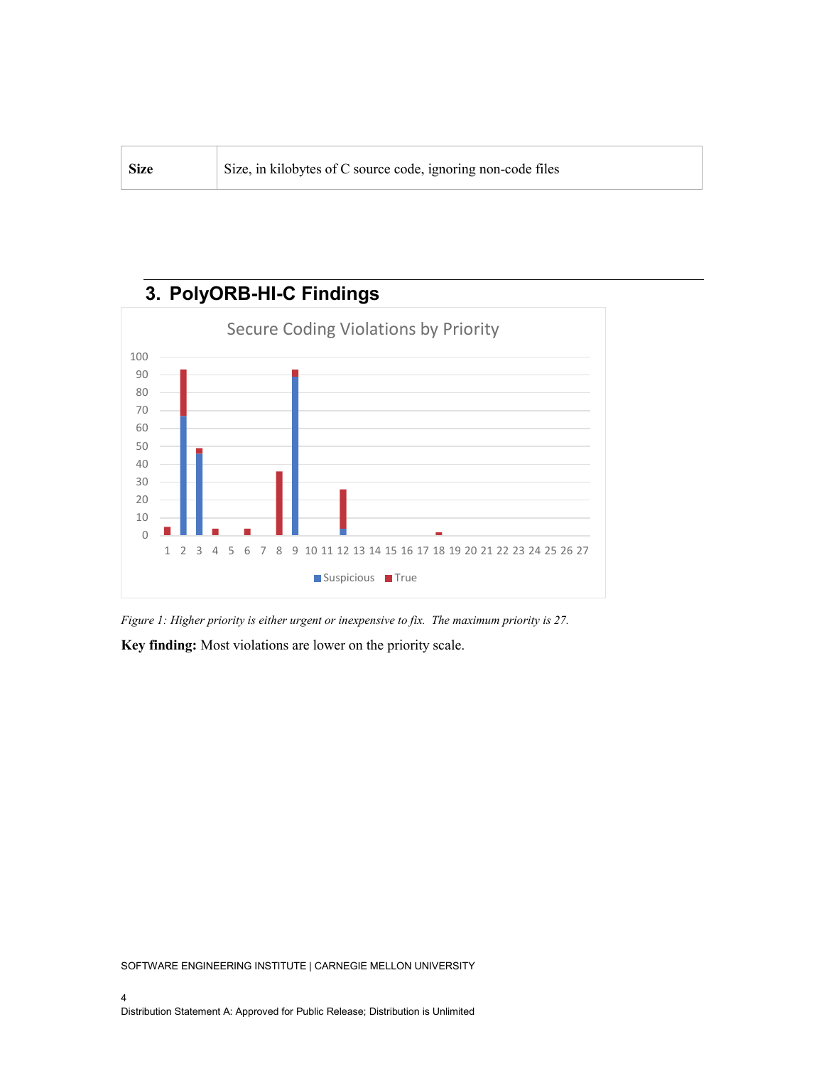| Size | Size, in kilobytes of C source code, ignoring non-code files |
|---|---|

## 3. PolyORB-HI-C Findings

*Figure 1: Higher priority is either urgent or inexpensive to fix. The maximum priority is 27.*

**Key finding:** Most violations are lower on the priority scale.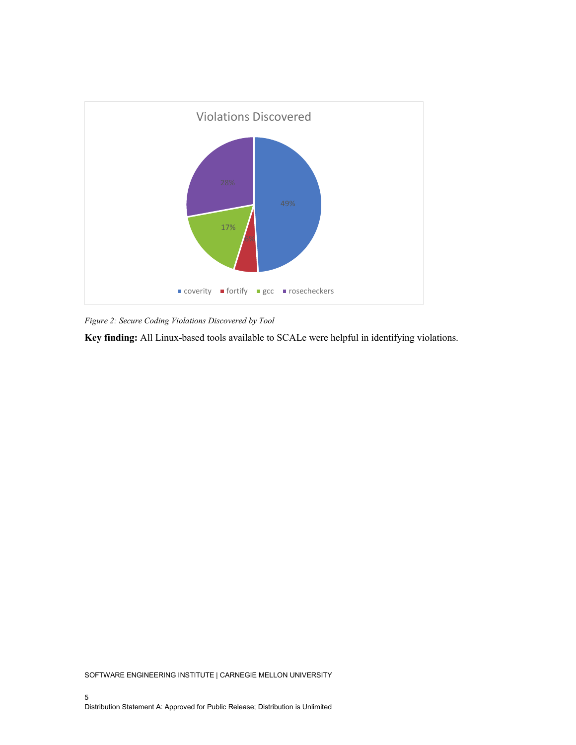*Figure 2: Secure Coding Violations Discovered by Tool*

**Key finding:** All Linux-based tools available to SCALe were helpful in identifying violations.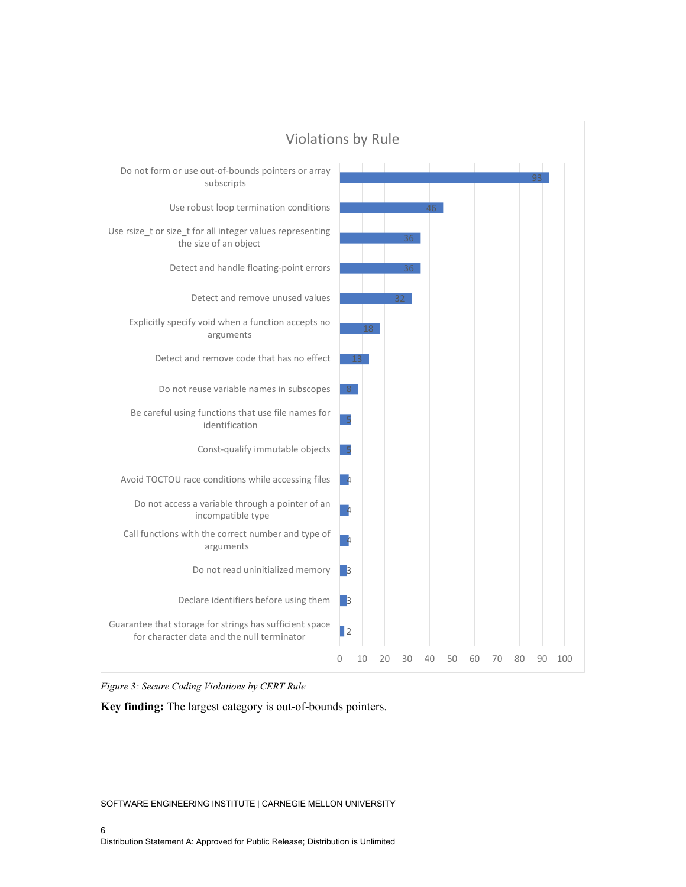**Violations by Rule**

| Rule | Violations |
| --- | --- |
| Do not form or use out-of-bounds pointers or array subscripts | 93 |
| Use robust loop termination conditions | 46 |
| Use rsize_t or size_t for all integer values representing the size of an object | 36 |
| Detect and handle floating-point errors | 36 |
| Detect and remove unused values | 32 |
| Explicitly specify void when a function accepts no arguments | 18 |
| Detect and remove code that has no effect | 13 |
| Do not reuse variable names in subscopes | 8 |
| Be careful using functions that use file names for identification | 5 |
| Const-qualify immutable objects | 5 |
| Avoid TOCTOU race conditions while accessing files | 4 |
| Do not access a variable through a pointer of an incompatible type | 4 |
| Call functions with the correct number and type of arguments | 4 |
| Do not read uninitialized memory | 3 |
| Declare identifiers before using them | 3 |
| Guarantee that storage for strings has sufficient space for character data and the null terminator | 2 |

*Figure 3: Secure Coding Violations by CERT Rule*

**Key finding:** The largest category is out-of-bounds pointers.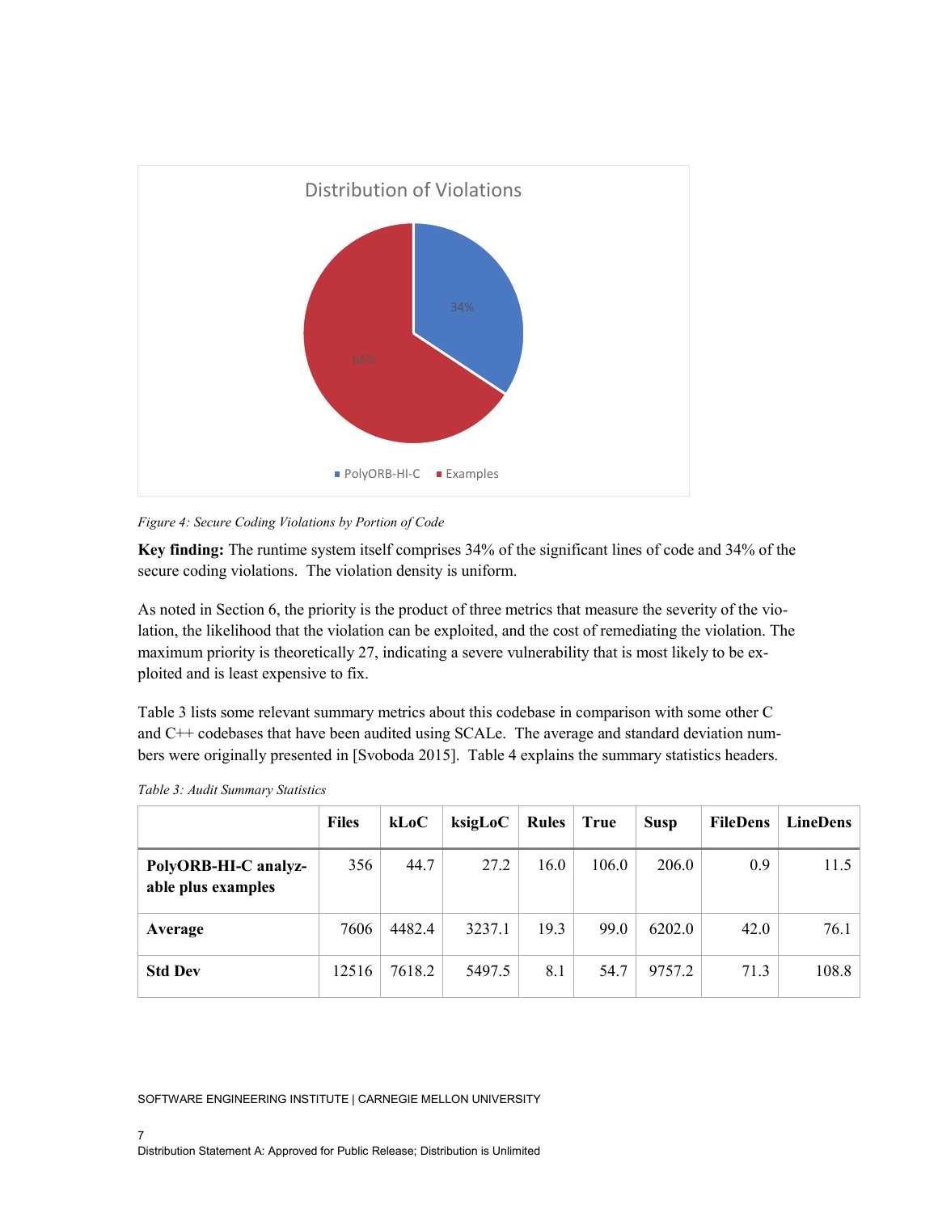Figure 4: *Secure Coding Violations by Portion of Code*

**Key finding:** The runtime system itself comprises 34% of the significant lines of code and 34% of the secure coding violations. The violation density is uniform.

As noted in Section 6, the priority is the product of three metrics that measure the severity of the violation, the likelihood that the violation can be exploited, and the cost of remediating the violation. The maximum priority is theoretically 27, indicating a severe vulnerability that is most likely to be exploited and is least expensive to fix.

Table 3 lists some relevant summary metrics about this codebase in comparison with some other C and C++ codebases that have been audited using SCALe. The average and standard deviation numbers were originally presented in [Svoboda 2015]. Table 4 explains the summary statistics headers.

*Table 3: Audit Summary Statistics*

| | Files | kLoC | ksigLoC | Rules | True | Susp | FileDens | LineDens |
|---|---|---|---|---|---|---|---|---|
| **PolyORB-HI-C analyzable plus examples** | 356 | 44.7 | 27.2 | 16.0 | 106.0 | 206.0 | 0.9 | 11.5 |
| **Average** | 7606 | 4482.4 | 3237.1 | 19.3 | 99.0 | 6202.0 | 42.0 | 76.1 |
| **Std Dev** | 12516 | 7618.2 | 5497.5 | 8.1 | 54.7 | 9757.2 | 71.3 | 108.8 |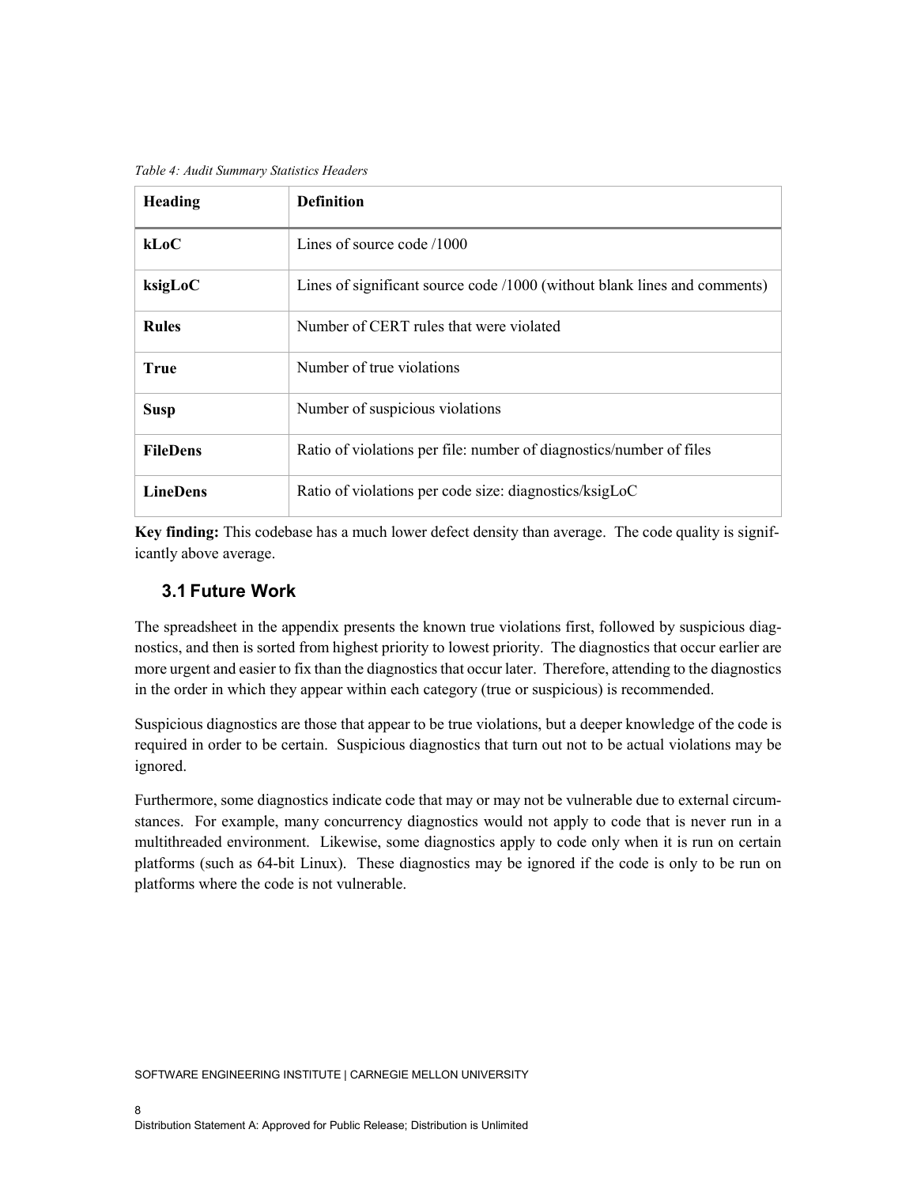*Table 4: Audit Summary Statistics Headers*

| Heading | Definition |
|---|---|
| **kLoC** | Lines of source code /1000 |
| **ksigLoC** | Lines of significant source code /1000 (without blank lines and comments) |
| **Rules** | Number of CERT rules that were violated |
| **True** | Number of true violations |
| **Susp** | Number of suspicious violations |
| **FileDens** | Ratio of violations per file: number of diagnostics/number of files |
| **LineDens** | Ratio of violations per code size: diagnostics/ksigLoC |

**Key finding:** This codebase has a much lower defect density than average. The code quality is significantly above average.

## 3.1 Future Work

The spreadsheet in the appendix presents the known true violations first, followed by suspicious diagnostics, and then is sorted from highest priority to lowest priority. The diagnostics that occur earlier are more urgent and easier to fix than the diagnostics that occur later. Therefore, attending to the diagnostics in the order in which they appear within each category (true or suspicious) is recommended.

Suspicious diagnostics are those that appear to be true violations, but a deeper knowledge of the code is required in order to be certain. Suspicious diagnostics that turn out not to be actual violations may be ignored.

Furthermore, some diagnostics indicate code that may or may not be vulnerable due to external circumstances. For example, many concurrency diagnostics would not apply to code that is never run in a multithreaded environment. Likewise, some diagnostics apply to code only when it is run on certain platforms (such as 64-bit Linux). These diagnostics may be ignored if the code is only to be run on platforms where the code is not vulnerable.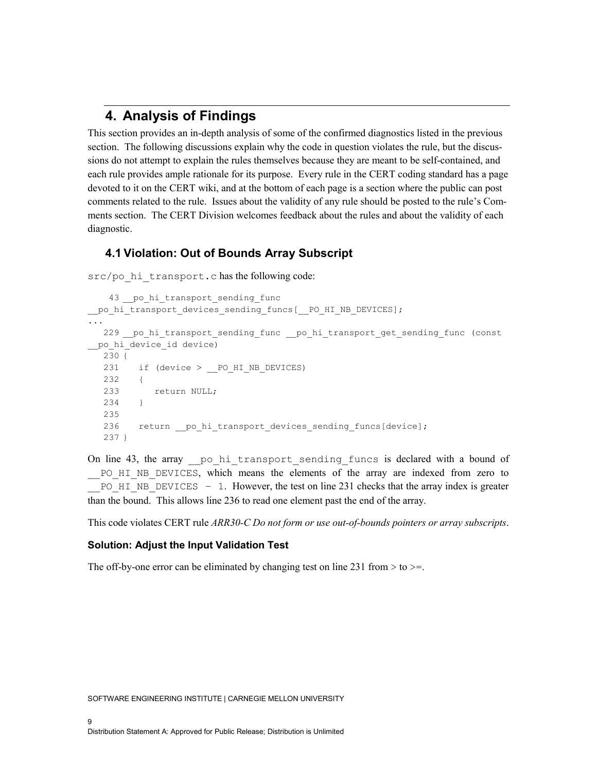# 4. Analysis of Findings

This section provides an in-depth analysis of some of the confirmed diagnostics listed in the previous section. The following discussions explain why the code in question violates the rule, but the discussions do not attempt to explain the rules themselves because they are meant to be self-contained, and each rule provides ample rationale for its purpose. Every rule in the CERT coding standard has a page devoted to it on the CERT wiki, and at the bottom of each page is a section where the public can post comments related to the rule. Issues about the validity of any rule should be posted to the rule's Comments section. The CERT Division welcomes feedback about the rules and about the validity of each diagnostic.

## 4.1 Violation: Out of Bounds Array Subscript

`src/po_hi_transport.c` has the following code:

```
    43 __po_hi_transport_sending_func
__po_hi_transport_devices_sending_funcs[__PO_HI_NB_DEVICES];
...
   229 __po_hi_transport_sending_func __po_hi_transport_get_sending_func (const
__po_hi_device_id device)
   230 {
   231    if (device > __PO_HI_NB_DEVICES)
   232    {
   233       return NULL;
   234    }
   235
   236    return __po_hi_transport_devices_sending_funcs[device];
   237 }
```

On line 43, the array `__po_hi_transport_sending_funcs` is declared with a bound of `__PO_HI_NB_DEVICES`, which means the elements of the array are indexed from zero to `__PO_HI_NB_DEVICES - 1`. However, the test on line 231 checks that the array index is greater than the bound. This allows line 236 to read one element past the end of the array.

This code violates CERT rule *ARR30-C Do not form or use out-of-bounds pointers or array subscripts*.

### Solution: Adjust the Input Validation Test

The off-by-one error can be eliminated by changing test on line 231 from > to >=.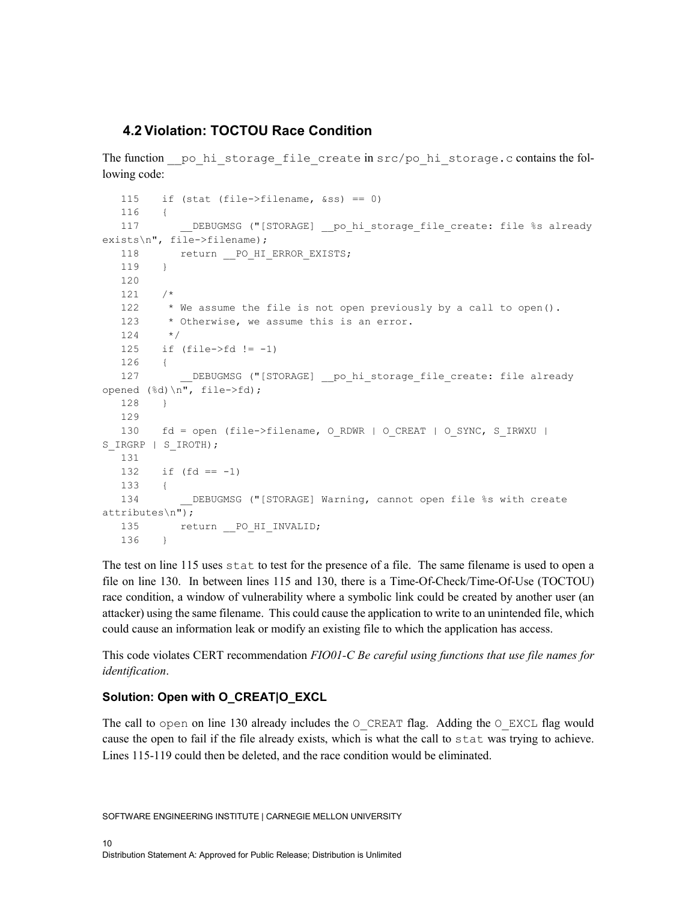## 4.2 Violation: TOCTOU Race Condition

The function `__po_hi_storage_file_create` in `src/po_hi_storage.c` contains the following code:

```
   115    if (stat (file->filename, &ss) == 0)
   116    {
   117       __DEBUGMSG ("[STORAGE] __po_hi_storage_file_create: file %s already
exists\n", file->filename);
   118       return __PO_HI_ERROR_EXISTS;
   119    }
   120
   121    /*
   122     * We assume the file is not open previously by a call to open().
   123     * Otherwise, we assume this is an error.
   124     */
   125    if (file->fd != -1)
   126    {
   127       __DEBUGMSG ("[STORAGE] __po_hi_storage_file_create: file already
opened (%d)\n", file->fd);
   128    }
   129
   130    fd = open (file->filename, O_RDWR | O_CREAT | O_SYNC, S_IRWXU |
S_IRGRP | S_IROTH);
   131
   132    if (fd == -1)
   133    {
   134       __DEBUGMSG ("[STORAGE] Warning, cannot open file %s with create
attributes\n");
   135       return __PO_HI_INVALID;
   136    }
```

The test on line 115 uses `stat` to test for the presence of a file. The same filename is used to open a file on line 130. In between lines 115 and 130, there is a Time-Of-Check/Time-Of-Use (TOCTOU) race condition, a window of vulnerability where a symbolic link could be created by another user (an attacker) using the same filename. This could cause the application to write to an unintended file, which could cause an information leak or modify an existing file to which the application has access.

This code violates CERT recommendation *FIO01-C Be careful using functions that use file names for identification*.

### Solution: Open with O_CREAT|O_EXCL

The call to `open` on line 130 already includes the `O_CREAT` flag. Adding the `O_EXCL` flag would cause the open to fail if the file already exists, which is what the call to `stat` was trying to achieve. Lines 115-119 could then be deleted, and the race condition would be eliminated.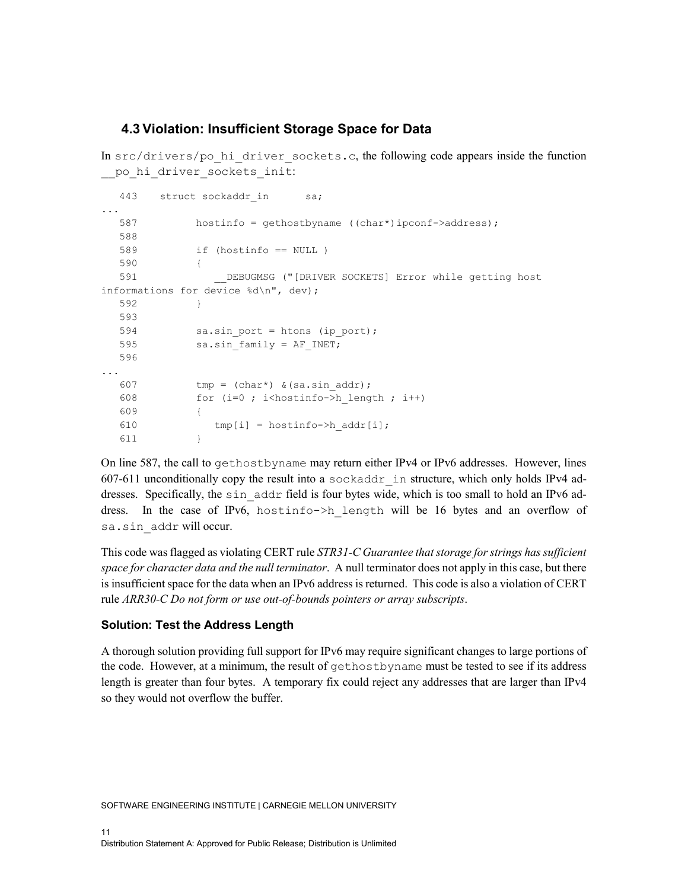## 4.3 Violation: Insufficient Storage Space for Data

In `src/drivers/po_hi_driver_sockets.c`, the following code appears inside the function `__po_hi_driver_sockets_init`:

```
   443    struct sockaddr_in      sa;
...
   587         hostinfo = gethostbyname ((char*)ipconf->address);
   588
   589         if (hostinfo == NULL )
   590         {
   591            __DEBUGMSG ("[DRIVER SOCKETS] Error while getting host
informations for device %d\n", dev);
   592         }
   593
   594         sa.sin_port = htons (ip_port);
   595         sa.sin_family = AF_INET;
   596
...
   607         tmp = (char*) &(sa.sin_addr);
   608         for (i=0 ; i<hostinfo->h_length ; i++)
   609         {
   610            tmp[i] = hostinfo->h_addr[i];
   611         }
```

On line 587, the call to `gethostbyname` may return either IPv4 or IPv6 addresses. However, lines 607-611 unconditionally copy the result into a `sockaddr_in` structure, which only holds IPv4 addresses. Specifically, the `sin_addr` field is four bytes wide, which is too small to hold an IPv6 address. In the case of IPv6, `hostinfo->h_length` will be 16 bytes and an overflow of `sa.sin_addr` will occur.

This code was flagged as violating CERT rule *STR31-C Guarantee that storage for strings has sufficient space for character data and the null terminator*. A null terminator does not apply in this case, but there is insufficient space for the data when an IPv6 address is returned. This code is also a violation of CERT rule *ARR30-C Do not form or use out-of-bounds pointers or array subscripts*.

### Solution: Test the Address Length

A thorough solution providing full support for IPv6 may require significant changes to large portions of the code. However, at a minimum, the result of `gethostbyname` must be tested to see if its address length is greater than four bytes. A temporary fix could reject any addresses that are larger than IPv4 so they would not overflow the buffer.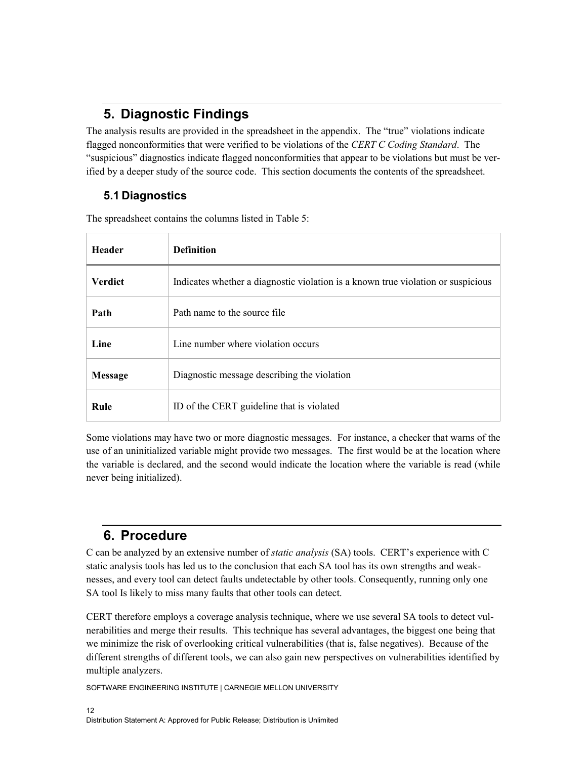## 5. Diagnostic Findings

The analysis results are provided in the spreadsheet in the appendix. The "true" violations indicate flagged nonconformities that were verified to be violations of the *CERT C Coding Standard*. The "suspicious" diagnostics indicate flagged nonconformities that appear to be violations but must be verified by a deeper study of the source code. This section documents the contents of the spreadsheet.

### 5.1 Diagnostics

The spreadsheet contains the columns listed in Table 5:

| Header | Definition |
|---|---|
| **Verdict** | Indicates whether a diagnostic violation is a known true violation or suspicious |
| **Path** | Path name to the source file |
| **Line** | Line number where violation occurs |
| **Message** | Diagnostic message describing the violation |
| **Rule** | ID of the CERT guideline that is violated |

Some violations may have two or more diagnostic messages. For instance, a checker that warns of the use of an uninitialized variable might provide two messages. The first would be at the location where the variable is declared, and the second would indicate the location where the variable is read (while never being initialized).

## 6. Procedure

C can be analyzed by an extensive number of *static analysis* (SA) tools. CERT's experience with C static analysis tools has led us to the conclusion that each SA tool has its own strengths and weaknesses, and every tool can detect faults undetectable by other tools. Consequently, running only one SA tool Is likely to miss many faults that other tools can detect.

CERT therefore employs a coverage analysis technique, where we use several SA tools to detect vulnerabilities and merge their results. This technique has several advantages, the biggest one being that we minimize the risk of overlooking critical vulnerabilities (that is, false negatives). Because of the different strengths of different tools, we can also gain new perspectives on vulnerabilities identified by multiple analyzers.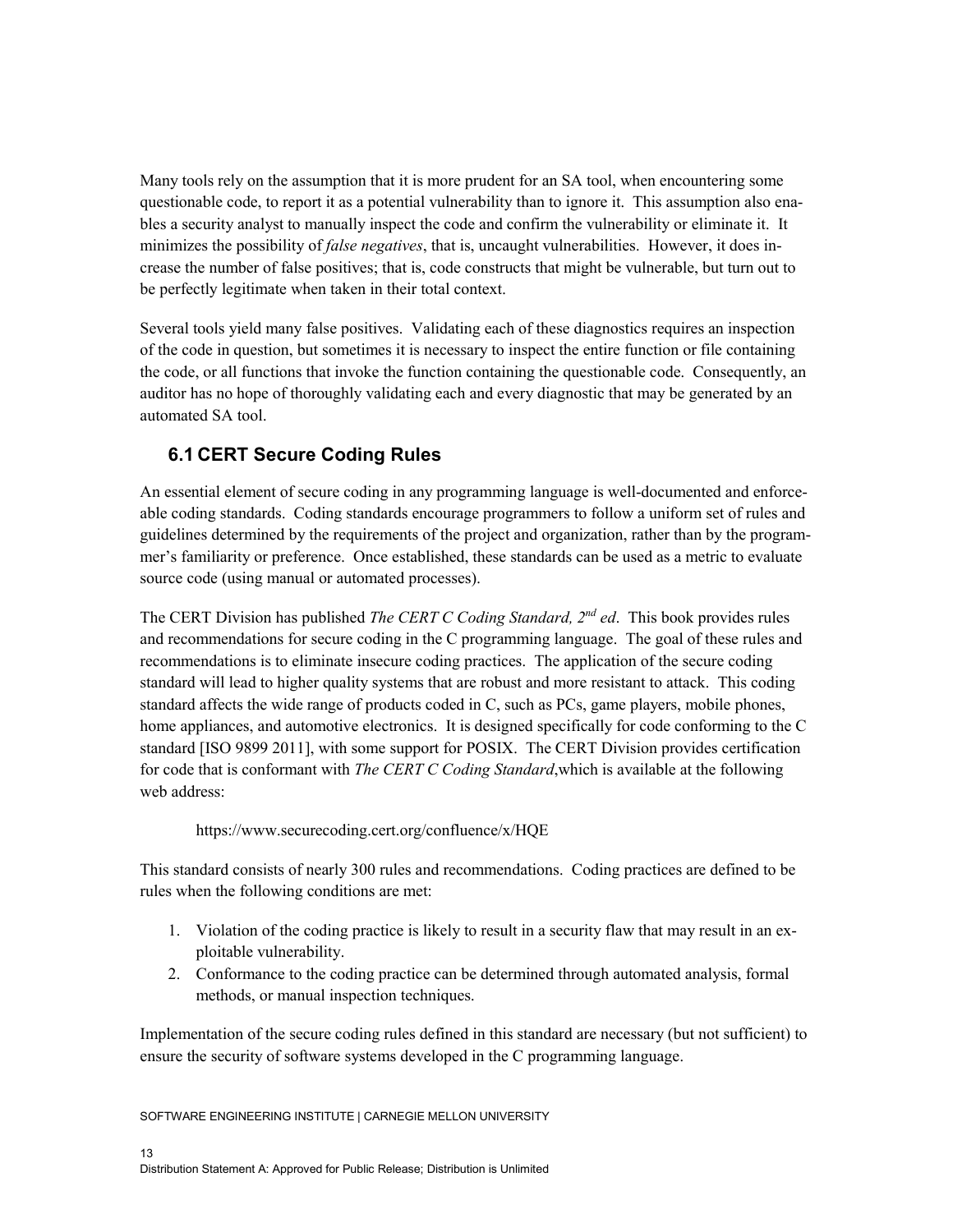Many tools rely on the assumption that it is more prudent for an SA tool, when encountering some questionable code, to report it as a potential vulnerability than to ignore it. This assumption also enables a security analyst to manually inspect the code and confirm the vulnerability or eliminate it. It minimizes the possibility of *false negatives*, that is, uncaught vulnerabilities. However, it does increase the number of false positives; that is, code constructs that might be vulnerable, but turn out to be perfectly legitimate when taken in their total context.

Several tools yield many false positives. Validating each of these diagnostics requires an inspection of the code in question, but sometimes it is necessary to inspect the entire function or file containing the code, or all functions that invoke the function containing the questionable code. Consequently, an auditor has no hope of thoroughly validating each and every diagnostic that may be generated by an automated SA tool.

## 6.1 CERT Secure Coding Rules

An essential element of secure coding in any programming language is well-documented and enforceable coding standards. Coding standards encourage programmers to follow a uniform set of rules and guidelines determined by the requirements of the project and organization, rather than by the programmer's familiarity or preference. Once established, these standards can be used as a metric to evaluate source code (using manual or automated processes).

The CERT Division has published *The CERT C Coding Standard, 2nd ed*. This book provides rules and recommendations for secure coding in the C programming language. The goal of these rules and recommendations is to eliminate insecure coding practices. The application of the secure coding standard will lead to higher quality systems that are robust and more resistant to attack. This coding standard affects the wide range of products coded in C, such as PCs, game players, mobile phones, home appliances, and automotive electronics. It is designed specifically for code conforming to the C standard [ISO 9899 2011], with some support for POSIX. The CERT Division provides certification for code that is conformant with *The CERT C Coding Standard*,which is available at the following web address:

https://www.securecoding.cert.org/confluence/x/HQE

This standard consists of nearly 300 rules and recommendations. Coding practices are defined to be rules when the following conditions are met:

1. Violation of the coding practice is likely to result in a security flaw that may result in an exploitable vulnerability.
2. Conformance to the coding practice can be determined through automated analysis, formal methods, or manual inspection techniques.

Implementation of the secure coding rules defined in this standard are necessary (but not sufficient) to ensure the security of software systems developed in the C programming language.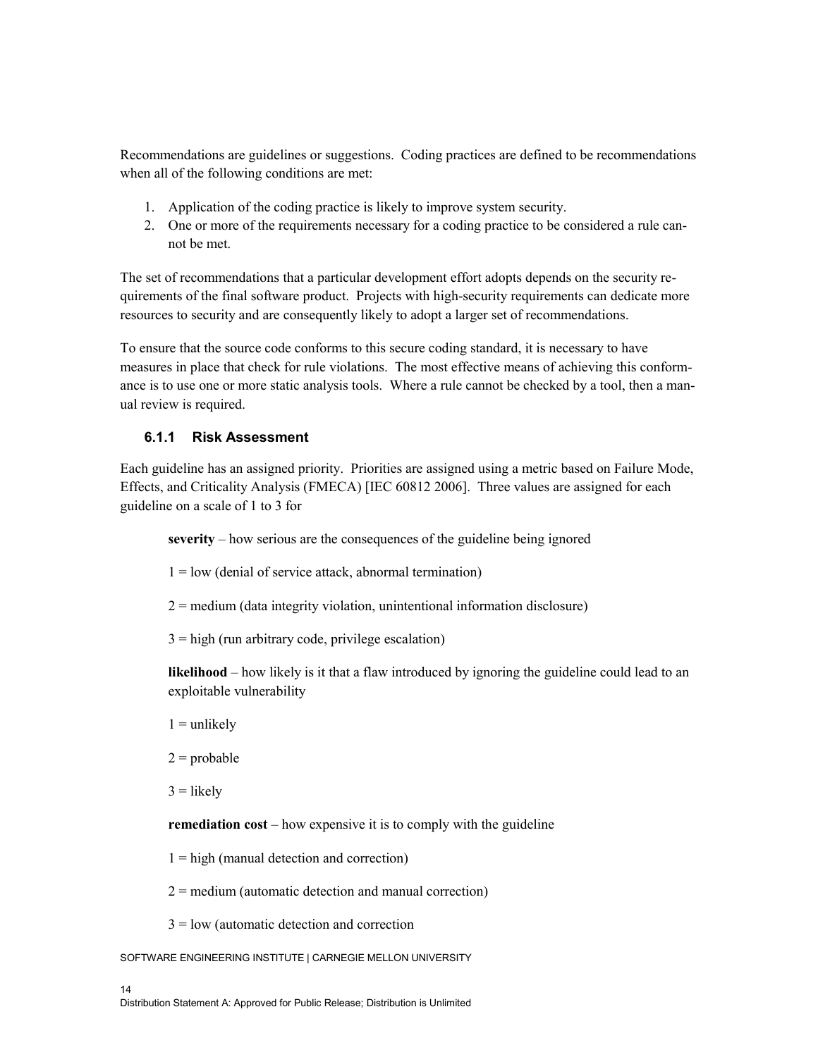Recommendations are guidelines or suggestions. Coding practices are defined to be recommendations when all of the following conditions are met:

1. Application of the coding practice is likely to improve system security.
2. One or more of the requirements necessary for a coding practice to be considered a rule cannot be met.

The set of recommendations that a particular development effort adopts depends on the security requirements of the final software product. Projects with high-security requirements can dedicate more resources to security and are consequently likely to adopt a larger set of recommendations.

To ensure that the source code conforms to this secure coding standard, it is necessary to have measures in place that check for rule violations. The most effective means of achieving this conformance is to use one or more static analysis tools. Where a rule cannot be checked by a tool, then a manual review is required.

### 6.1.1 Risk Assessment

Each guideline has an assigned priority. Priorities are assigned using a metric based on Failure Mode, Effects, and Criticality Analysis (FMECA) [IEC 60812 2006]. Three values are assigned for each guideline on a scale of 1 to 3 for

**severity** – how serious are the consequences of the guideline being ignored

1 = low (denial of service attack, abnormal termination)

2 = medium (data integrity violation, unintentional information disclosure)

3 = high (run arbitrary code, privilege escalation)

**likelihood** – how likely is it that a flaw introduced by ignoring the guideline could lead to an exploitable vulnerability

1 = unlikely

2 = probable

3 = likely

**remediation cost** – how expensive it is to comply with the guideline

1 = high (manual detection and correction)

2 = medium (automatic detection and manual correction)

3 = low (automatic detection and correction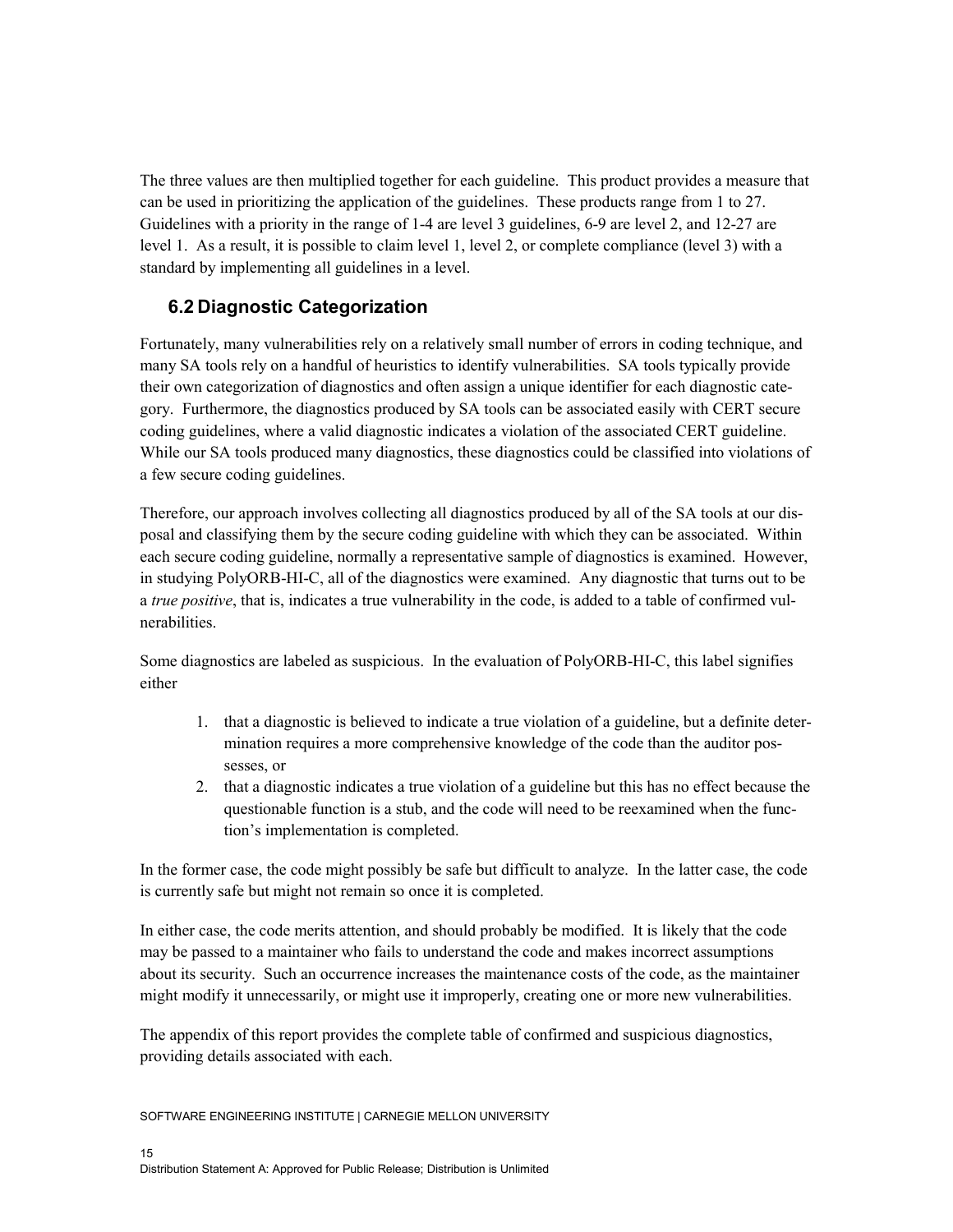The three values are then multiplied together for each guideline. This product provides a measure that can be used in prioritizing the application of the guidelines. These products range from 1 to 27. Guidelines with a priority in the range of 1-4 are level 3 guidelines, 6-9 are level 2, and 12-27 are level 1. As a result, it is possible to claim level 1, level 2, or complete compliance (level 3) with a standard by implementing all guidelines in a level.

## 6.2 Diagnostic Categorization

Fortunately, many vulnerabilities rely on a relatively small number of errors in coding technique, and many SA tools rely on a handful of heuristics to identify vulnerabilities. SA tools typically provide their own categorization of diagnostics and often assign a unique identifier for each diagnostic category. Furthermore, the diagnostics produced by SA tools can be associated easily with CERT secure coding guidelines, where a valid diagnostic indicates a violation of the associated CERT guideline. While our SA tools produced many diagnostics, these diagnostics could be classified into violations of a few secure coding guidelines.

Therefore, our approach involves collecting all diagnostics produced by all of the SA tools at our disposal and classifying them by the secure coding guideline with which they can be associated. Within each secure coding guideline, normally a representative sample of diagnostics is examined. However, in studying PolyORB-HI-C, all of the diagnostics were examined. Any diagnostic that turns out to be a *true positive*, that is, indicates a true vulnerability in the code, is added to a table of confirmed vulnerabilities.

Some diagnostics are labeled as suspicious. In the evaluation of PolyORB-HI-C, this label signifies either

1. that a diagnostic is believed to indicate a true violation of a guideline, but a definite determination requires a more comprehensive knowledge of the code than the auditor possesses, or
2. that a diagnostic indicates a true violation of a guideline but this has no effect because the questionable function is a stub, and the code will need to be reexamined when the function's implementation is completed.

In the former case, the code might possibly be safe but difficult to analyze. In the latter case, the code is currently safe but might not remain so once it is completed.

In either case, the code merits attention, and should probably be modified. It is likely that the code may be passed to a maintainer who fails to understand the code and makes incorrect assumptions about its security. Such an occurrence increases the maintenance costs of the code, as the maintainer might modify it unnecessarily, or might use it improperly, creating one or more new vulnerabilities.

The appendix of this report provides the complete table of confirmed and suspicious diagnostics, providing details associated with each.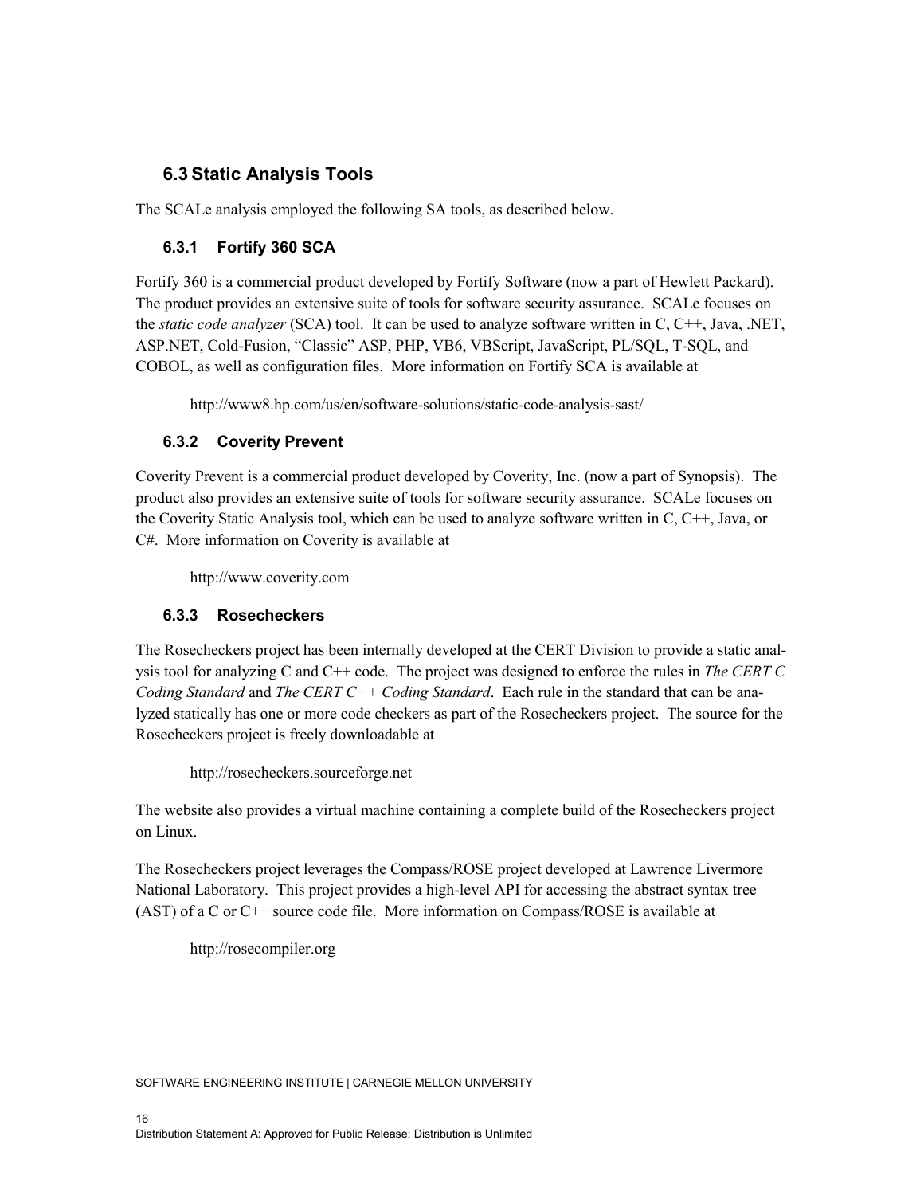## 6.3 Static Analysis Tools

The SCALe analysis employed the following SA tools, as described below.

### 6.3.1 Fortify 360 SCA

Fortify 360 is a commercial product developed by Fortify Software (now a part of Hewlett Packard). The product provides an extensive suite of tools for software security assurance. SCALe focuses on the *static code analyzer* (SCA) tool. It can be used to analyze software written in C, C++, Java, .NET, ASP.NET, Cold-Fusion, "Classic" ASP, PHP, VB6, VBScript, JavaScript, PL/SQL, T-SQL, and COBOL, as well as configuration files. More information on Fortify SCA is available at

http://www8.hp.com/us/en/software-solutions/static-code-analysis-sast/

### 6.3.2 Coverity Prevent

Coverity Prevent is a commercial product developed by Coverity, Inc. (now a part of Synopsis). The product also provides an extensive suite of tools for software security assurance. SCALe focuses on the Coverity Static Analysis tool, which can be used to analyze software written in C, C++, Java, or C#. More information on Coverity is available at

http://www.coverity.com

### 6.3.3 Rosecheckers

The Rosecheckers project has been internally developed at the CERT Division to provide a static analysis tool for analyzing C and C++ code. The project was designed to enforce the rules in *The CERT C Coding Standard* and *The CERT C++ Coding Standard*. Each rule in the standard that can be analyzed statically has one or more code checkers as part of the Rosecheckers project. The source for the Rosecheckers project is freely downloadable at

http://rosecheckers.sourceforge.net

The website also provides a virtual machine containing a complete build of the Rosecheckers project on Linux.

The Rosecheckers project leverages the Compass/ROSE project developed at Lawrence Livermore National Laboratory. This project provides a high-level API for accessing the abstract syntax tree (AST) of a C or C++ source code file. More information on Compass/ROSE is available at

http://rosecompiler.org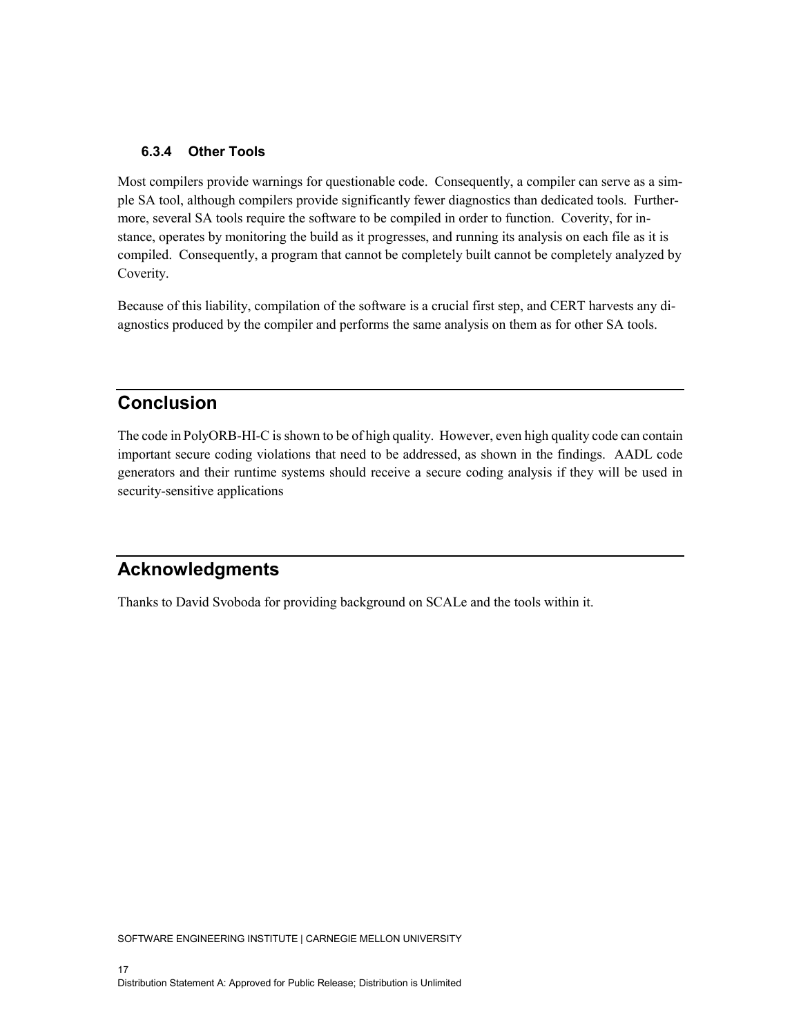### 6.3.4 Other Tools

Most compilers provide warnings for questionable code. Consequently, a compiler can serve as a simple SA tool, although compilers provide significantly fewer diagnostics than dedicated tools. Furthermore, several SA tools require the software to be compiled in order to function. Coverity, for instance, operates by monitoring the build as it progresses, and running its analysis on each file as it is compiled. Consequently, a program that cannot be completely built cannot be completely analyzed by Coverity.

Because of this liability, compilation of the software is a crucial first step, and CERT harvests any diagnostics produced by the compiler and performs the same analysis on them as for other SA tools.

# Conclusion

The code in PolyORB-HI-C is shown to be of high quality. However, even high quality code can contain important secure coding violations that need to be addressed, as shown in the findings. AADL code generators and their runtime systems should receive a secure coding analysis if they will be used in security-sensitive applications

# Acknowledgments

Thanks to David Svoboda for providing background on SCALe and the tools within it.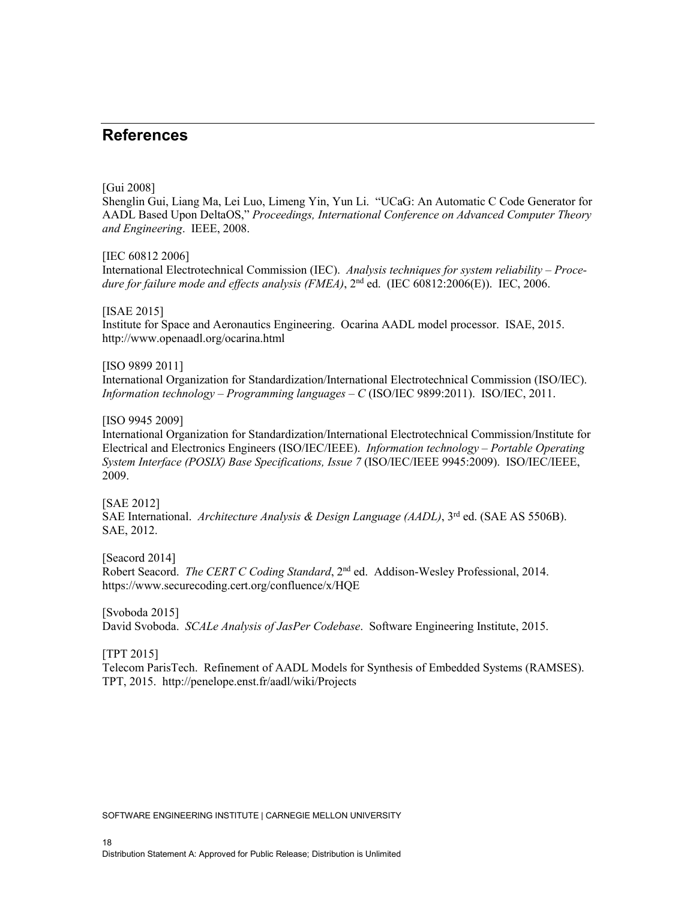## References

[Gui 2008]
Shenglin Gui, Liang Ma, Lei Luo, Limeng Yin, Yun Li. "UCaG: An Automatic C Code Generator for AADL Based Upon DeltaOS," *Proceedings, International Conference on Advanced Computer Theory and Engineering*. IEEE, 2008.

[IEC 60812 2006]
International Electrotechnical Commission (IEC). *Analysis techniques for system reliability – Procedure for failure mode and effects analysis (FMEA)*, 2nd ed. (IEC 60812:2006(E)). IEC, 2006.

[ISAE 2015]
Institute for Space and Aeronautics Engineering. Ocarina AADL model processor. ISAE, 2015. http://www.openaadl.org/ocarina.html

[ISO 9899 2011]
International Organization for Standardization/International Electrotechnical Commission (ISO/IEC). *Information technology – Programming languages – C* (ISO/IEC 9899:2011). ISO/IEC, 2011.

[ISO 9945 2009]
International Organization for Standardization/International Electrotechnical Commission/Institute for Electrical and Electronics Engineers (ISO/IEC/IEEE). *Information technology – Portable Operating System Interface (POSIX) Base Specifications, Issue 7* (ISO/IEC/IEEE 9945:2009). ISO/IEC/IEEE, 2009.

[SAE 2012]
SAE International. *Architecture Analysis & Design Language (AADL)*, 3rd ed. (SAE AS 5506B). SAE, 2012.

[Seacord 2014]
Robert Seacord. *The CERT C Coding Standard*, 2nd ed. Addison-Wesley Professional, 2014. https://www.securecoding.cert.org/confluence/x/HQE

[Svoboda 2015]
David Svoboda. *SCALe Analysis of JasPer Codebase*. Software Engineering Institute, 2015.

[TPT 2015]
Telecom ParisTech. Refinement of AADL Models for Synthesis of Embedded Systems (RAMSES). TPT, 2015. http://penelope.enst.fr/aadl/wiki/Projects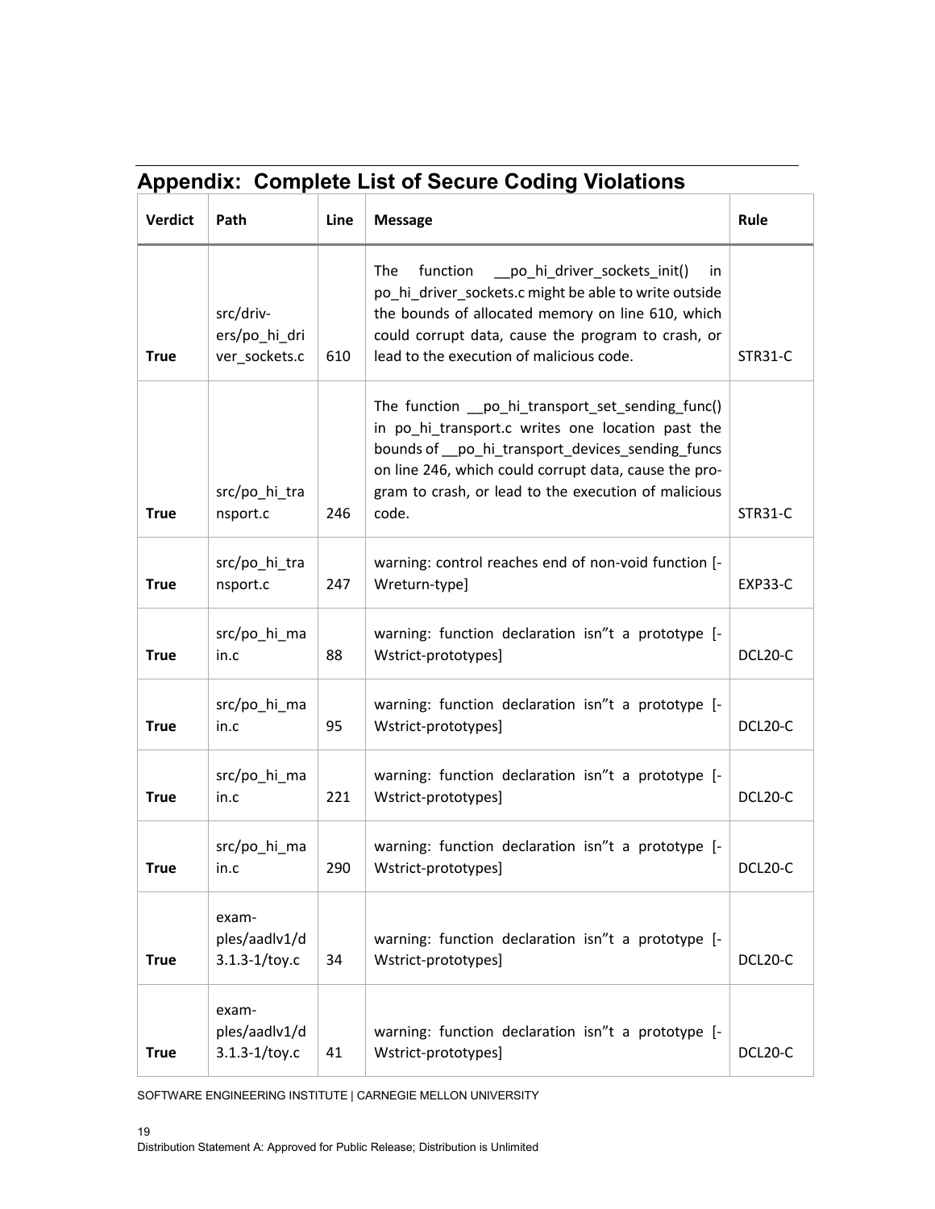## Appendix: Complete List of Secure Coding Violations

| Verdict | Path | Line | Message | Rule |
|---|---|---|---|---|
| **True** | src/drivers/po_hi_driver_sockets.c | 610 | The function __po_hi_driver_sockets_init() in po_hi_driver_sockets.c might be able to write outside the bounds of allocated memory on line 610, which could corrupt data, cause the program to crash, or lead to the execution of malicious code. | STR31-C |
| **True** | src/po_hi_transport.c | 246 | The function __po_hi_transport_set_sending_func() in po_hi_transport.c writes one location past the bounds of __po_hi_transport_devices_sending_funcs on line 246, which could corrupt data, cause the program to crash, or lead to the execution of malicious code. | STR31-C |
| **True** | src/po_hi_transport.c | 247 | warning: control reaches end of non-void function [-Wreturn-type] | EXP33-C |
| **True** | src/po_hi_main.c | 88 | warning: function declaration isn"t a prototype [-Wstrict-prototypes] | DCL20-C |
| **True** | src/po_hi_main.c | 95 | warning: function declaration isn"t a prototype [-Wstrict-prototypes] | DCL20-C |
| **True** | src/po_hi_main.c | 221 | warning: function declaration isn"t a prototype [-Wstrict-prototypes] | DCL20-C |
| **True** | src/po_hi_main.c | 290 | warning: function declaration isn"t a prototype [-Wstrict-prototypes] | DCL20-C |
| **True** | examples/aadlv1/d3.1.3-1/toy.c | 34 | warning: function declaration isn"t a prototype [-Wstrict-prototypes] | DCL20-C |
| **True** | examples/aadlv1/d3.1.3-1/toy.c | 41 | warning: function declaration isn"t a prototype [-Wstrict-prototypes] | DCL20-C |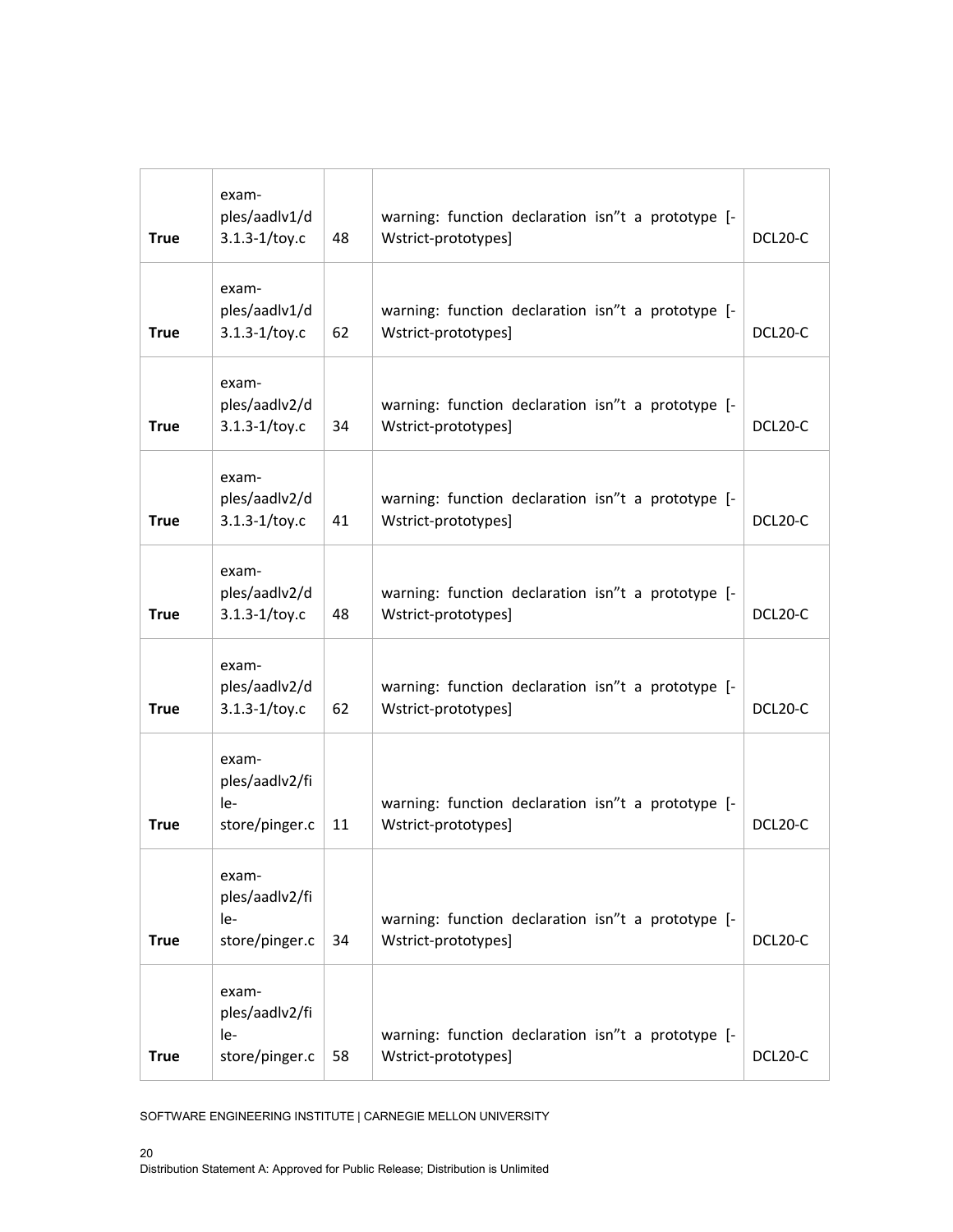| | | | | |
|---|---|---|---|---|
| **True** | examples/aadlv1/d3.1.3-1/toy.c | 48 | warning: function declaration isn"t a prototype [-Wstrict-prototypes] | DCL20-C |
| **True** | examples/aadlv1/d3.1.3-1/toy.c | 62 | warning: function declaration isn"t a prototype [-Wstrict-prototypes] | DCL20-C |
| **True** | examples/aadlv2/d3.1.3-1/toy.c | 34 | warning: function declaration isn"t a prototype [-Wstrict-prototypes] | DCL20-C |
| **True** | examples/aadlv2/d3.1.3-1/toy.c | 41 | warning: function declaration isn"t a prototype [-Wstrict-prototypes] | DCL20-C |
| **True** | examples/aadlv2/d3.1.3-1/toy.c | 48 | warning: function declaration isn"t a prototype [-Wstrict-prototypes] | DCL20-C |
| **True** | examples/aadlv2/d3.1.3-1/toy.c | 62 | warning: function declaration isn"t a prototype [-Wstrict-prototypes] | DCL20-C |
| **True** | examples/aadlv2/file-store/pinger.c | 11 | warning: function declaration isn"t a prototype [-Wstrict-prototypes] | DCL20-C |
| **True** | examples/aadlv2/file-store/pinger.c | 34 | warning: function declaration isn"t a prototype [-Wstrict-prototypes] | DCL20-C |
| **True** | examples/aadlv2/file-store/pinger.c | 58 | warning: function declaration isn"t a prototype [-Wstrict-prototypes] | DCL20-C |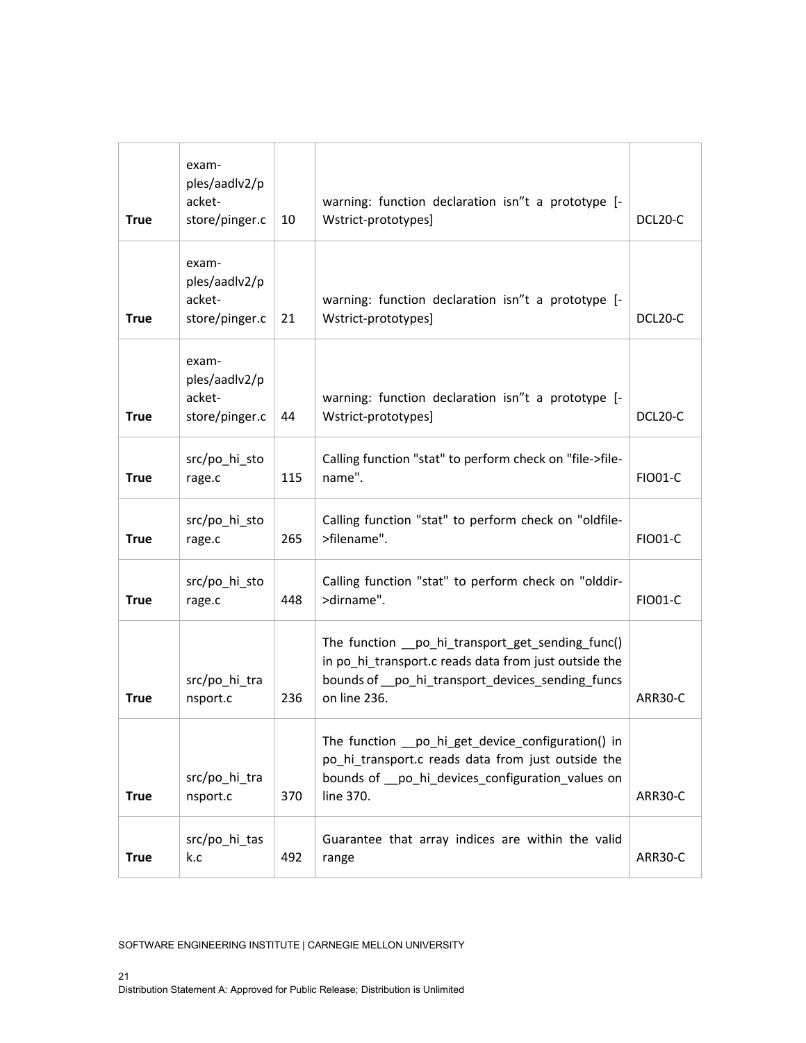| | | | | |
|---|---|---|---|---|
| **True** | examples/aadlv2/packet-store/pinger.c | 10 | warning: function declaration isn"t a prototype [-Wstrict-prototypes] | DCL20-C |
| **True** | examples/aadlv2/packet-store/pinger.c | 21 | warning: function declaration isn"t a prototype [-Wstrict-prototypes] | DCL20-C |
| **True** | examples/aadlv2/packet-store/pinger.c | 44 | warning: function declaration isn"t a prototype [-Wstrict-prototypes] | DCL20-C |
| **True** | src/po_hi_storage.c | 115 | Calling function "stat" to perform check on "file->filename". | FIO01-C |
| **True** | src/po_hi_storage.c | 265 | Calling function "stat" to perform check on "oldfile->filename". | FIO01-C |
| **True** | src/po_hi_storage.c | 448 | Calling function "stat" to perform check on "olddir->dirname". | FIO01-C |
| **True** | src/po_hi_transport.c | 236 | The function __po_hi_transport_get_sending_func() in po_hi_transport.c reads data from just outside the bounds of __po_hi_transport_devices_sending_funcs on line 236. | ARR30-C |
| **True** | src/po_hi_transport.c | 370 | The function __po_hi_get_device_configuration() in po_hi_transport.c reads data from just outside the bounds of __po_hi_devices_configuration_values on line 370. | ARR30-C |
| **True** | src/po_hi_task.c | 492 | Guarantee that array indices are within the valid range | ARR30-C |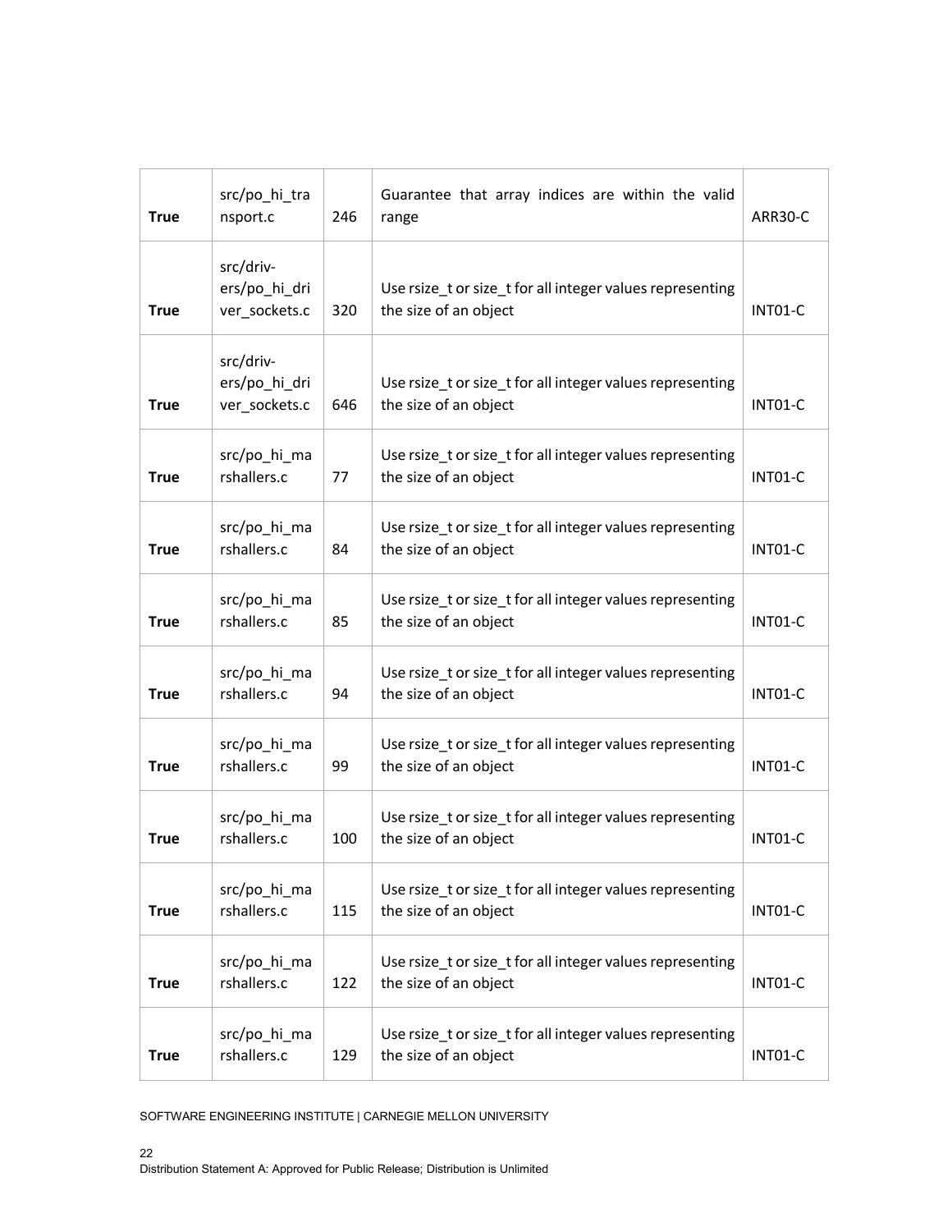| True | src/po_hi_transport.c | 246 | Guarantee that array indices are within the valid range | ARR30-C |
|---|---|---|---|---|
| True | src/drivers/po_hi_driver_sockets.c | 320 | Use rsize_t or size_t for all integer values representing the size of an object | INT01-C |
| True | src/drivers/po_hi_driver_sockets.c | 646 | Use rsize_t or size_t for all integer values representing the size of an object | INT01-C |
| True | src/po_hi_marshallers.c | 77 | Use rsize_t or size_t for all integer values representing the size of an object | INT01-C |
| True | src/po_hi_marshallers.c | 84 | Use rsize_t or size_t for all integer values representing the size of an object | INT01-C |
| True | src/po_hi_marshallers.c | 85 | Use rsize_t or size_t for all integer values representing the size of an object | INT01-C |
| True | src/po_hi_marshallers.c | 94 | Use rsize_t or size_t for all integer values representing the size of an object | INT01-C |
| True | src/po_hi_marshallers.c | 99 | Use rsize_t or size_t for all integer values representing the size of an object | INT01-C |
| True | src/po_hi_marshallers.c | 100 | Use rsize_t or size_t for all integer values representing the size of an object | INT01-C |
| True | src/po_hi_marshallers.c | 115 | Use rsize_t or size_t for all integer values representing the size of an object | INT01-C |
| True | src/po_hi_marshallers.c | 122 | Use rsize_t or size_t for all integer values representing the size of an object | INT01-C |
| True | src/po_hi_marshallers.c | 129 | Use rsize_t or size_t for all integer values representing the size of an object | INT01-C |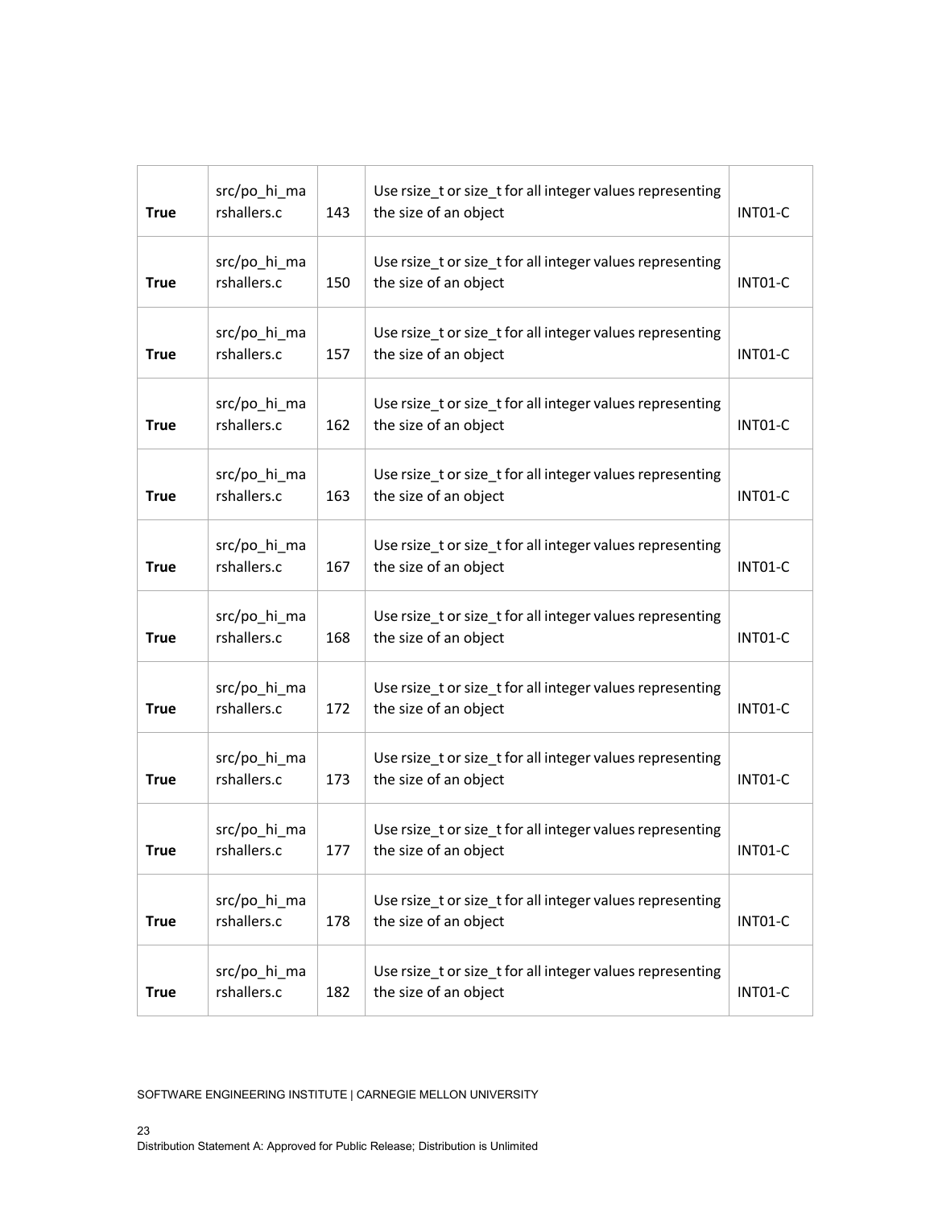| **True** | src/po_hi_marshallers.c | 143 | Use rsize_t or size_t for all integer values representing the size of an object | INT01-C |
|---|---|---|---|---|
| **True** | src/po_hi_marshallers.c | 150 | Use rsize_t or size_t for all integer values representing the size of an object | INT01-C |
| **True** | src/po_hi_marshallers.c | 157 | Use rsize_t or size_t for all integer values representing the size of an object | INT01-C |
| **True** | src/po_hi_marshallers.c | 162 | Use rsize_t or size_t for all integer values representing the size of an object | INT01-C |
| **True** | src/po_hi_marshallers.c | 163 | Use rsize_t or size_t for all integer values representing the size of an object | INT01-C |
| **True** | src/po_hi_marshallers.c | 167 | Use rsize_t or size_t for all integer values representing the size of an object | INT01-C |
| **True** | src/po_hi_marshallers.c | 168 | Use rsize_t or size_t for all integer values representing the size of an object | INT01-C |
| **True** | src/po_hi_marshallers.c | 172 | Use rsize_t or size_t for all integer values representing the size of an object | INT01-C |
| **True** | src/po_hi_marshallers.c | 173 | Use rsize_t or size_t for all integer values representing the size of an object | INT01-C |
| **True** | src/po_hi_marshallers.c | 177 | Use rsize_t or size_t for all integer values representing the size of an object | INT01-C |
| **True** | src/po_hi_marshallers.c | 178 | Use rsize_t or size_t for all integer values representing the size of an object | INT01-C |
| **True** | src/po_hi_marshallers.c | 182 | Use rsize_t or size_t for all integer values representing the size of an object | INT01-C |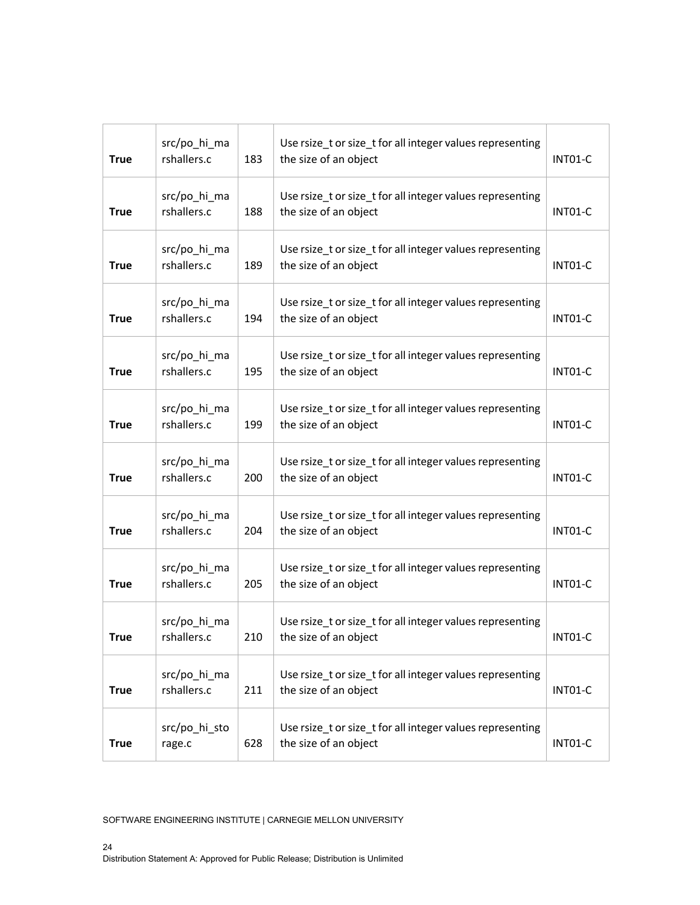| **True** | src/po_hi_marshallers.c | 183 | Use rsize_t or size_t for all integer values representing the size of an object | INT01-C |
|---|---|---|---|---|
| **True** | src/po_hi_marshallers.c | 188 | Use rsize_t or size_t for all integer values representing the size of an object | INT01-C |
| **True** | src/po_hi_marshallers.c | 189 | Use rsize_t or size_t for all integer values representing the size of an object | INT01-C |
| **True** | src/po_hi_marshallers.c | 194 | Use rsize_t or size_t for all integer values representing the size of an object | INT01-C |
| **True** | src/po_hi_marshallers.c | 195 | Use rsize_t or size_t for all integer values representing the size of an object | INT01-C |
| **True** | src/po_hi_marshallers.c | 199 | Use rsize_t or size_t for all integer values representing the size of an object | INT01-C |
| **True** | src/po_hi_marshallers.c | 200 | Use rsize_t or size_t for all integer values representing the size of an object | INT01-C |
| **True** | src/po_hi_marshallers.c | 204 | Use rsize_t or size_t for all integer values representing the size of an object | INT01-C |
| **True** | src/po_hi_marshallers.c | 205 | Use rsize_t or size_t for all integer values representing the size of an object | INT01-C |
| **True** | src/po_hi_marshallers.c | 210 | Use rsize_t or size_t for all integer values representing the size of an object | INT01-C |
| **True** | src/po_hi_marshallers.c | 211 | Use rsize_t or size_t for all integer values representing the size of an object | INT01-C |
| **True** | src/po_hi_storage.c | 628 | Use rsize_t or size_t for all integer values representing the size of an object | INT01-C |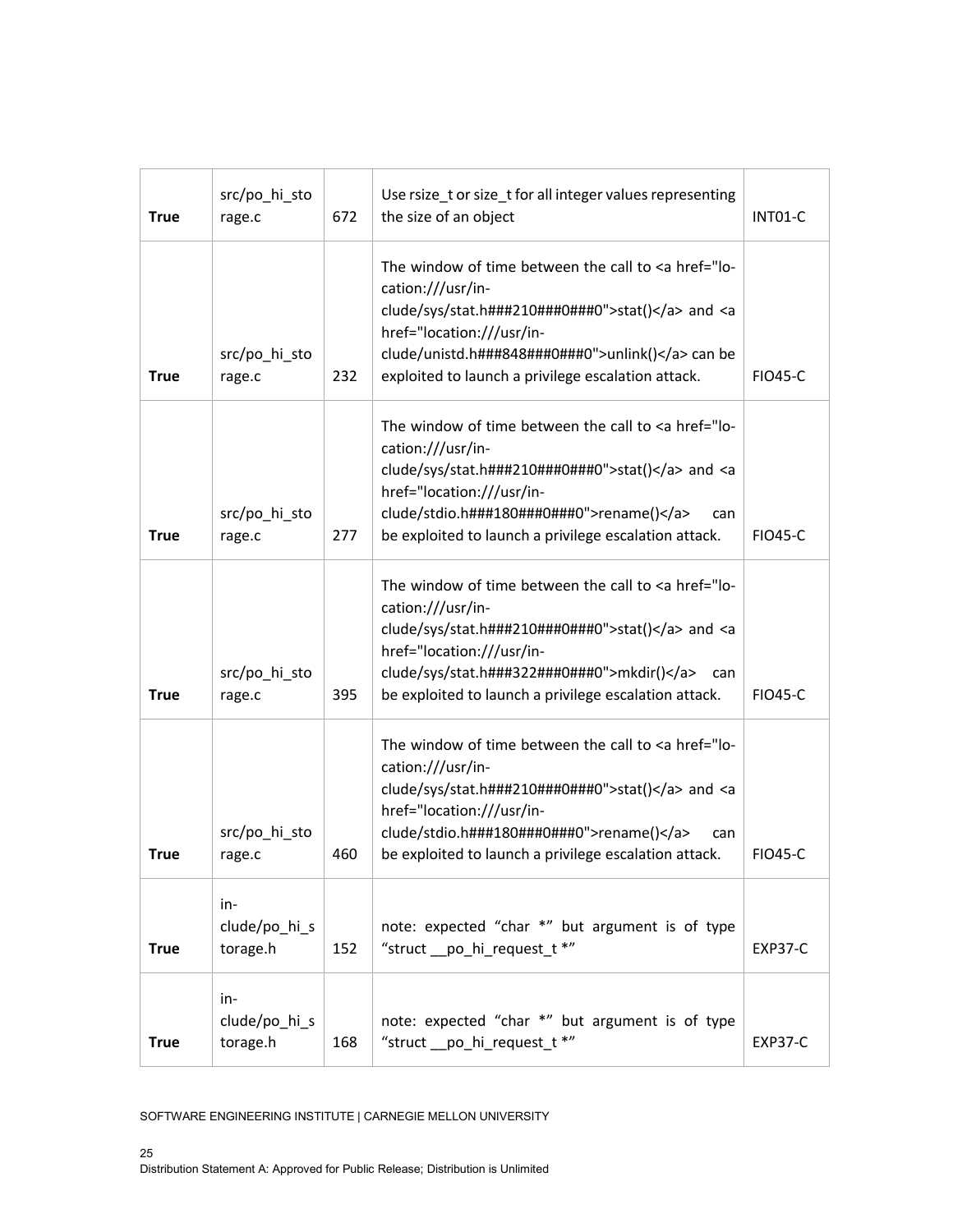| **True** | src/po_hi_storage.c | 672 | Use rsize_t or size_t for all integer values representing the size of an object | INT01-C |
|---|---|---|---|---|
| **True** | src/po_hi_storage.c | 232 | The window of time between the call to <a href="location:///usr/include/sys/stat.h###210###0###0">stat()</a> and <a href="location:///usr/include/unistd.h###848###0###0">unlink()</a> can be exploited to launch a privilege escalation attack. | FIO45-C |
| **True** | src/po_hi_storage.c | 277 | The window of time between the call to <a href="location:///usr/include/sys/stat.h###210###0###0">stat()</a> and <a href="location:///usr/include/stdio.h###180###0###0">rename()</a> can be exploited to launch a privilege escalation attack. | FIO45-C |
| **True** | src/po_hi_storage.c | 395 | The window of time between the call to <a href="location:///usr/include/sys/stat.h###210###0###0">stat()</a> and <a href="location:///usr/include/sys/stat.h###322###0###0">mkdir()</a> can be exploited to launch a privilege escalation attack. | FIO45-C |
| **True** | src/po_hi_storage.c | 460 | The window of time between the call to <a href="location:///usr/include/sys/stat.h###210###0###0">stat()</a> and <a href="location:///usr/include/stdio.h###180###0###0">rename()</a> can be exploited to launch a privilege escalation attack. | FIO45-C |
| **True** | include/po_hi_storage.h | 152 | note: expected “char *” but argument is of type “struct __po_hi_request_t *” | EXP37-C |
| **True** | include/po_hi_storage.h | 168 | note: expected “char *” but argument is of type “struct __po_hi_request_t *” | EXP37-C |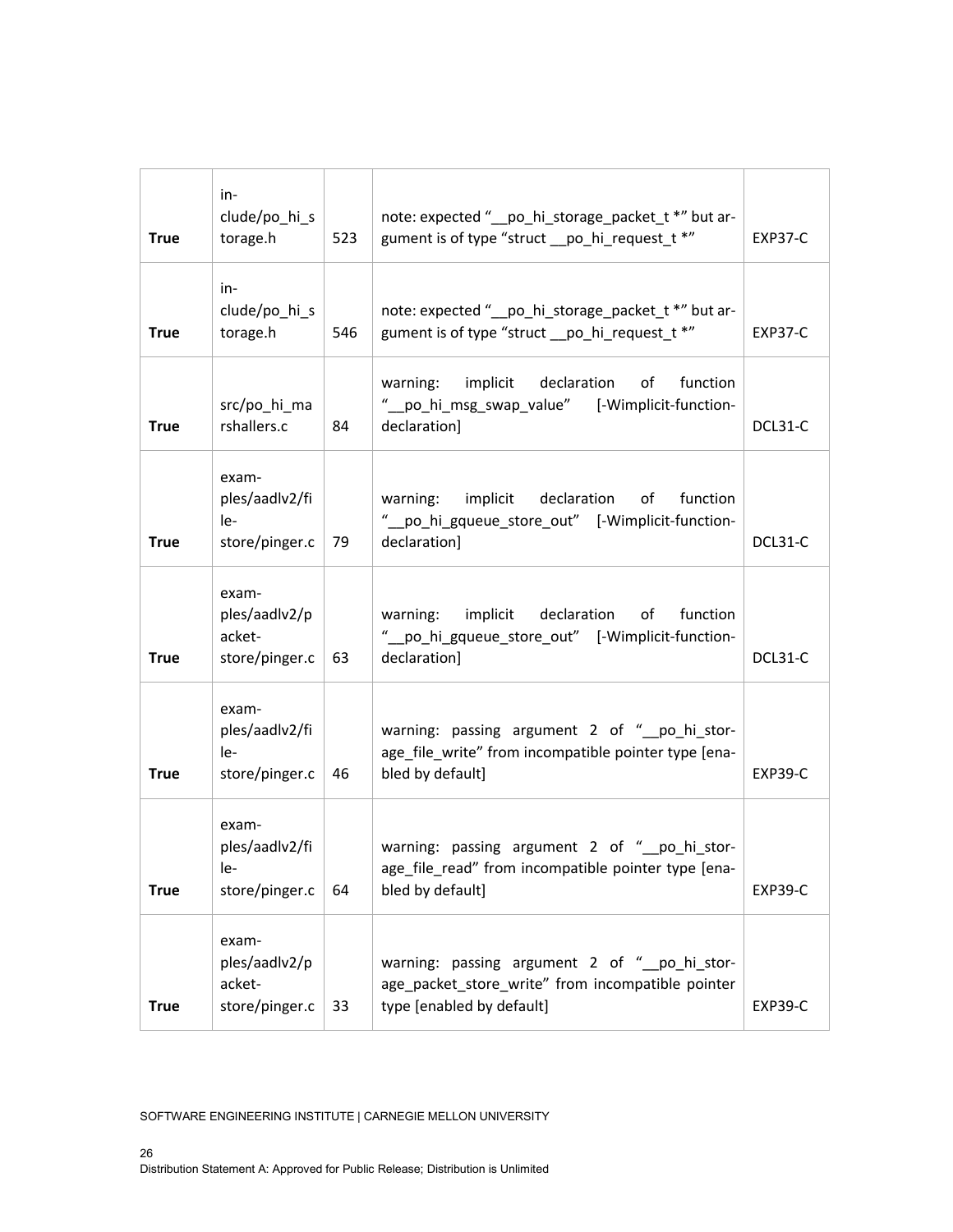| | | | | |
|---|---|---|---|---|
| **True** | include/po_hi_storage.h | 523 | note: expected "__po_hi_storage_packet_t *" but argument is of type "struct __po_hi_request_t *" | EXP37-C |
| **True** | include/po_hi_storage.h | 546 | note: expected "__po_hi_storage_packet_t *" but argument is of type "struct __po_hi_request_t *" | EXP37-C |
| **True** | src/po_hi_marshallers.c | 84 | warning: implicit declaration of function "__po_hi_msg_swap_value" [-Wimplicit-function-declaration] | DCL31-C |
| **True** | examples/aadlv2/file-store/pinger.c | 79 | warning: implicit declaration of function "__po_hi_gqueue_store_out" [-Wimplicit-function-declaration] | DCL31-C |
| **True** | examples/aadlv2/packet-store/pinger.c | 63 | warning: implicit declaration of function "__po_hi_gqueue_store_out" [-Wimplicit-function-declaration] | DCL31-C |
| **True** | examples/aadlv2/file-store/pinger.c | 46 | warning: passing argument 2 of "__po_hi_storage_file_write" from incompatible pointer type [enabled by default] | EXP39-C |
| **True** | examples/aadlv2/file-store/pinger.c | 64 | warning: passing argument 2 of "__po_hi_storage_file_read" from incompatible pointer type [enabled by default] | EXP39-C |
| **True** | examples/aadlv2/packet-store/pinger.c | 33 | warning: passing argument 2 of "__po_hi_storage_packet_store_write" from incompatible pointer type [enabled by default] | EXP39-C |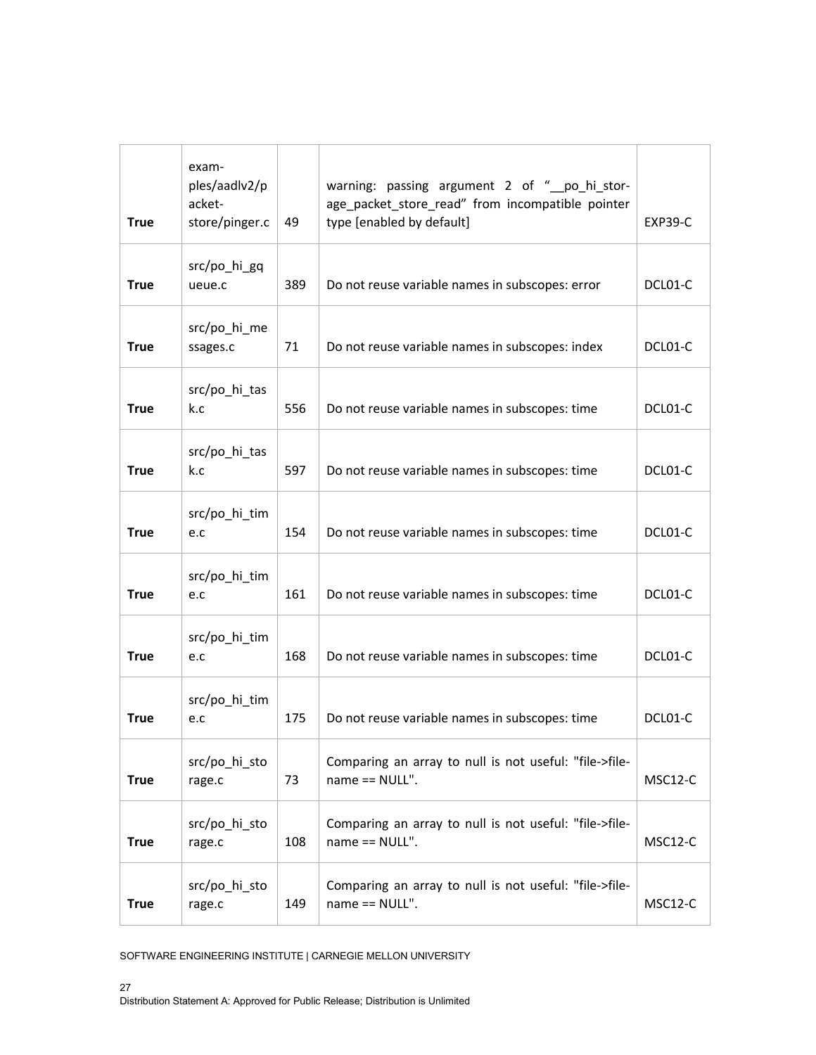| **True** | examples/aadlv2/packet-store/pinger.c | 49 | warning: passing argument 2 of "__po_hi_storage_packet_store_read" from incompatible pointer type [enabled by default] | EXP39-C |
|---|---|---|---|---|
| **True** | src/po_hi_gqueue.c | 389 | Do not reuse variable names in subscopes: error | DCL01-C |
| **True** | src/po_hi_messages.c | 71 | Do not reuse variable names in subscopes: index | DCL01-C |
| **True** | src/po_hi_task.c | 556 | Do not reuse variable names in subscopes: time | DCL01-C |
| **True** | src/po_hi_task.c | 597 | Do not reuse variable names in subscopes: time | DCL01-C |
| **True** | src/po_hi_time.c | 154 | Do not reuse variable names in subscopes: time | DCL01-C |
| **True** | src/po_hi_time.c | 161 | Do not reuse variable names in subscopes: time | DCL01-C |
| **True** | src/po_hi_time.c | 168 | Do not reuse variable names in subscopes: time | DCL01-C |
| **True** | src/po_hi_time.c | 175 | Do not reuse variable names in subscopes: time | DCL01-C |
| **True** | src/po_hi_storage.c | 73 | Comparing an array to null is not useful: "file->filename == NULL". | MSC12-C |
| **True** | src/po_hi_storage.c | 108 | Comparing an array to null is not useful: "file->filename == NULL". | MSC12-C |
| **True** | src/po_hi_storage.c | 149 | Comparing an array to null is not useful: "file->filename == NULL". | MSC12-C |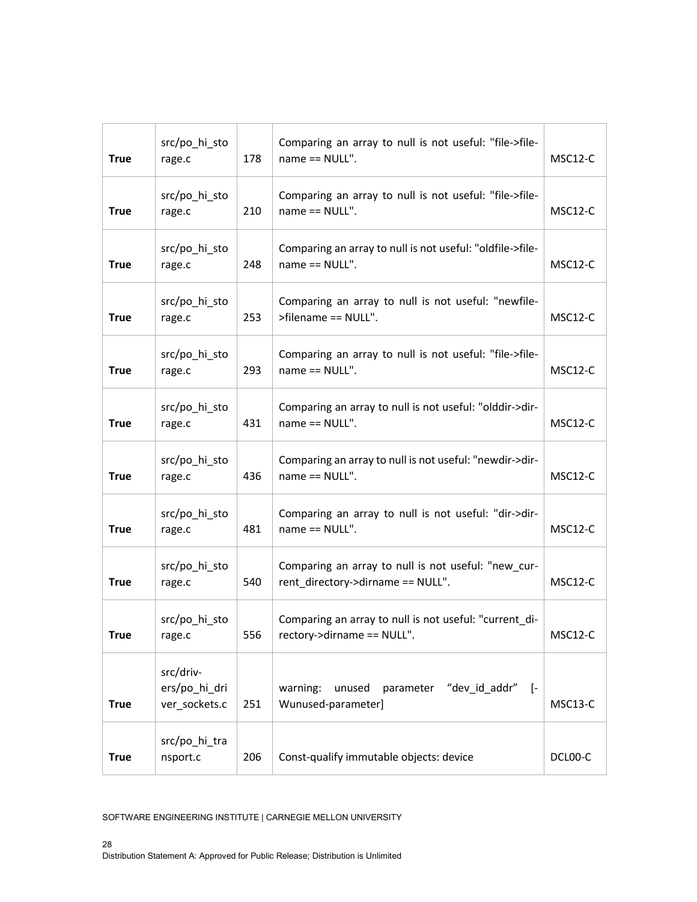| **True** | src/po_hi_storage.c | 178 | Comparing an array to null is not useful: "file->filename == NULL". | MSC12-C |
|---|---|---|---|---|
| **True** | src/po_hi_storage.c | 210 | Comparing an array to null is not useful: "file->filename == NULL". | MSC12-C |
| **True** | src/po_hi_storage.c | 248 | Comparing an array to null is not useful: "oldfile->filename == NULL". | MSC12-C |
| **True** | src/po_hi_storage.c | 253 | Comparing an array to null is not useful: "newfile->filename == NULL". | MSC12-C |
| **True** | src/po_hi_storage.c | 293 | Comparing an array to null is not useful: "file->filename == NULL". | MSC12-C |
| **True** | src/po_hi_storage.c | 431 | Comparing an array to null is not useful: "olddir->dirname == NULL". | MSC12-C |
| **True** | src/po_hi_storage.c | 436 | Comparing an array to null is not useful: "newdir->dirname == NULL". | MSC12-C |
| **True** | src/po_hi_storage.c | 481 | Comparing an array to null is not useful: "dir->dirname == NULL". | MSC12-C |
| **True** | src/po_hi_storage.c | 540 | Comparing an array to null is not useful: "new_current_directory->dirname == NULL". | MSC12-C |
| **True** | src/po_hi_storage.c | 556 | Comparing an array to null is not useful: "current_directory->dirname == NULL". | MSC12-C |
| **True** | src/drivers/po_hi_driver_sockets.c | 251 | warning: unused parameter "dev_id_addr" [-Wunused-parameter] | MSC13-C |
| **True** | src/po_hi_transport.c | 206 | Const-qualify immutable objects: device | DCL00-C |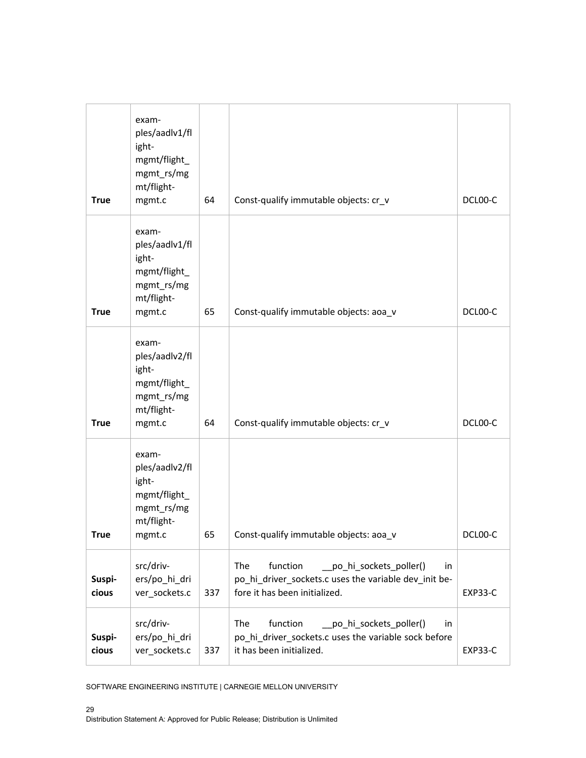| **True** | examples/aadlv1/flight-mgmt/flight_mgmt_rs/mgmt/flight-mgmt.c | 64 | Const-qualify immutable objects: cr_v | DCL00-C |
|---|---|---|---|---|
| **True** | examples/aadlv1/flight-mgmt/flight_mgmt_rs/mgmt/flight-mgmt.c | 65 | Const-qualify immutable objects: aoa_v | DCL00-C |
| **True** | examples/aadlv2/flight-mgmt/flight_mgmt_rs/mgmt/flight-mgmt.c | 64 | Const-qualify immutable objects: cr_v | DCL00-C |
| **True** | examples/aadlv2/flight-mgmt/flight_mgmt_rs/mgmt/flight-mgmt.c | 65 | Const-qualify immutable objects: aoa_v | DCL00-C |
| **Suspicious** | src/drivers/po_hi_driver_sockets.c | 337 | The function __po_hi_sockets_poller() in po_hi_driver_sockets.c uses the variable dev_init before it has been initialized. | EXP33-C |
| **Suspicious** | src/drivers/po_hi_driver_sockets.c | 337 | The function __po_hi_sockets_poller() in po_hi_driver_sockets.c uses the variable sock before it has been initialized. | EXP33-C |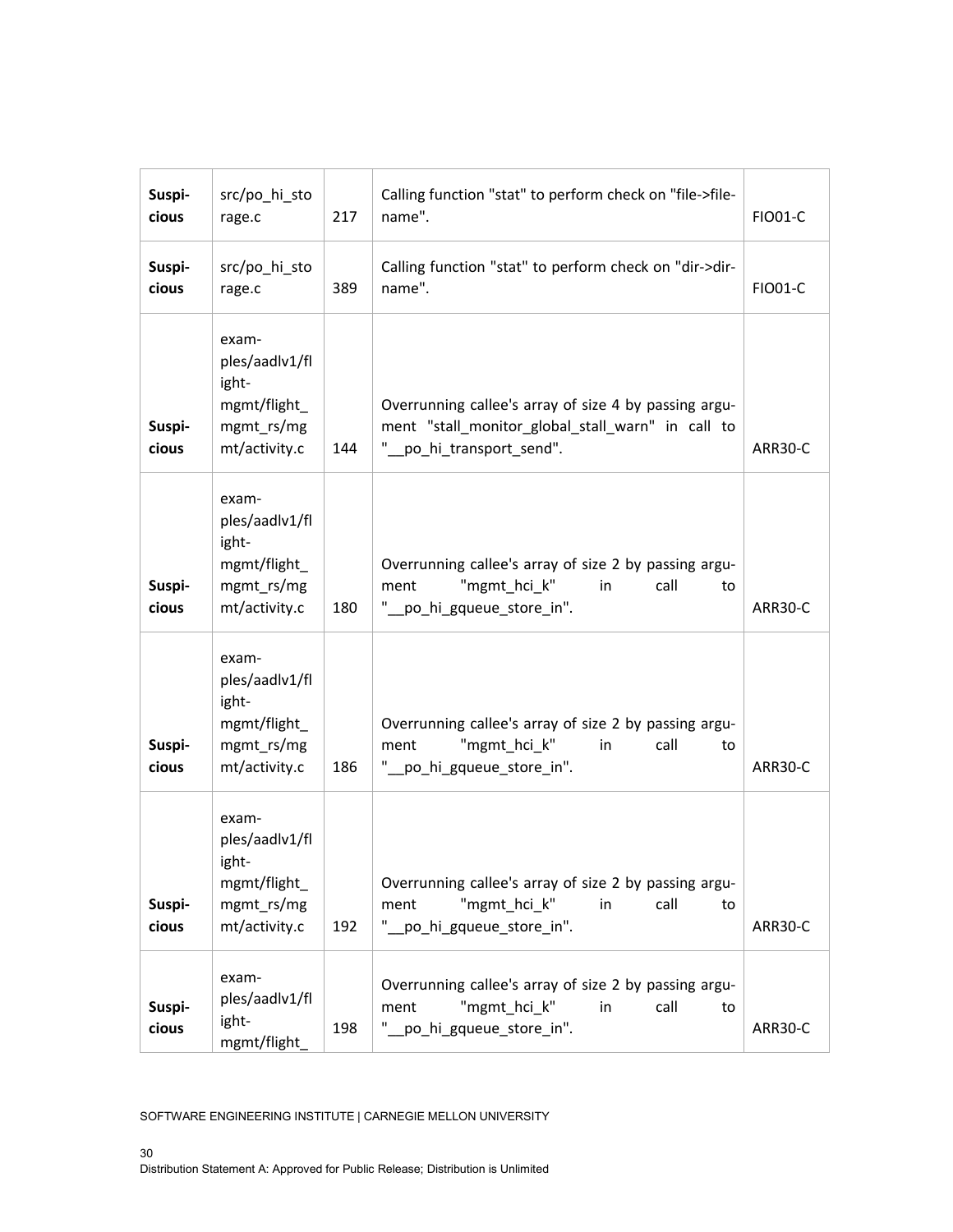| Suspicious | src/po_hi_storage.c | 217 | Calling function "stat" to perform check on "file->filename". | FIO01-C |
|---|---|---|---|---|
| Suspicious | src/po_hi_storage.c | 389 | Calling function "stat" to perform check on "dir->dirname". | FIO01-C |
| Suspicious | examples/aadlv1/flight-mgmt/flight_mgmt_rs/mgmt/activity.c | 144 | Overrunning callee's array of size 4 by passing argument "stall_monitor_global_stall_warn" in call to "__po_hi_transport_send". | ARR30-C |
| Suspicious | examples/aadlv1/flight-mgmt/flight_mgmt_rs/mgmt/activity.c | 180 | Overrunning callee's array of size 2 by passing argument "mgmt_hci_k" in call to "__po_hi_gqueue_store_in". | ARR30-C |
| Suspicious | examples/aadlv1/flight-mgmt/flight_mgmt_rs/mgmt/activity.c | 186 | Overrunning callee's array of size 2 by passing argument "mgmt_hci_k" in call to "__po_hi_gqueue_store_in". | ARR30-C |
| Suspicious | examples/aadlv1/flight-mgmt/flight_mgmt_rs/mgmt/activity.c | 192 | Overrunning callee's array of size 2 by passing argument "mgmt_hci_k" in call to "__po_hi_gqueue_store_in". | ARR30-C |
| Suspicious | examples/aadlv1/flight-mgmt/flight_ | 198 | Overrunning callee's array of size 2 by passing argument "mgmt_hci_k" in call to "__po_hi_gqueue_store_in". | ARR30-C |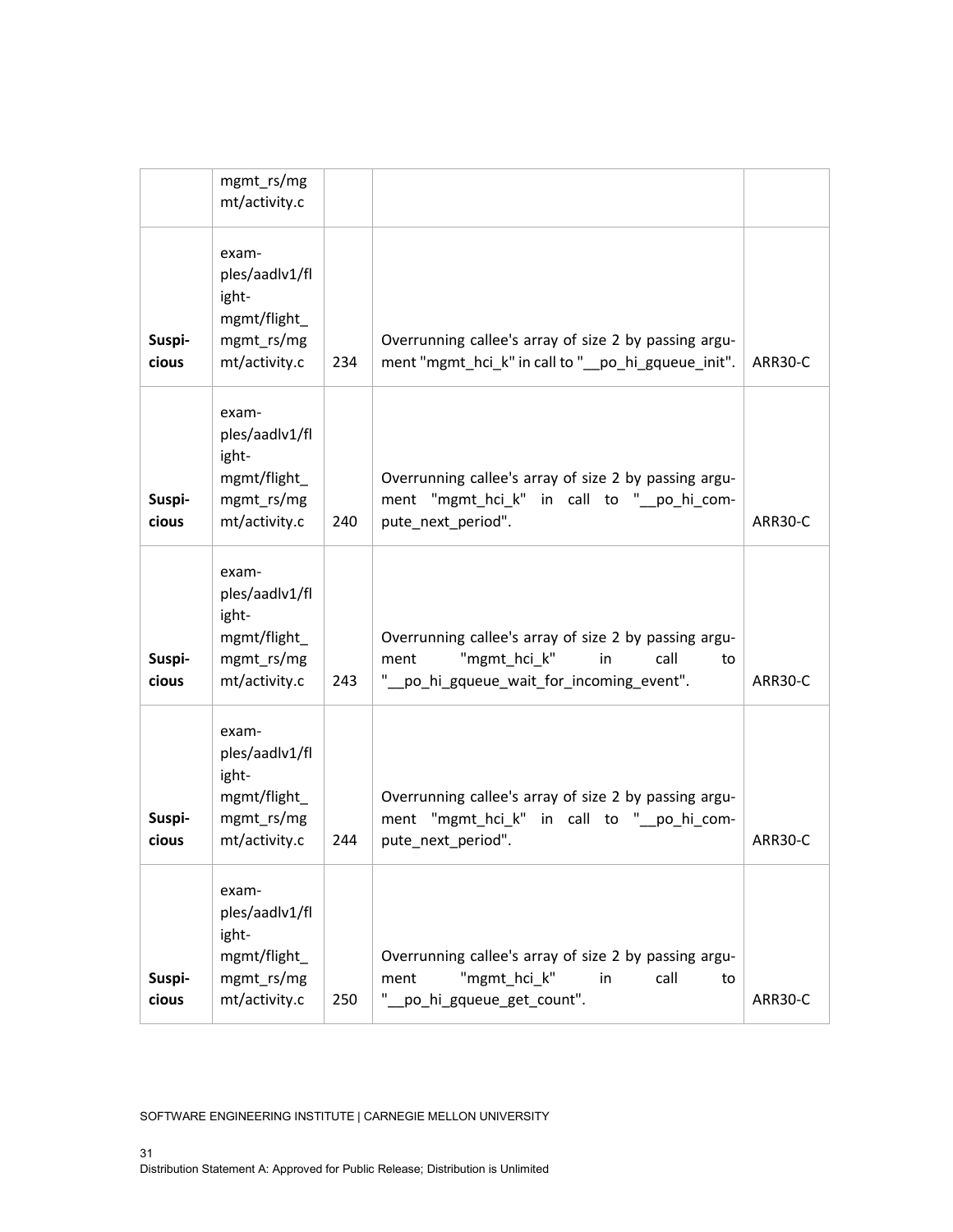| | mgmt_rs/mgmt/activity.c | | | |
|---|---|---|---|---|
| Suspicious | examples/aadlv1/flight-mgmt/flight_mgmt_rs/mgmt/activity.c | 234 | Overrunning callee's array of size 2 by passing argument "mgmt_hci_k" in call to "__po_hi_gqueue_init". | ARR30-C |
| Suspicious | examples/aadlv1/flight-mgmt/flight_mgmt_rs/mgmt/activity.c | 240 | Overrunning callee's array of size 2 by passing argument "mgmt_hci_k" in call to "__po_hi_compute_next_period". | ARR30-C |
| Suspicious | examples/aadlv1/flight-mgmt/flight_mgmt_rs/mgmt/activity.c | 243 | Overrunning callee's array of size 2 by passing argument "mgmt_hci_k" in call to "__po_hi_gqueue_wait_for_incoming_event". | ARR30-C |
| Suspicious | examples/aadlv1/flight-mgmt/flight_mgmt_rs/mgmt/activity.c | 244 | Overrunning callee's array of size 2 by passing argument "mgmt_hci_k" in call to "__po_hi_compute_next_period". | ARR30-C |
| Suspicious | examples/aadlv1/flight-mgmt/flight_mgmt_rs/mgmt/activity.c | 250 | Overrunning callee's array of size 2 by passing argument "mgmt_hci_k" in call to "__po_hi_gqueue_get_count". | ARR30-C |

Distribution Statement A: Approved for Public Release; Distribution is Unlimited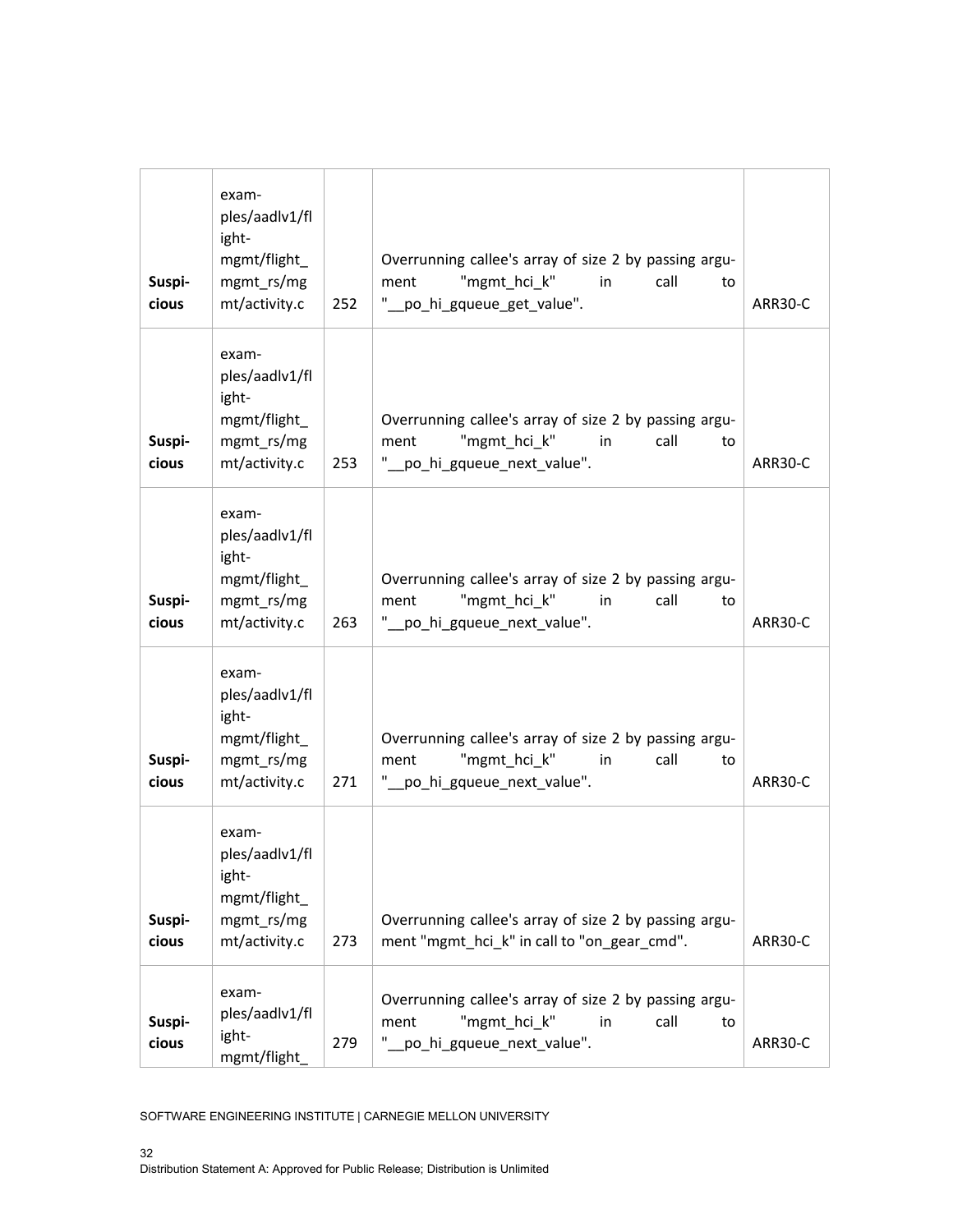| | | | | |
|---|---|---|---|---|
| **Suspicious** | examples/aadlv1/flight-mgmt/flight_mgmt_rs/mgmt/activity.c | 252 | Overrunning callee's array of size 2 by passing argument "mgmt_hci_k" in call to "__po_hi_gqueue_get_value". | ARR30-C |
| **Suspicious** | examples/aadlv1/flight-mgmt/flight_mgmt_rs/mgmt/activity.c | 253 | Overrunning callee's array of size 2 by passing argument "mgmt_hci_k" in call to "__po_hi_gqueue_next_value". | ARR30-C |
| **Suspicious** | examples/aadlv1/flight-mgmt/flight_mgmt_rs/mgmt/activity.c | 263 | Overrunning callee's array of size 2 by passing argument "mgmt_hci_k" in call to "__po_hi_gqueue_next_value". | ARR30-C |
| **Suspicious** | examples/aadlv1/flight-mgmt/flight_mgmt_rs/mgmt/activity.c | 271 | Overrunning callee's array of size 2 by passing argument "mgmt_hci_k" in call to "__po_hi_gqueue_next_value". | ARR30-C |
| **Suspicious** | examples/aadlv1/flight-mgmt/flight_mgmt_rs/mgmt/activity.c | 273 | Overrunning callee's array of size 2 by passing argument "mgmt_hci_k" in call to "on_gear_cmd". | ARR30-C |
| **Suspicious** | examples/aadlv1/flight-mgmt/flight_ | 279 | Overrunning callee's array of size 2 by passing argument "mgmt_hci_k" in call to "__po_hi_gqueue_next_value". | ARR30-C |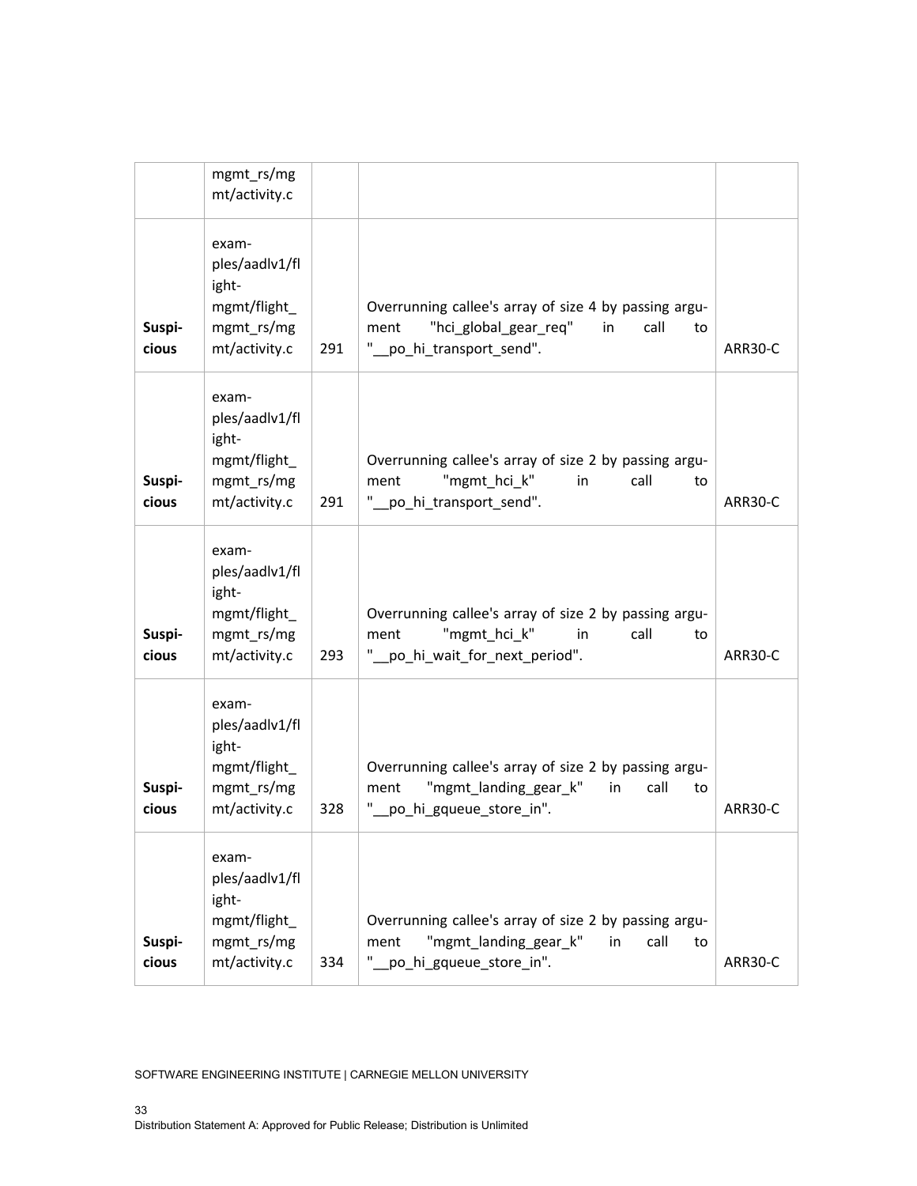| | | | | |
|---|---|---|---|---|
| | mgmt_rs/mgmt/activity.c | | | |
| Suspicious | examples/aadlv1/flight-mgmt/flight_mgmt_rs/mgmt/activity.c | 291 | Overrunning callee's array of size 4 by passing argument "hci_global_gear_req" in call to "__po_hi_transport_send". | ARR30-C |
| Suspicious | examples/aadlv1/flight-mgmt/flight_mgmt_rs/mgmt/activity.c | 291 | Overrunning callee's array of size 2 by passing argument "mgmt_hci_k" in call to "__po_hi_transport_send". | ARR30-C |
| Suspicious | examples/aadlv1/flight-mgmt/flight_mgmt_rs/mgmt/activity.c | 293 | Overrunning callee's array of size 2 by passing argument "mgmt_hci_k" in call to "__po_hi_wait_for_next_period". | ARR30-C |
| Suspicious | examples/aadlv1/flight-mgmt/flight_mgmt_rs/mgmt/activity.c | 328 | Overrunning callee's array of size 2 by passing argument "mgmt_landing_gear_k" in call to "__po_hi_gqueue_store_in". | ARR30-C |
| Suspicious | examples/aadlv1/flight-mgmt/flight_mgmt_rs/mgmt/activity.c | 334 | Overrunning callee's array of size 2 by passing argument "mgmt_landing_gear_k" in call to "__po_hi_gqueue_store_in". | ARR30-C |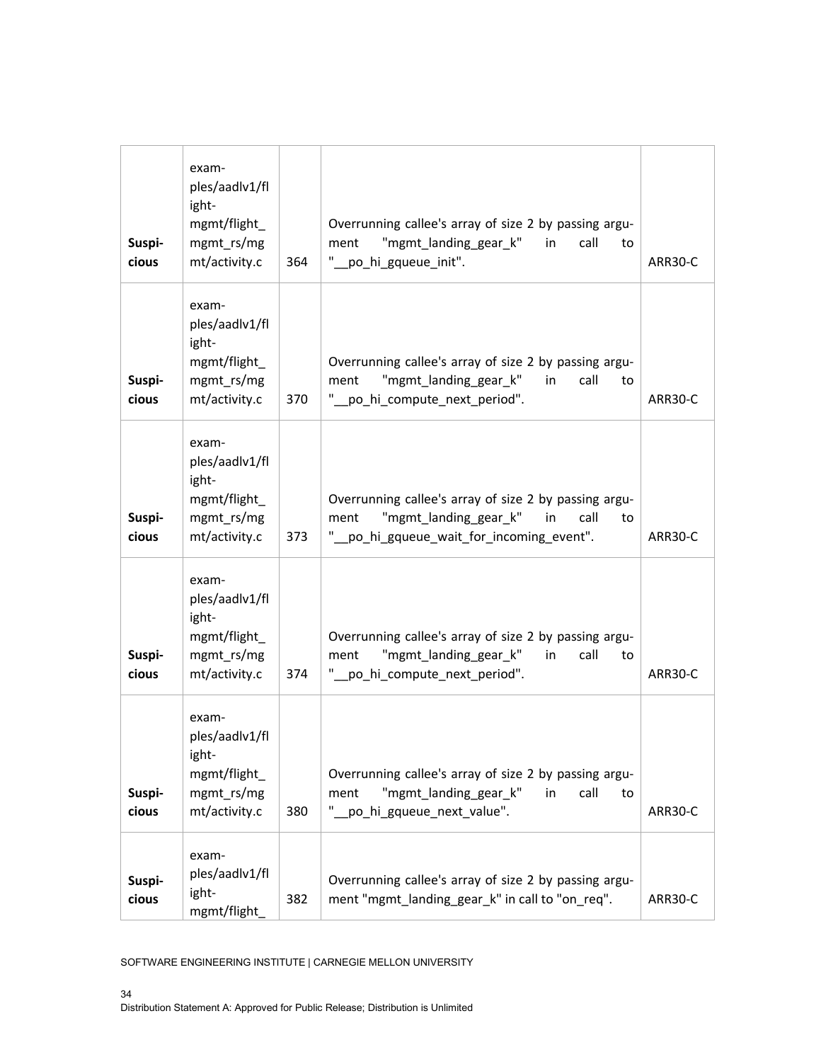| | | | | |
|---|---|---|---|---|
| Suspicious | examples/aadlv1/flight-mgmt/flight_mgmt_rs/mgmt/activity.c | 364 | Overrunning callee's array of size 2 by passing argument "mgmt_landing_gear_k" in call to "__po_hi_gqueue_init". | ARR30-C |
| Suspicious | examples/aadlv1/flight-mgmt/flight_mgmt_rs/mgmt/activity.c | 370 | Overrunning callee's array of size 2 by passing argument "mgmt_landing_gear_k" in call to "__po_hi_compute_next_period". | ARR30-C |
| Suspicious | examples/aadlv1/flight-mgmt/flight_mgmt_rs/mgmt/activity.c | 373 | Overrunning callee's array of size 2 by passing argument "mgmt_landing_gear_k" in call to "__po_hi_gqueue_wait_for_incoming_event". | ARR30-C |
| Suspicious | examples/aadlv1/flight-mgmt/flight_mgmt_rs/mgmt/activity.c | 374 | Overrunning callee's array of size 2 by passing argument "mgmt_landing_gear_k" in call to "__po_hi_compute_next_period". | ARR30-C |
| Suspicious | examples/aadlv1/flight-mgmt/flight_mgmt_rs/mgmt/activity.c | 380 | Overrunning callee's array of size 2 by passing argument "mgmt_landing_gear_k" in call to "__po_hi_gqueue_next_value". | ARR30-C |
| Suspicious | examples/aadlv1/flight-mgmt/flight_ | 382 | Overrunning callee's array of size 2 by passing argument "mgmt_landing_gear_k" in call to "on_req". | ARR30-C |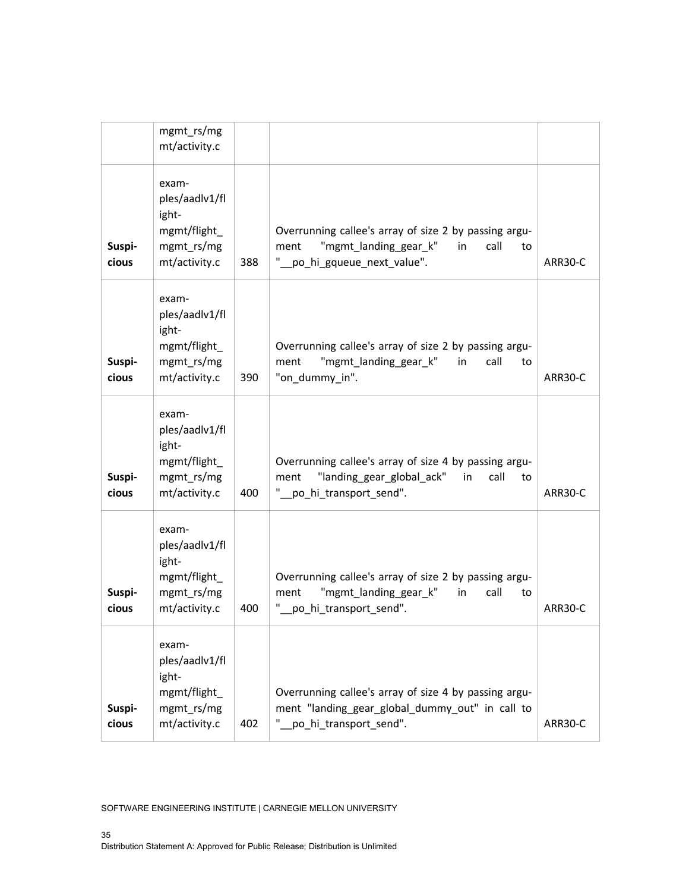| | | | | |
|---|---|---|---|---|
| | mgmt_rs/mgmt/activity.c | | | |
| Suspicious | examples/aadlv1/flight-mgmt/flight_mgmt_rs/mgmt/activity.c | 388 | Overrunning callee's array of size 2 by passing argument "mgmt_landing_gear_k" in call to "__po_hi_gqueue_next_value". | ARR30-C |
| Suspicious | examples/aadlv1/flight-mgmt/flight_mgmt_rs/mgmt/activity.c | 390 | Overrunning callee's array of size 2 by passing argument "mgmt_landing_gear_k" in call to "on_dummy_in". | ARR30-C |
| Suspicious | examples/aadlv1/flight-mgmt/flight_mgmt_rs/mgmt/activity.c | 400 | Overrunning callee's array of size 4 by passing argument "landing_gear_global_ack" in call to "__po_hi_transport_send". | ARR30-C |
| Suspicious | examples/aadlv1/flight-mgmt/flight_mgmt_rs/mgmt/activity.c | 400 | Overrunning callee's array of size 2 by passing argument "mgmt_landing_gear_k" in call to "__po_hi_transport_send". | ARR30-C |
| Suspicious | examples/aadlv1/flight-mgmt/flight_mgmt_rs/mgmt/activity.c | 402 | Overrunning callee's array of size 4 by passing argument "landing_gear_global_dummy_out" in call to "__po_hi_transport_send". | ARR30-C |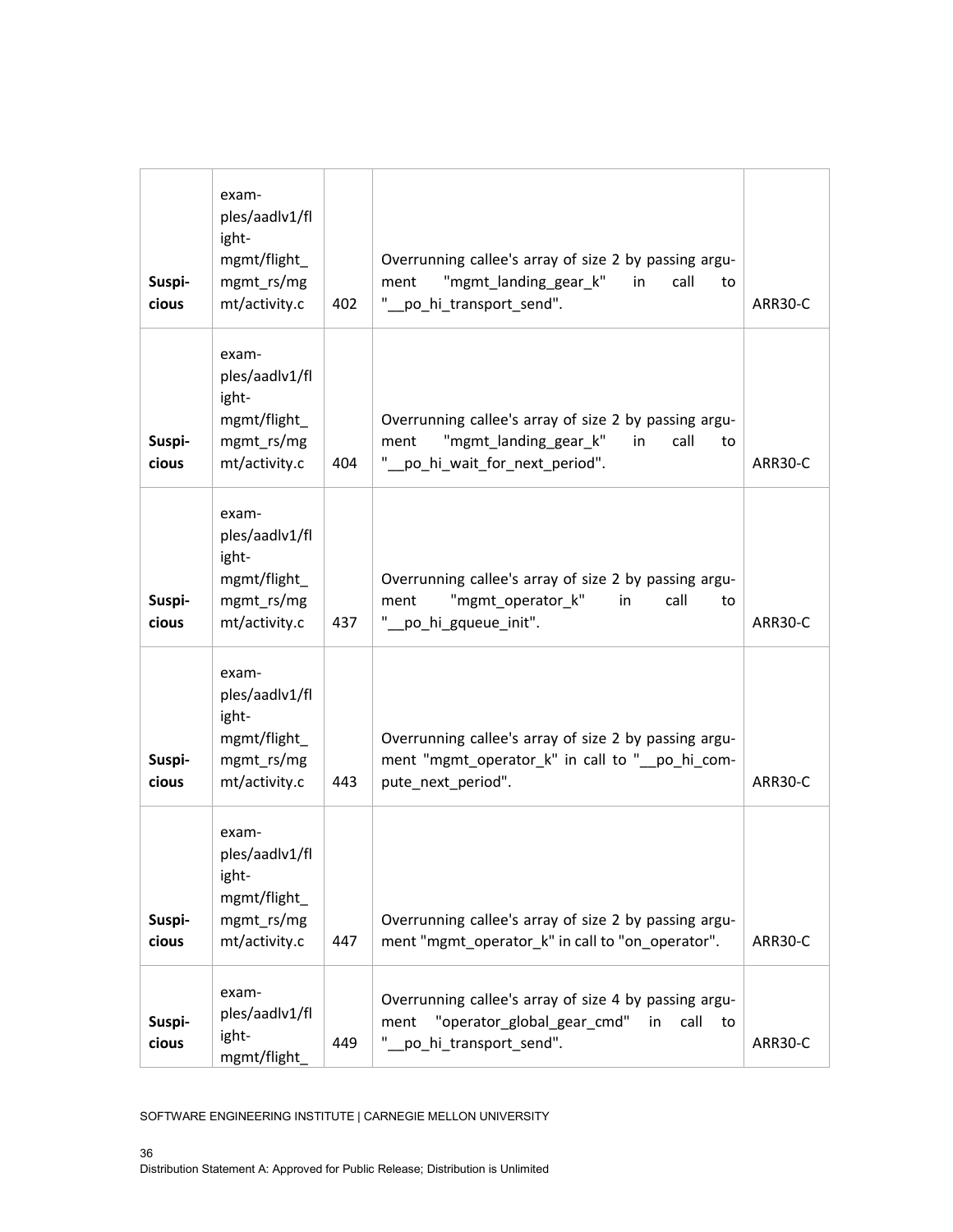| Suspicious | examples/aadlv1/flight-mgmt/flight_mgmt_rs/mgmt/activity.c | 402 | Overrunning callee's array of size 2 by passing argument "mgmt_landing_gear_k" in call to "__po_hi_transport_send". | ARR30-C |
|---|---|---|---|---|
| Suspicious | examples/aadlv1/flight-mgmt/flight_mgmt_rs/mgmt/activity.c | 404 | Overrunning callee's array of size 2 by passing argument "mgmt_landing_gear_k" in call to "__po_hi_wait_for_next_period". | ARR30-C |
| Suspicious | examples/aadlv1/flight-mgmt/flight_mgmt_rs/mgmt/activity.c | 437 | Overrunning callee's array of size 2 by passing argument "mgmt_operator_k" in call to "__po_hi_gqueue_init". | ARR30-C |
| Suspicious | examples/aadlv1/flight-mgmt/flight_mgmt_rs/mgmt/activity.c | 443 | Overrunning callee's array of size 2 by passing argument "mgmt_operator_k" in call to "__po_hi_compute_next_period". | ARR30-C |
| Suspicious | examples/aadlv1/flight-mgmt/flight_mgmt_rs/mgmt/activity.c | 447 | Overrunning callee's array of size 2 by passing argument "mgmt_operator_k" in call to "on_operator". | ARR30-C |
| Suspicious | examples/aadlv1/flight-mgmt/flight_ | 449 | Overrunning callee's array of size 4 by passing argument "operator_global_gear_cmd" in call to "__po_hi_transport_send". | ARR30-C |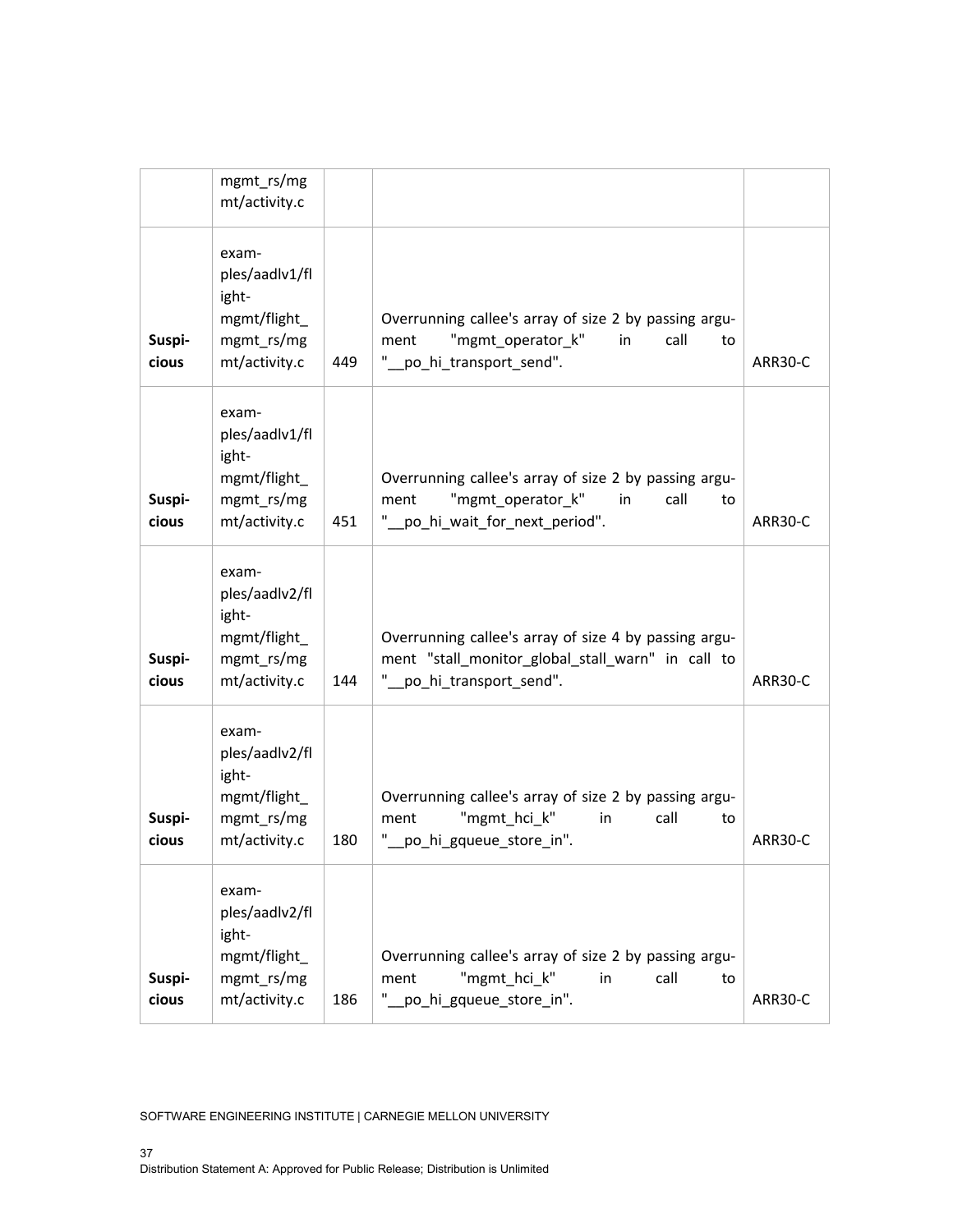|  | examples/aadlv1/flight-mgmt/flight_mgmt_rs/mgmt/activity.c |  |  |  |
| --- | --- | --- | --- | --- |
| Suspicious | examples/aadlv1/flight-mgmt/flight_mgmt_rs/mgmt/activity.c | 449 | Overrunning callee's array of size 2 by passing argument "mgmt_operator_k" in call to "__po_hi_transport_send". | ARR30-C |
| Suspicious | examples/aadlv1/flight-mgmt/flight_mgmt_rs/mgmt/activity.c | 451 | Overrunning callee's array of size 2 by passing argument "mgmt_operator_k" in call to "__po_hi_wait_for_next_period". | ARR30-C |
| Suspicious | examples/aadlv2/flight-mgmt/flight_mgmt_rs/mgmt/activity.c | 144 | Overrunning callee's array of size 4 by passing argument "stall_monitor_global_stall_warn" in call to "__po_hi_transport_send". | ARR30-C |
| Suspicious | examples/aadlv2/flight-mgmt/flight_mgmt_rs/mgmt/activity.c | 180 | Overrunning callee's array of size 2 by passing argument "mgmt_hci_k" in call to "__po_hi_gqueue_store_in". | ARR30-C |
| Suspicious | examples/aadlv2/flight-mgmt/flight_mgmt_rs/mgmt/activity.c | 186 | Overrunning callee's array of size 2 by passing argument "mgmt_hci_k" in call to "__po_hi_gqueue_store_in". | ARR30-C |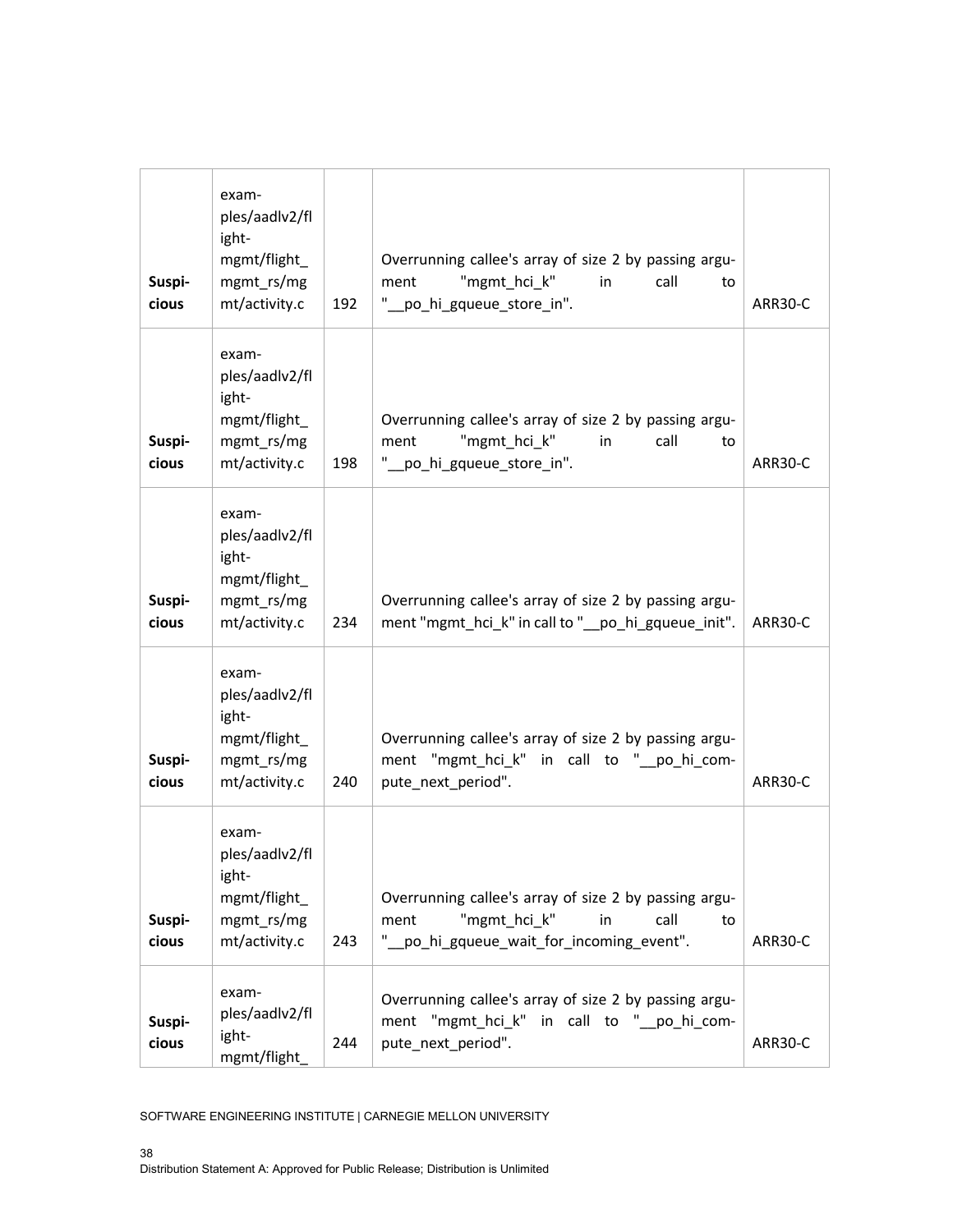| | | | | |
|---|---|---|---|---|
| Suspicious | examples/aadlv2/flight-mgmt/flight_mgmt_rs/mgmt/activity.c | 192 | Overrunning callee's array of size 2 by passing argument "mgmt_hci_k" in call to "__po_hi_gqueue_store_in". | ARR30-C |
| Suspicious | examples/aadlv2/flight-mgmt/flight_mgmt_rs/mgmt/activity.c | 198 | Overrunning callee's array of size 2 by passing argument "mgmt_hci_k" in call to "__po_hi_gqueue_store_in". | ARR30-C |
| Suspicious | examples/aadlv2/flight-mgmt/flight_mgmt_rs/mgmt/activity.c | 234 | Overrunning callee's array of size 2 by passing argument "mgmt_hci_k" in call to "__po_hi_gqueue_init". | ARR30-C |
| Suspicious | examples/aadlv2/flight-mgmt/flight_mgmt_rs/mgmt/activity.c | 240 | Overrunning callee's array of size 2 by passing argument "mgmt_hci_k" in call to "__po_hi_compute_next_period". | ARR30-C |
| Suspicious | examples/aadlv2/flight-mgmt/flight_mgmt_rs/mgmt/activity.c | 243 | Overrunning callee's array of size 2 by passing argument "mgmt_hci_k" in call to "__po_hi_gqueue_wait_for_incoming_event". | ARR30-C |
| Suspicious | examples/aadlv2/flight-mgmt/flight_ | 244 | Overrunning callee's array of size 2 by passing argument "mgmt_hci_k" in call to "__po_hi_compute_next_period". | ARR30-C |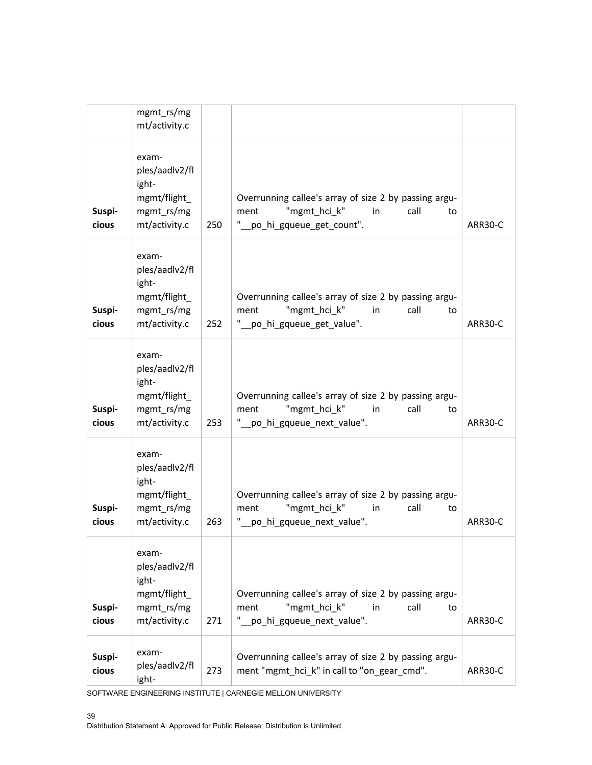| | | | | |
|---|---|---|---|---|
| | mgmt_rs/mgmt/activity.c | | | |
| Suspicious | examples/aadlv2/flight-mgmt/flight_mgmt_rs/mgmt/activity.c | 250 | Overrunning callee's array of size 2 by passing argument "mgmt_hci_k" in call to "__po_hi_gqueue_get_count". | ARR30-C |
| Suspicious | examples/aadlv2/flight-mgmt/flight_mgmt_rs/mgmt/activity.c | 252 | Overrunning callee's array of size 2 by passing argument "mgmt_hci_k" in call to "__po_hi_gqueue_get_value". | ARR30-C |
| Suspicious | examples/aadlv2/flight-mgmt/flight_mgmt_rs/mgmt/activity.c | 253 | Overrunning callee's array of size 2 by passing argument "mgmt_hci_k" in call to "__po_hi_gqueue_next_value". | ARR30-C |
| Suspicious | examples/aadlv2/flight-mgmt/flight_mgmt_rs/mgmt/activity.c | 263 | Overrunning callee's array of size 2 by passing argument "mgmt_hci_k" in call to "__po_hi_gqueue_next_value". | ARR30-C |
| Suspicious | examples/aadlv2/flight-mgmt/flight_mgmt_rs/mgmt/activity.c | 271 | Overrunning callee's array of size 2 by passing argument "mgmt_hci_k" in call to "__po_hi_gqueue_next_value". | ARR30-C |
| Suspicious | examples/aadlv2/flight- | 273 | Overrunning callee's array of size 2 by passing argument "mgmt_hci_k" in call to "on_gear_cmd". | ARR30-C |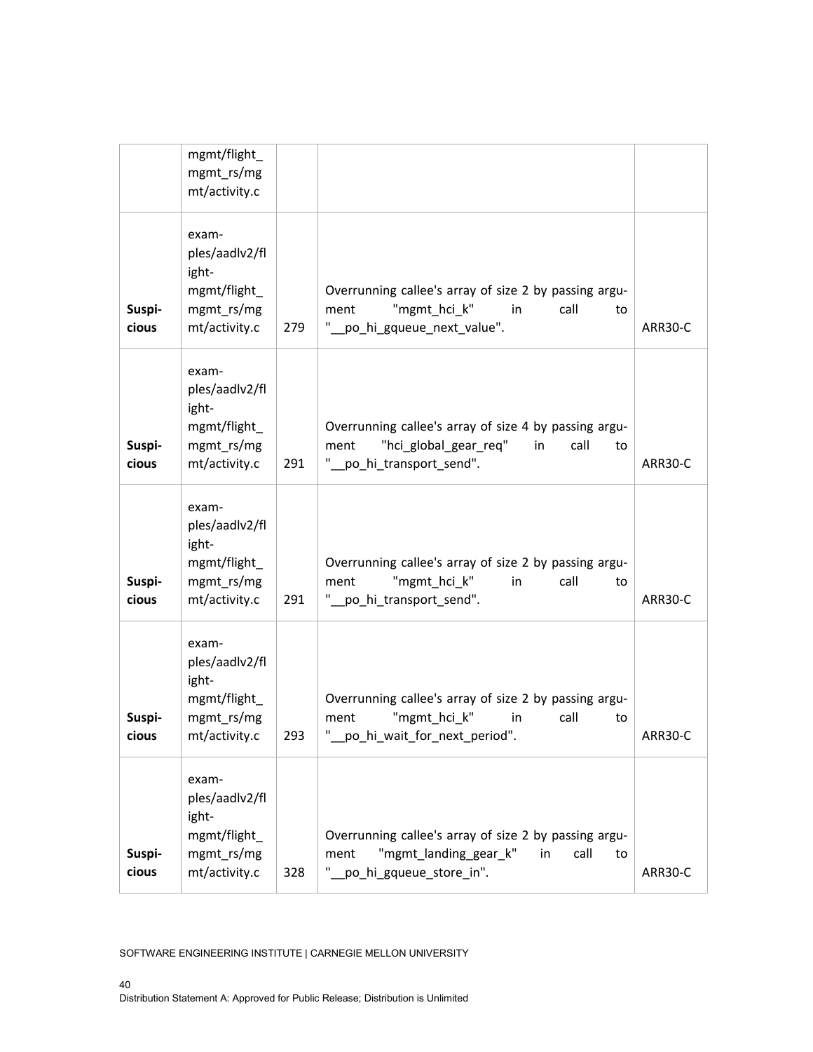|  | mgmt/flight_mgmt_rs/mgmt/activity.c |  |  |  |
| --- | --- | --- | --- | --- |
| Suspicious | examples/aadlv2/flight-mgmt/flight_mgmt_rs/mgmt/activity.c | 279 | Overrunning callee's array of size 2 by passing argument "mgmt_hci_k" in call to "__po_hi_gqueue_next_value". | ARR30-C |
| Suspicious | examples/aadlv2/flight-mgmt/flight_mgmt_rs/mgmt/activity.c | 291 | Overrunning callee's array of size 4 by passing argument "hci_global_gear_req" in call to "__po_hi_transport_send". | ARR30-C |
| Suspicious | examples/aadlv2/flight-mgmt/flight_mgmt_rs/mgmt/activity.c | 291 | Overrunning callee's array of size 2 by passing argument "mgmt_hci_k" in call to "__po_hi_transport_send". | ARR30-C |
| Suspicious | examples/aadlv2/flight-mgmt/flight_mgmt_rs/mgmt/activity.c | 293 | Overrunning callee's array of size 2 by passing argument "mgmt_hci_k" in call to "__po_hi_wait_for_next_period". | ARR30-C |
| Suspicious | examples/aadlv2/flight-mgmt/flight_mgmt_rs/mgmt/activity.c | 328 | Overrunning callee's array of size 2 by passing argument "mgmt_landing_gear_k" in call to "__po_hi_gqueue_store_in". | ARR30-C |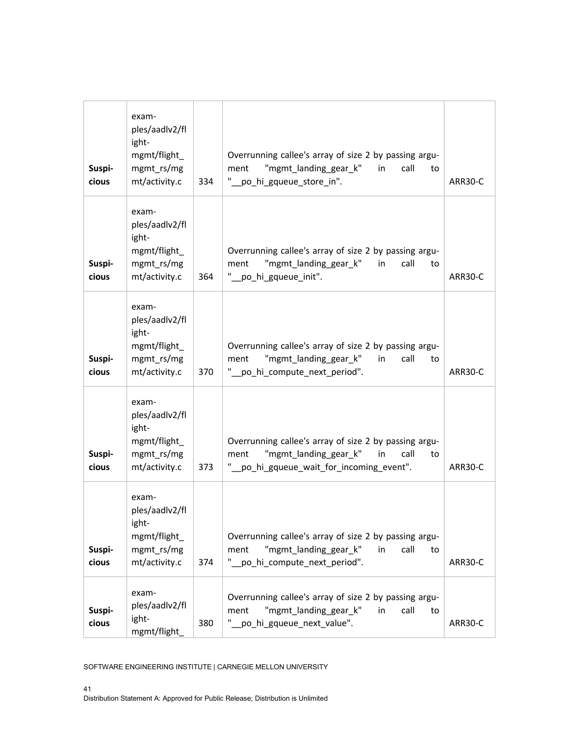| | | | | |
|---|---|---|---|---|
| **Suspicious** | examples/aadlv2/flight-mgmt/flight_mgmt_rs/mgmt/activity.c | 334 | Overrunning callee's array of size 2 by passing argument "mgmt_landing_gear_k" in call to "__po_hi_gqueue_store_in". | ARR30-C |
| **Suspicious** | examples/aadlv2/flight-mgmt/flight_mgmt_rs/mgmt/activity.c | 364 | Overrunning callee's array of size 2 by passing argument "mgmt_landing_gear_k" in call to "__po_hi_gqueue_init". | ARR30-C |
| **Suspicious** | examples/aadlv2/flight-mgmt/flight_mgmt_rs/mgmt/activity.c | 370 | Overrunning callee's array of size 2 by passing argument "mgmt_landing_gear_k" in call to "__po_hi_compute_next_period". | ARR30-C |
| **Suspicious** | examples/aadlv2/flight-mgmt/flight_mgmt_rs/mgmt/activity.c | 373 | Overrunning callee's array of size 2 by passing argument "mgmt_landing_gear_k" in call to "__po_hi_gqueue_wait_for_incoming_event". | ARR30-C |
| **Suspicious** | examples/aadlv2/flight-mgmt/flight_mgmt_rs/mgmt/activity.c | 374 | Overrunning callee's array of size 2 by passing argument "mgmt_landing_gear_k" in call to "__po_hi_compute_next_period". | ARR30-C |
| **Suspicious** | examples/aadlv2/flight-mgmt/flight_ | 380 | Overrunning callee's array of size 2 by passing argument "mgmt_landing_gear_k" in call to "__po_hi_gqueue_next_value". | ARR30-C |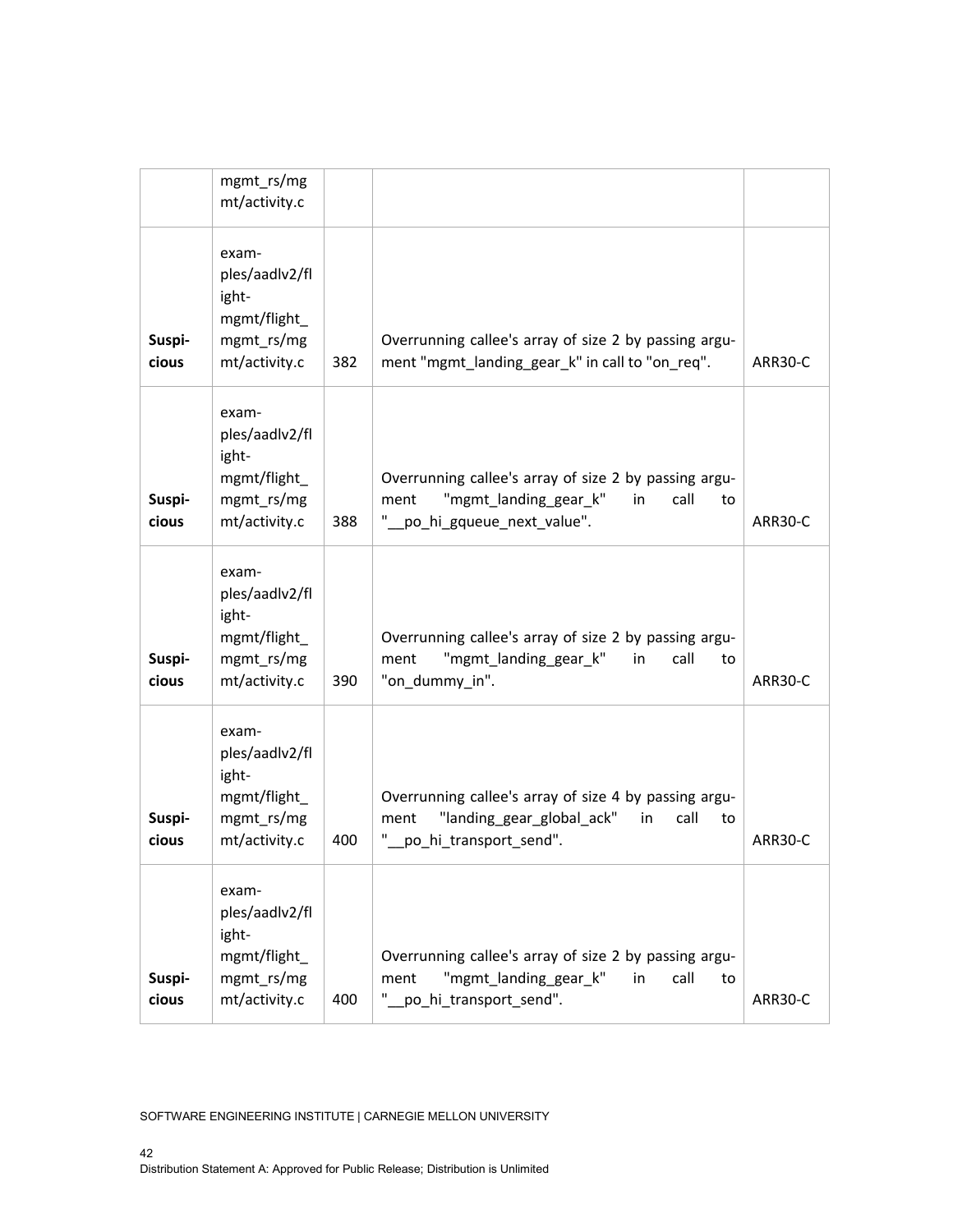|  |  |  |  |  |
|---|---|---|---|---|
|  | mgmt_rs/mgmt/activity.c |  |  |  |
| **Suspicious** | examples/aadlv2/flight-mgmt/flight_mgmt_rs/mgmt/activity.c | 382 | Overrunning callee's array of size 2 by passing argument "mgmt_landing_gear_k" in call to "on_req". | ARR30-C |
| **Suspicious** | examples/aadlv2/flight-mgmt/flight_mgmt_rs/mgmt/activity.c | 388 | Overrunning callee's array of size 2 by passing argument "mgmt_landing_gear_k" in call to "__po_hi_gqueue_next_value". | ARR30-C |
| **Suspicious** | examples/aadlv2/flight-mgmt/flight_mgmt_rs/mgmt/activity.c | 390 | Overrunning callee's array of size 2 by passing argument "mgmt_landing_gear_k" in call to "on_dummy_in". | ARR30-C |
| **Suspicious** | examples/aadlv2/flight-mgmt/flight_mgmt_rs/mgmt/activity.c | 400 | Overrunning callee's array of size 4 by passing argument "landing_gear_global_ack" in call to "__po_hi_transport_send". | ARR30-C |
| **Suspicious** | examples/aadlv2/flight-mgmt/flight_mgmt_rs/mgmt/activity.c | 400 | Overrunning callee's array of size 2 by passing argument "mgmt_landing_gear_k" in call to "__po_hi_transport_send". | ARR30-C |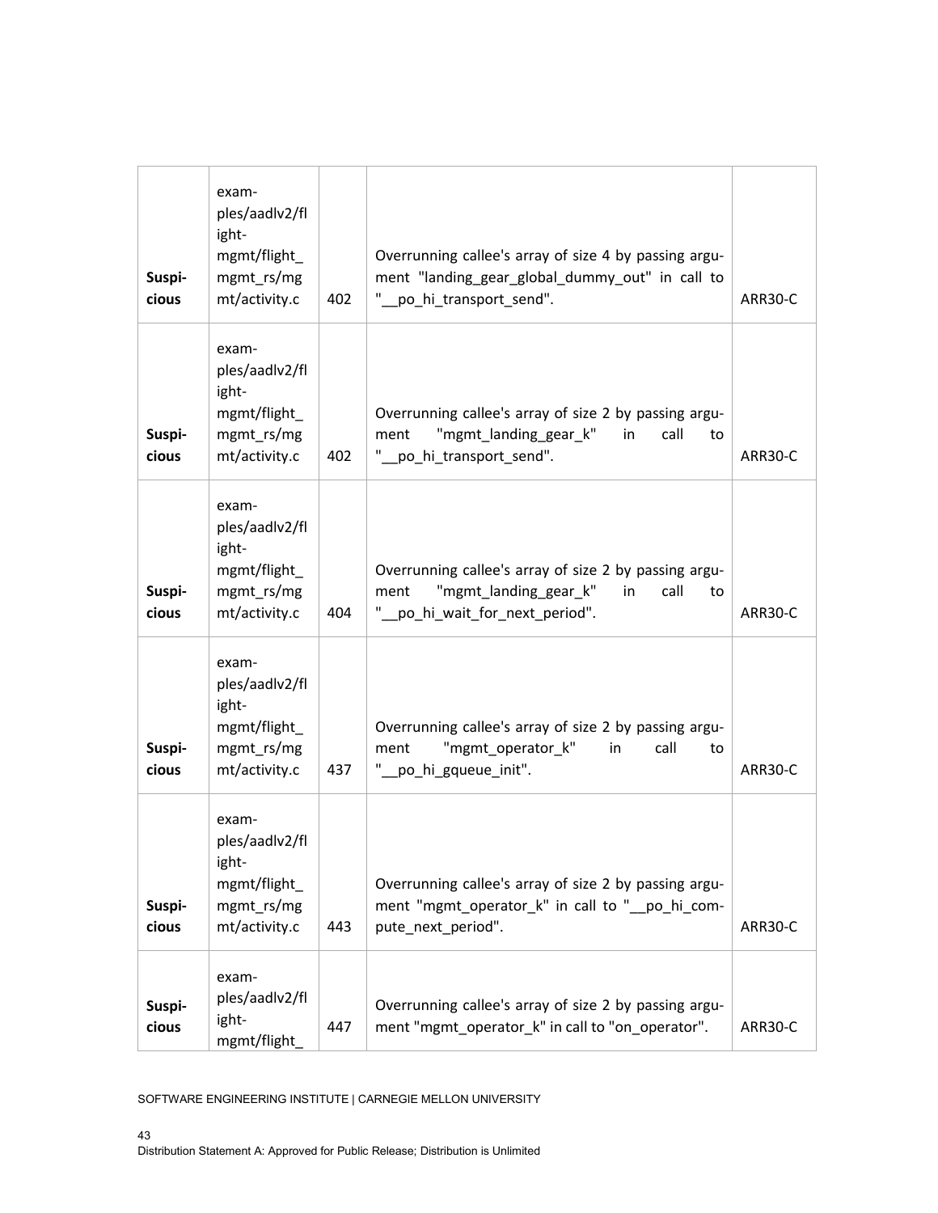| Suspicious | examples/aadlv2/flight-mgmt/flight_mgmt_rs/mgmt/activity.c | 402 | Overrunning callee's array of size 4 by passing argument "landing_gear_global_dummy_out" in call to "__po_hi_transport_send". | ARR30-C |
|---|---|---|---|---|
| Suspicious | examples/aadlv2/flight-mgmt/flight_mgmt_rs/mgmt/activity.c | 402 | Overrunning callee's array of size 2 by passing argument "mgmt_landing_gear_k" in call to "__po_hi_transport_send". | ARR30-C |
| Suspicious | examples/aadlv2/flight-mgmt/flight_mgmt_rs/mgmt/activity.c | 404 | Overrunning callee's array of size 2 by passing argument "mgmt_landing_gear_k" in call to "__po_hi_wait_for_next_period". | ARR30-C |
| Suspicious | examples/aadlv2/flight-mgmt/flight_mgmt_rs/mgmt/activity.c | 437 | Overrunning callee's array of size 2 by passing argument "mgmt_operator_k" in call to "__po_hi_gqueue_init". | ARR30-C |
| Suspicious | examples/aadlv2/flight-mgmt/flight_mgmt_rs/mgmt/activity.c | 443 | Overrunning callee's array of size 2 by passing argument "mgmt_operator_k" in call to "__po_hi_compute_next_period". | ARR30-C |
| Suspicious | examples/aadlv2/flight-mgmt/flight_ | 447 | Overrunning callee's array of size 2 by passing argument "mgmt_operator_k" in call to "on_operator". | ARR30-C |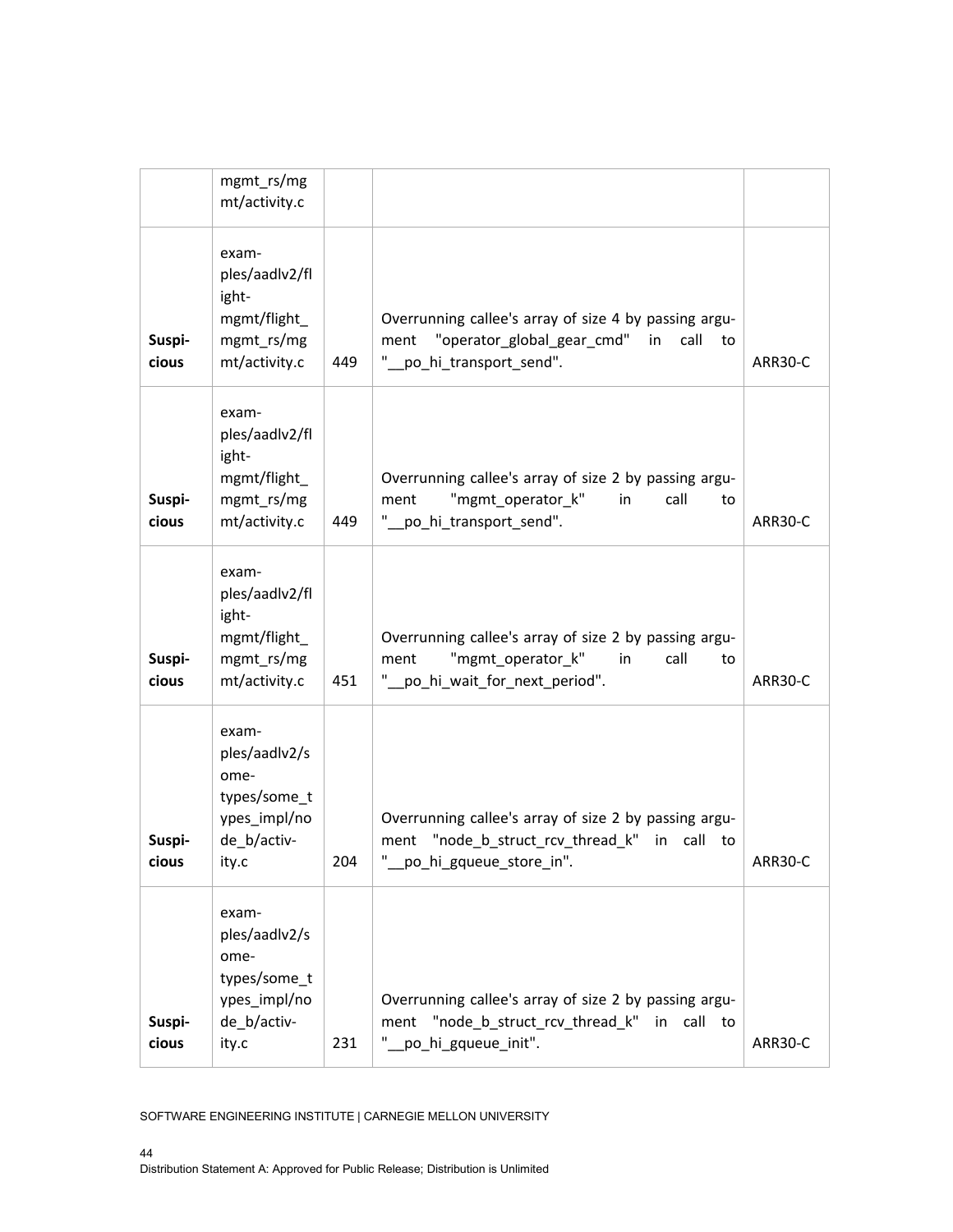| | | | | |
|---|---|---|---|---|
| | mgmt_rs/mgmt/activity.c | | | |
| Suspicious | examples/aadlv2/flight-mgmt/flight_mgmt_rs/mgmt/activity.c | 449 | Overrunning callee's array of size 4 by passing argument "operator_global_gear_cmd" in call to "__po_hi_transport_send". | ARR30-C |
| Suspicious | examples/aadlv2/flight-mgmt/flight_mgmt_rs/mgmt/activity.c | 449 | Overrunning callee's array of size 2 by passing argument "mgmt_operator_k" in call to "__po_hi_transport_send". | ARR30-C |
| Suspicious | examples/aadlv2/flight-mgmt/flight_mgmt_rs/mgmt/activity.c | 451 | Overrunning callee's array of size 2 by passing argument "mgmt_operator_k" in call to "__po_hi_wait_for_next_period". | ARR30-C |
| Suspicious | examples/aadlv2/some-types/some_types_impl/node_b/activity.c | 204 | Overrunning callee's array of size 2 by passing argument "node_b_struct_rcv_thread_k" in call to "__po_hi_gqueue_store_in". | ARR30-C |
| Suspicious | examples/aadlv2/some-types/some_types_impl/node_b/activity.c | 231 | Overrunning callee's array of size 2 by passing argument "node_b_struct_rcv_thread_k" in call to "__po_hi_gqueue_init". | ARR30-C |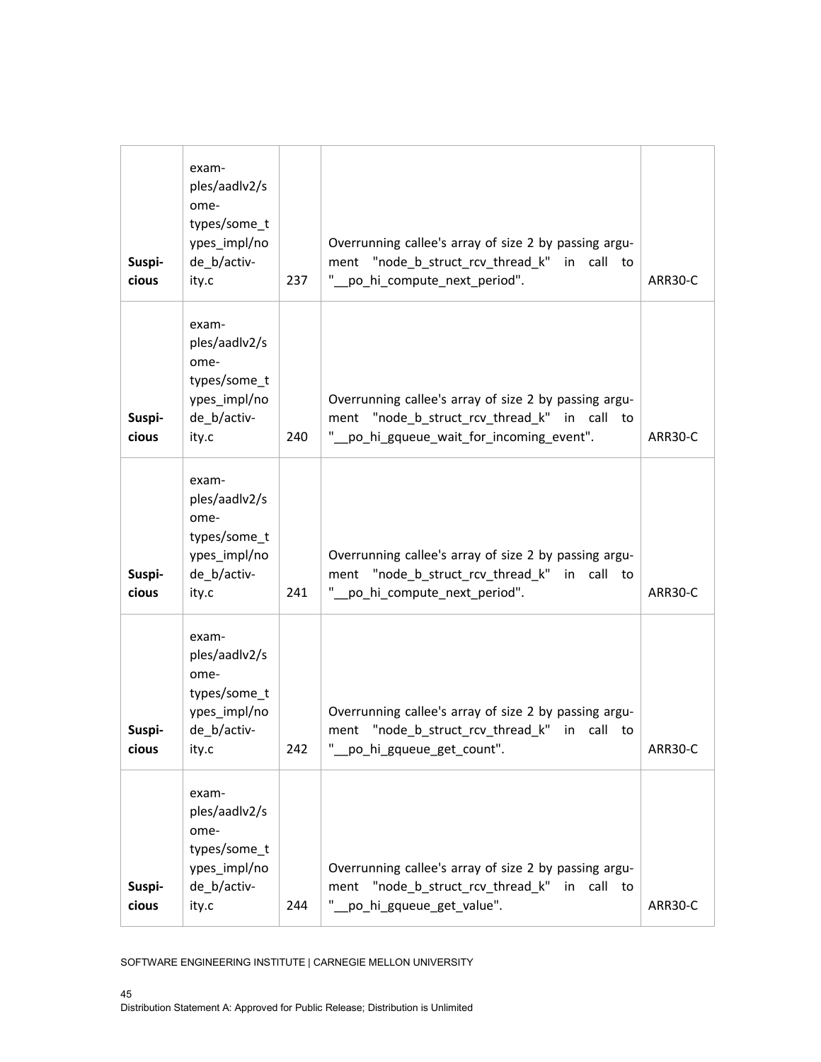| | | | | |
|---|---|---|---|---|
| **Suspicious** | examples/aadlv2/some-types/some_types_impl/node_b/activity.c | 237 | Overrunning callee's array of size 2 by passing argument "node_b_struct_rcv_thread_k" in call to "__po_hi_compute_next_period". | ARR30-C |
| **Suspicious** | examples/aadlv2/some-types/some_types_impl/node_b/activity.c | 240 | Overrunning callee's array of size 2 by passing argument "node_b_struct_rcv_thread_k" in call to "__po_hi_gqueue_wait_for_incoming_event". | ARR30-C |
| **Suspicious** | examples/aadlv2/some-types/some_types_impl/node_b/activity.c | 241 | Overrunning callee's array of size 2 by passing argument "node_b_struct_rcv_thread_k" in call to "__po_hi_compute_next_period". | ARR30-C |
| **Suspicious** | examples/aadlv2/some-types/some_types_impl/node_b/activity.c | 242 | Overrunning callee's array of size 2 by passing argument "node_b_struct_rcv_thread_k" in call to "__po_hi_gqueue_get_count". | ARR30-C |
| **Suspicious** | examples/aadlv2/some-types/some_types_impl/node_b/activity.c | 244 | Overrunning callee's array of size 2 by passing argument "node_b_struct_rcv_thread_k" in call to "__po_hi_gqueue_get_value". | ARR30-C |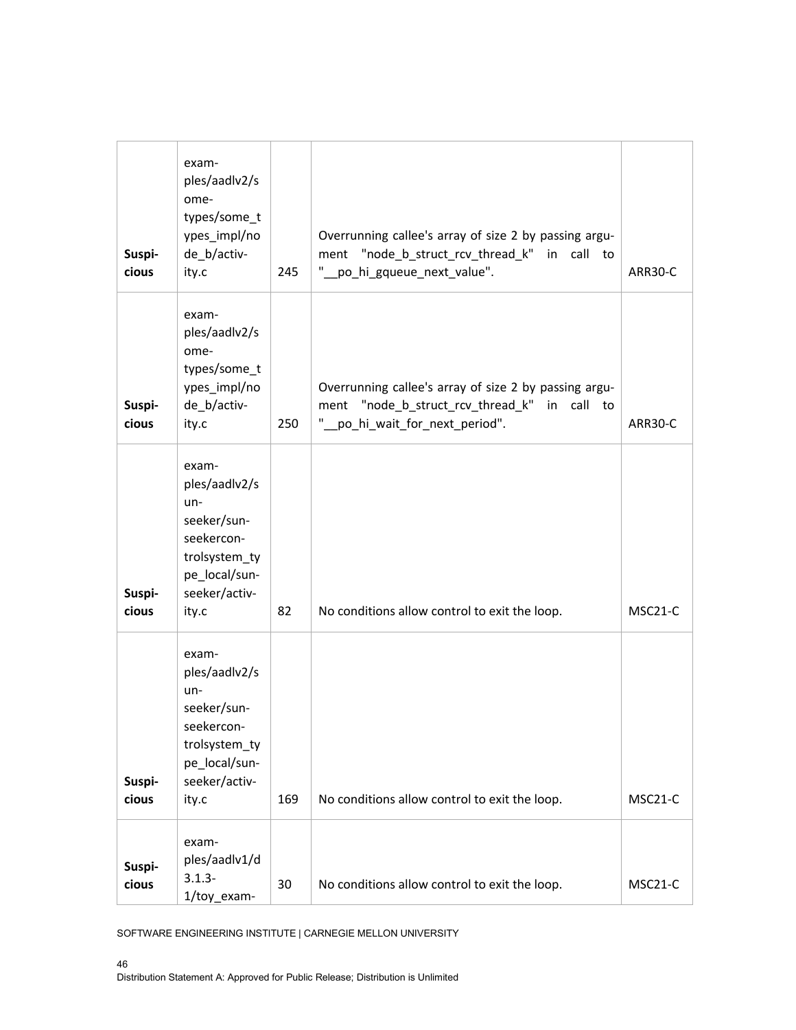| | | | | |
|---|---|---|---|---|
| **Suspicious** | examples/aadlv2/sometypes/some_types_impl/node_b/activity.c | 245 | Overrunning callee's array of size 2 by passing argument "node_b_struct_rcv_thread_k" in call to "__po_hi_gqueue_next_value". | ARR30-C |
| **Suspicious** | examples/aadlv2/sometypes/some_types_impl/node_b/activity.c | 250 | Overrunning callee's array of size 2 by passing argument "node_b_struct_rcv_thread_k" in call to "__po_hi_wait_for_next_period". | ARR30-C |
| **Suspicious** | examples/aadlv2/sunseeker/sunseekercontrolsystem_type_local/sunseeker/activity.c | 82 | No conditions allow control to exit the loop. | MSC21-C |
| **Suspicious** | examples/aadlv2/sunseeker/sunseekercontrolsystem_type_local/sunseeker/activity.c | 169 | No conditions allow control to exit the loop. | MSC21-C |
| **Suspicious** | examples/aadlv1/d3.1.3-1/toy_exam- | 30 | No conditions allow control to exit the loop. | MSC21-C |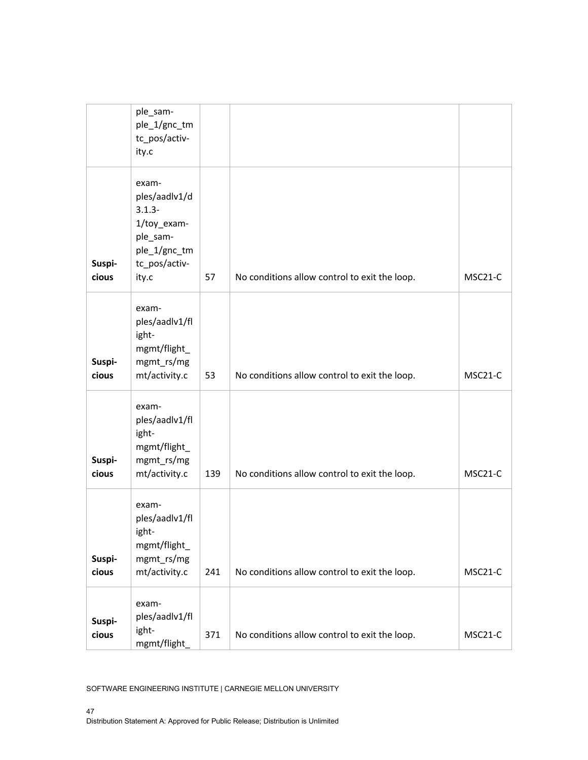| | | | | |
|---|---|---|---|---|
| | ple_sample_1/gnc_tmtc_pos/activity.c | | | |
| **Suspicious** | examples/aadlv1/d3.1.3-1/toy_example_sample_1/gnc_tmtc_pos/activity.c | 57 | No conditions allow control to exit the loop. | MSC21-C |
| **Suspicious** | examples/aadlv1/flight-mgmt/flight_mgmt_rs/mgmt/activity.c | 53 | No conditions allow control to exit the loop. | MSC21-C |
| **Suspicious** | examples/aadlv1/flight-mgmt/flight_mgmt_rs/mgmt/activity.c | 139 | No conditions allow control to exit the loop. | MSC21-C |
| **Suspicious** | examples/aadlv1/flight-mgmt/flight_mgmt_rs/mgmt/activity.c | 241 | No conditions allow control to exit the loop. | MSC21-C |
| **Suspicious** | examples/aadlv1/flight-mgmt/flight_ | 371 | No conditions allow control to exit the loop. | MSC21-C |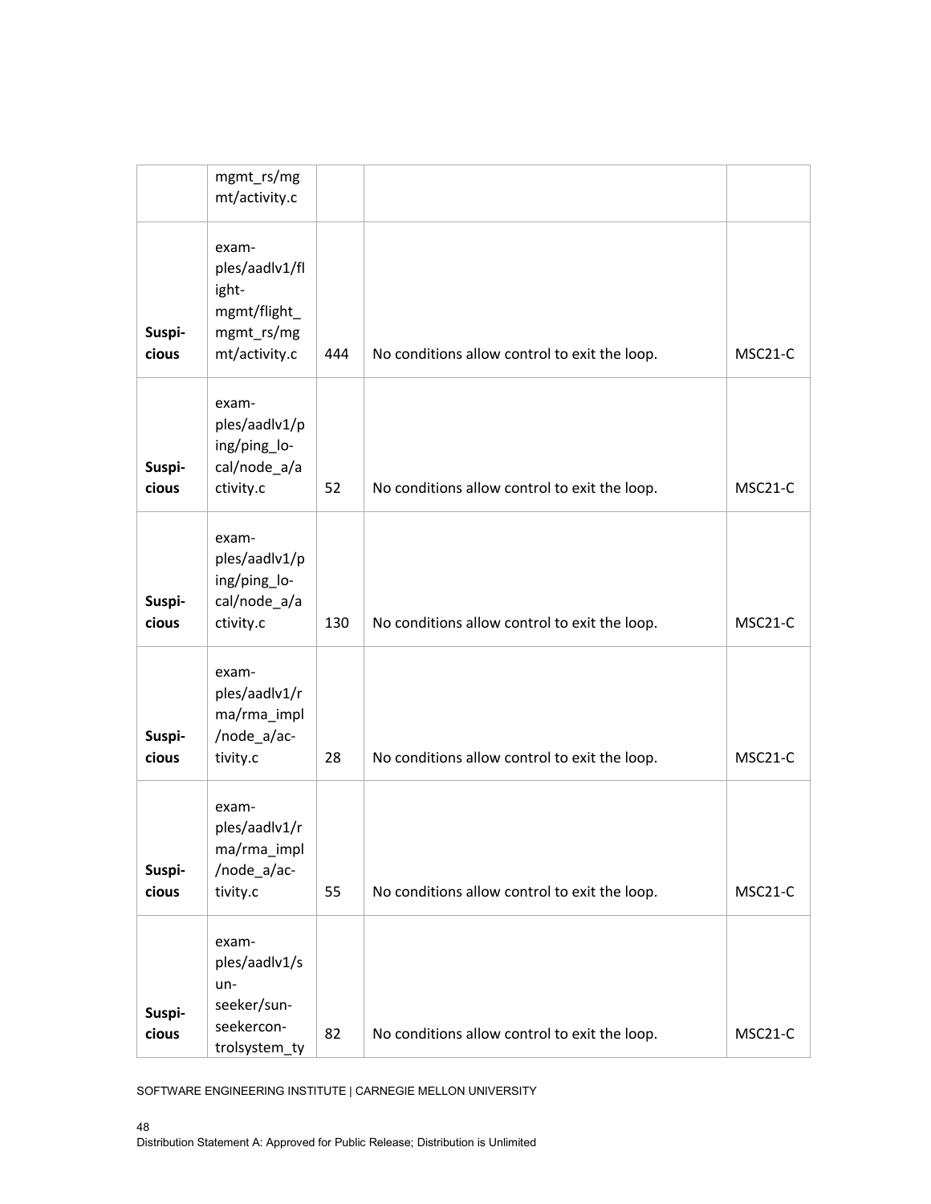| | | | | |
|---|---|---|---|---|
| | mgmt_rs/mgmt/activity.c | | | |
| Suspicious | examples/aadlv1/flight-mgmt/flight_mgmt_rs/mgmt/activity.c | 444 | No conditions allow control to exit the loop. | MSC21-C |
| Suspicious | examples/aadlv1/ping/ping_local/node_a/activity.c | 52 | No conditions allow control to exit the loop. | MSC21-C |
| Suspicious | examples/aadlv1/ping/ping_local/node_a/activity.c | 130 | No conditions allow control to exit the loop. | MSC21-C |
| Suspicious | examples/aadlv1/rma/rma_impl/node_a/activity.c | 28 | No conditions allow control to exit the loop. | MSC21-C |
| Suspicious | examples/aadlv1/rma/rma_impl/node_a/activity.c | 55 | No conditions allow control to exit the loop. | MSC21-C |
| Suspicious | examples/aadlv1/sun-seeker/sun-seekercontrolsystem_ty | 82 | No conditions allow control to exit the loop. | MSC21-C |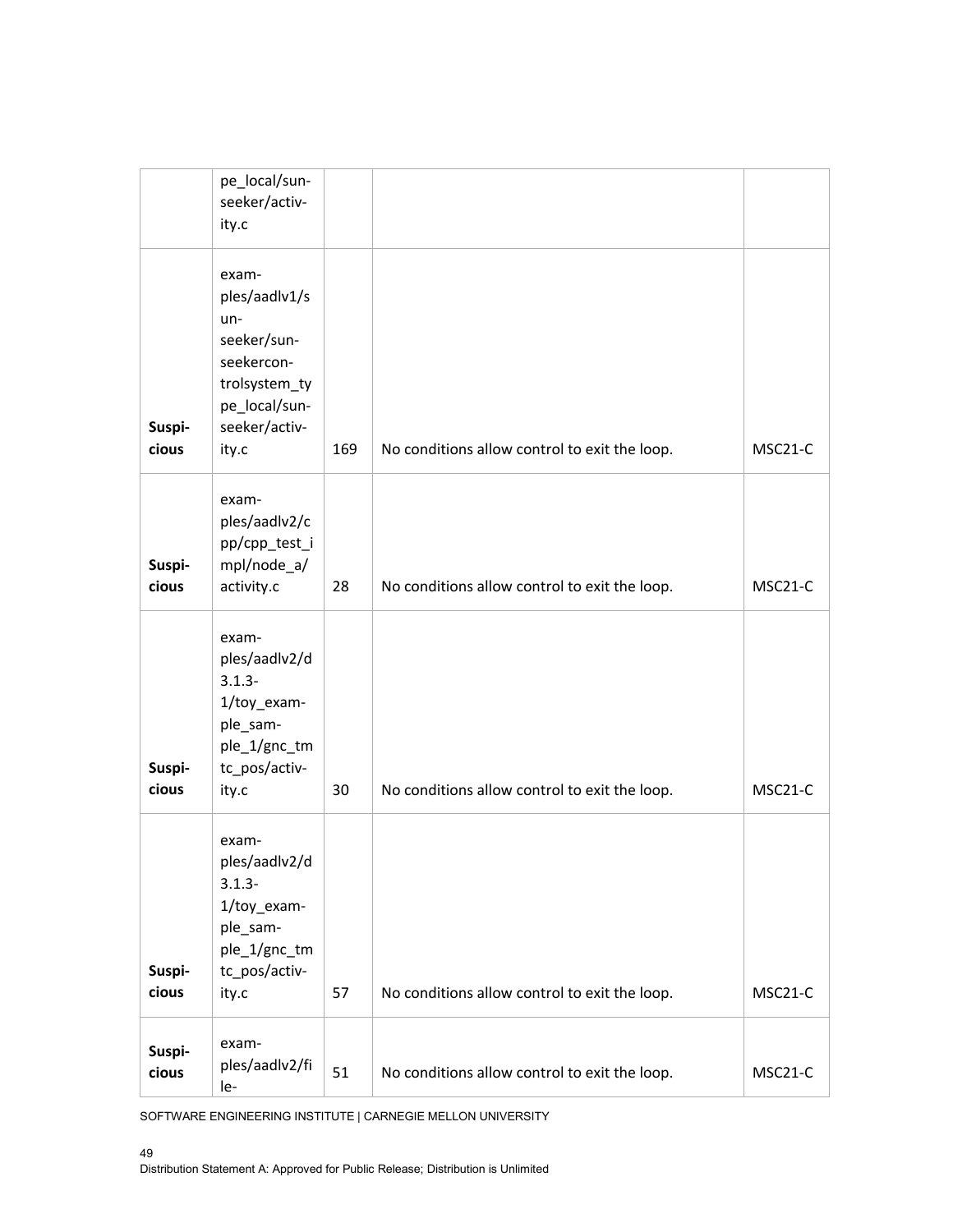| | | | | |
|---|---|---|---|---|
| | pe_local/sun-seeker/activity.c | | | |
| Suspicious | examples/aadlv1/sunseeker/sunseekercontrolsystem_type_local/sunseeker/activity.c | 169 | No conditions allow control to exit the loop. | MSC21-C |
| Suspicious | examples/aadlv2/cpp/cpp_test_impl/node_a/activity.c | 28 | No conditions allow control to exit the loop. | MSC21-C |
| Suspicious | examples/aadlv2/d3.1.3-1/toy_example_sample_1/gnc_tmtc_pos/activity.c | 30 | No conditions allow control to exit the loop. | MSC21-C |
| Suspicious | examples/aadlv2/d3.1.3-1/toy_example_sample_1/gnc_tmtc_pos/activity.c | 57 | No conditions allow control to exit the loop. | MSC21-C |
| Suspicious | examples/aadlv2/file- | 51 | No conditions allow control to exit the loop. | MSC21-C |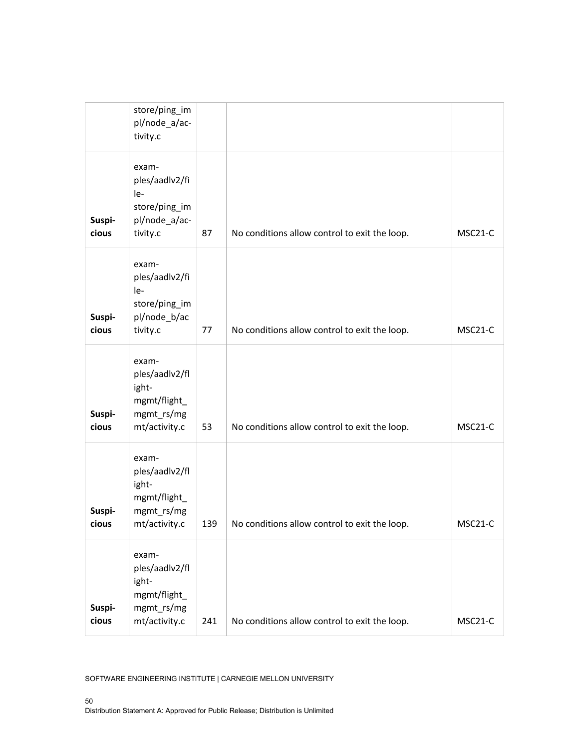| | | | | |
|---|---|---|---|---|
| | store/ping_impl/node_a/activity.c | | | |
| Suspicious | examples/aadlv2/filestore/ping_impl/node_a/activity.c | 87 | No conditions allow control to exit the loop. | MSC21-C |
| Suspicious | examples/aadlv2/filestore/ping_impl/node_b/activity.c | 77 | No conditions allow control to exit the loop. | MSC21-C |
| Suspicious | examples/aadlv2/flight-mgmt/flight_mgmt_rs/mgmt/activity.c | 53 | No conditions allow control to exit the loop. | MSC21-C |
| Suspicious | examples/aadlv2/flight-mgmt/flight_mgmt_rs/mgmt/activity.c | 139 | No conditions allow control to exit the loop. | MSC21-C |
| Suspicious | examples/aadlv2/flight-mgmt/flight_mgmt_rs/mgmt/activity.c | 241 | No conditions allow control to exit the loop. | MSC21-C |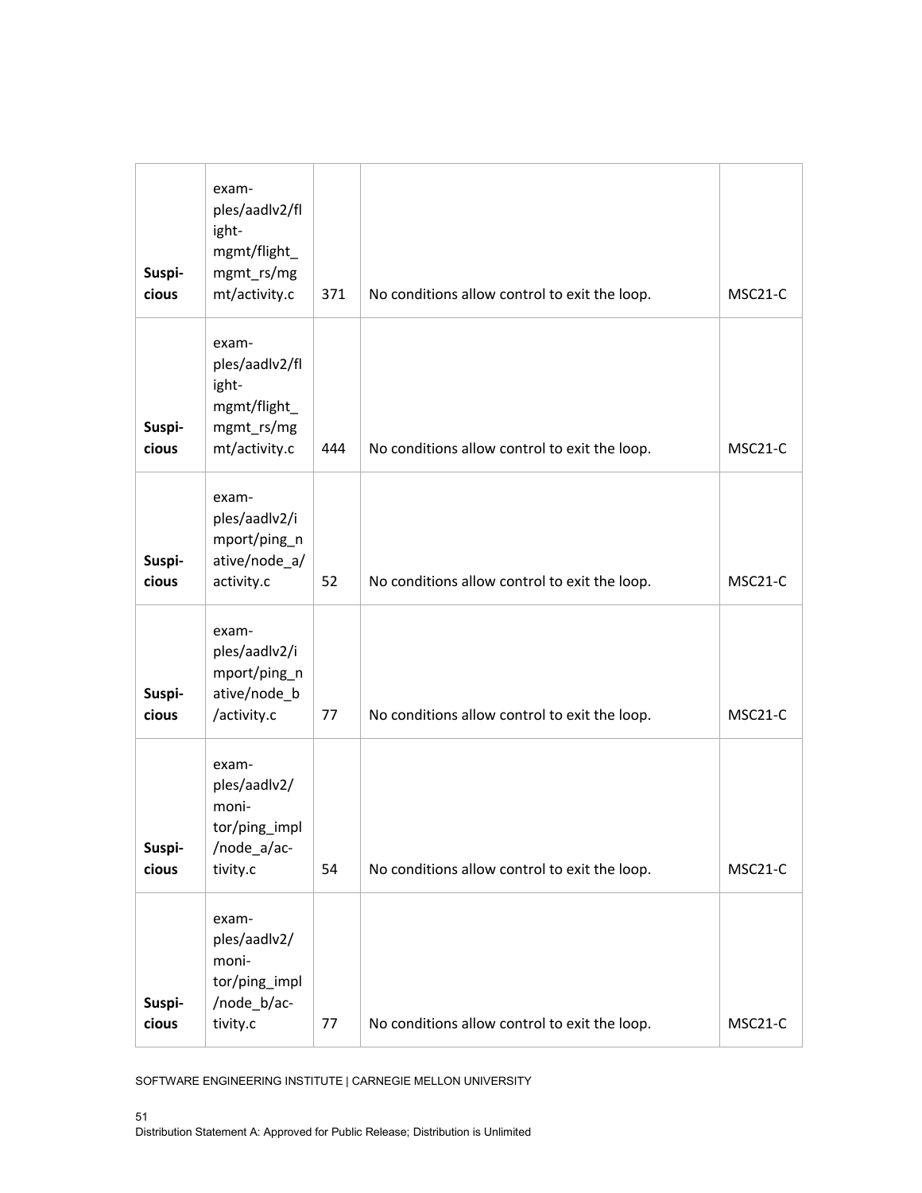| | | | | |
|---|---|---|---|---|
| **Suspicious** | examples/aadlv2/flight-mgmt/flight_mgmt_rs/mgmt/activity.c | 371 | No conditions allow control to exit the loop. | MSC21-C |
| **Suspicious** | examples/aadlv2/flight-mgmt/flight_mgmt_rs/mgmt/activity.c | 444 | No conditions allow control to exit the loop. | MSC21-C |
| **Suspicious** | examples/aadlv2/import/ping_native/node_a/activity.c | 52 | No conditions allow control to exit the loop. | MSC21-C |
| **Suspicious** | examples/aadlv2/import/ping_native/node_b/activity.c | 77 | No conditions allow control to exit the loop. | MSC21-C |
| **Suspicious** | examples/aadlv2/monitor/ping_impl/node_a/activity.c | 54 | No conditions allow control to exit the loop. | MSC21-C |
| **Suspicious** | examples/aadlv2/monitor/ping_impl/node_b/activity.c | 77 | No conditions allow control to exit the loop. | MSC21-C |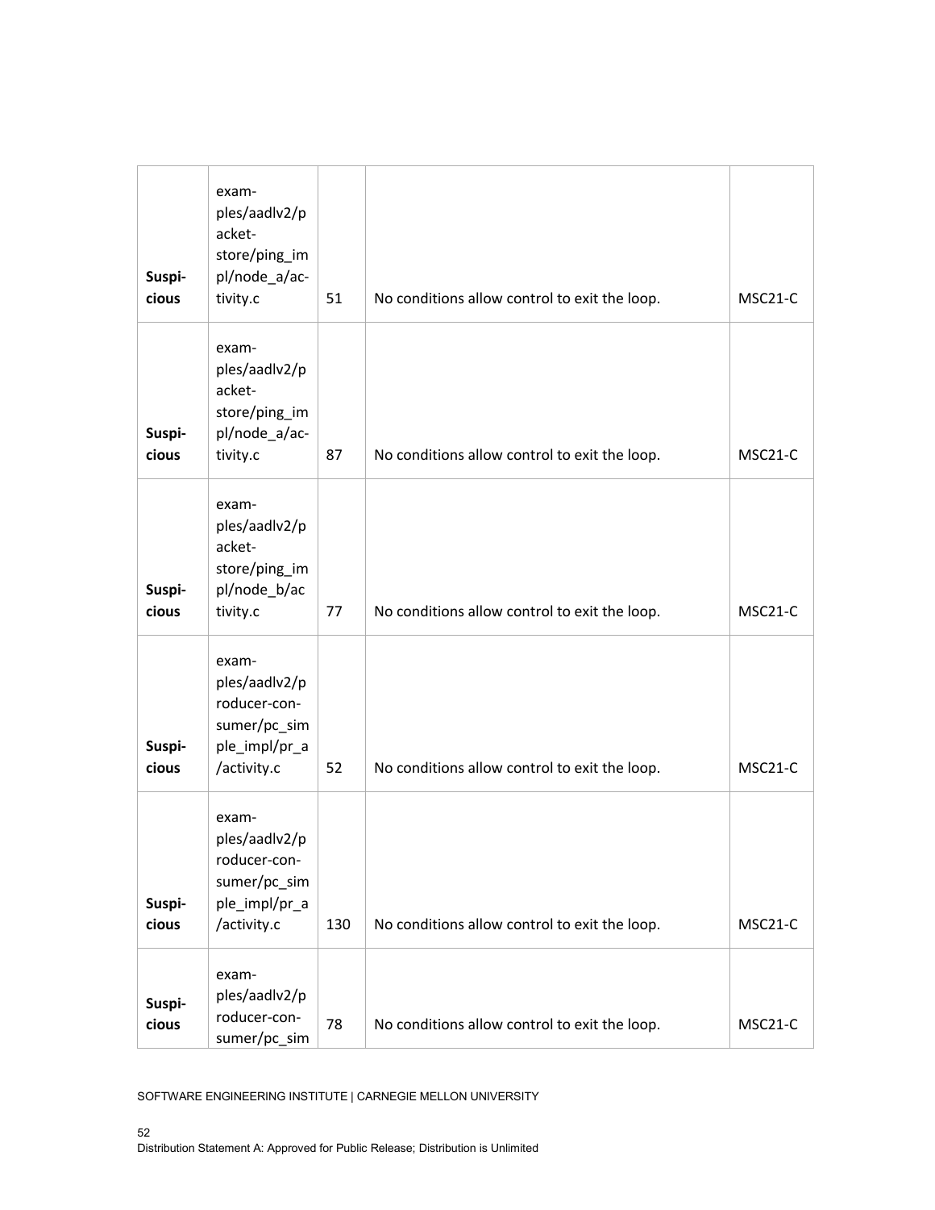| | | | | |
|---|---|---|---|---|
| **Suspicious** | examples/aadlv2/packet-store/ping_impl/node_a/activity.c | 51 | No conditions allow control to exit the loop. | MSC21-C |
| **Suspicious** | examples/aadlv2/packet-store/ping_impl/node_a/activity.c | 87 | No conditions allow control to exit the loop. | MSC21-C |
| **Suspicious** | examples/aadlv2/packet-store/ping_impl/node_b/activity.c | 77 | No conditions allow control to exit the loop. | MSC21-C |
| **Suspicious** | examples/aadlv2/producer-consumer/pc_simple_impl/pr_a/activity.c | 52 | No conditions allow control to exit the loop. | MSC21-C |
| **Suspicious** | examples/aadlv2/producer-consumer/pc_simple_impl/pr_a/activity.c | 130 | No conditions allow control to exit the loop. | MSC21-C |
| **Suspicious** | examples/aadlv2/producer-consumer/pc_sim | 78 | No conditions allow control to exit the loop. | MSC21-C |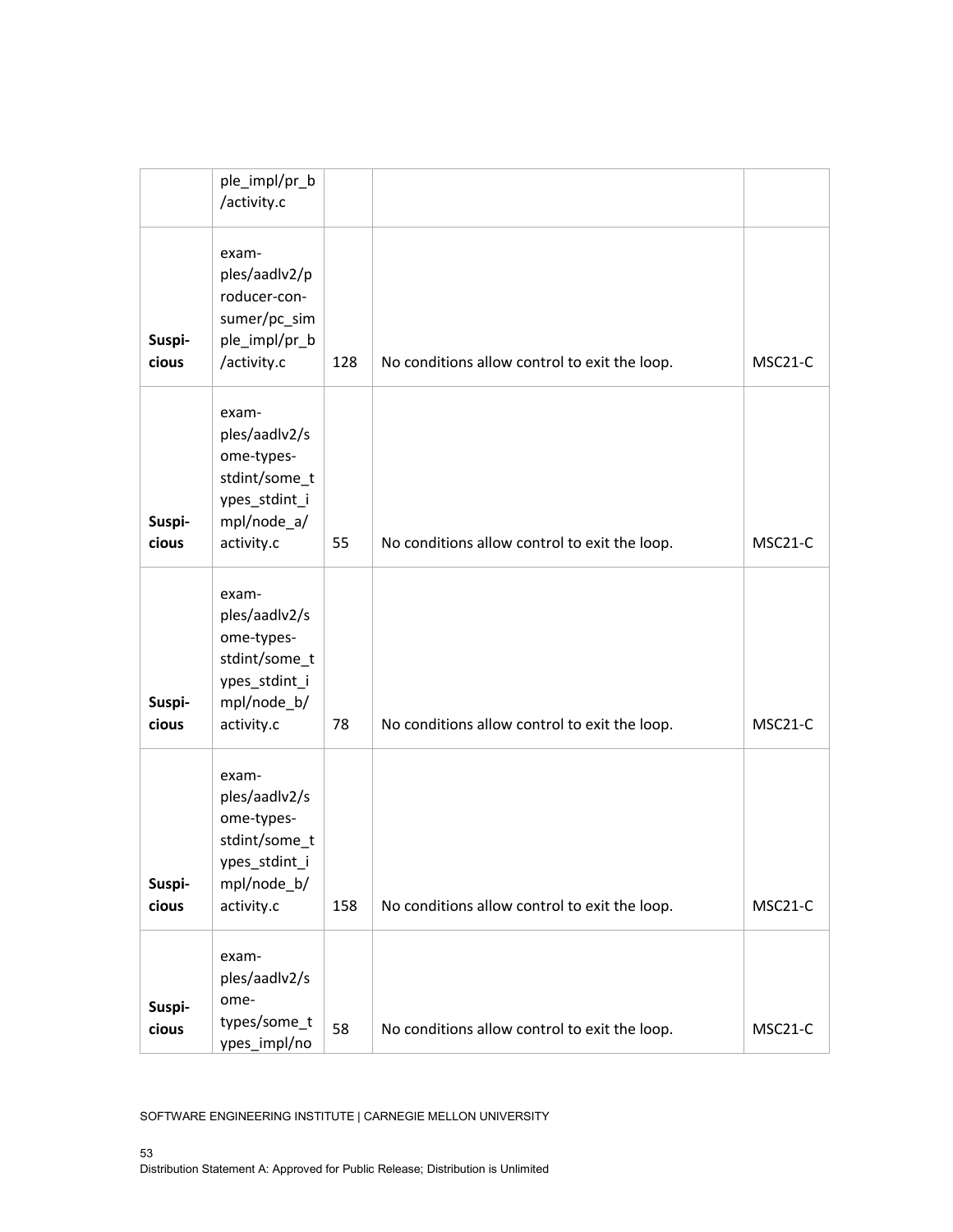| | | | | |
|---|---|---|---|---|
| | ple_impl/pr_b/activity.c | | | |
| Suspicious | examples/aadlv2/producer-consumer/pc_simple_impl/pr_b/activity.c | 128 | No conditions allow control to exit the loop. | MSC21-C |
| Suspicious | examples/aadlv2/some-types-stdint/some_types_stdint_impl/node_a/activity.c | 55 | No conditions allow control to exit the loop. | MSC21-C |
| Suspicious | examples/aadlv2/some-types-stdint/some_types_stdint_impl/node_b/activity.c | 78 | No conditions allow control to exit the loop. | MSC21-C |
| Suspicious | examples/aadlv2/some-types-stdint/some_types_stdint_impl/node_b/activity.c | 158 | No conditions allow control to exit the loop. | MSC21-C |
| Suspicious | examples/aadlv2/some-types/some_types_impl/no | 58 | No conditions allow control to exit the loop. | MSC21-C |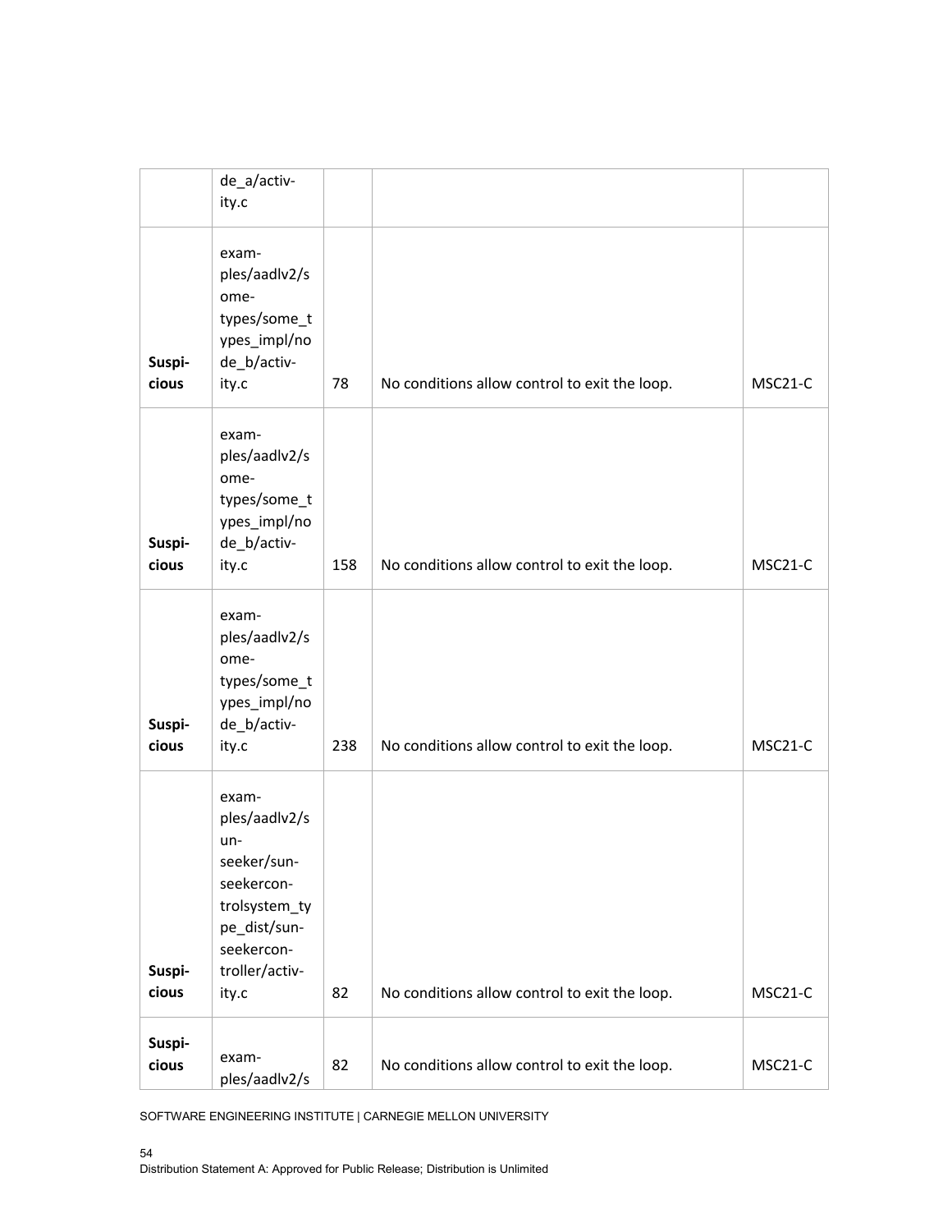| | de_a/activity.c | | | |
|---|---|---|---|---|
| **Suspicious** | examples/aadlv2/sometypes/some_types_impl/node_b/activity.c | 78 | No conditions allow control to exit the loop. | MSC21-C |
| **Suspicious** | examples/aadlv2/sometypes/some_types_impl/node_b/activity.c | 158 | No conditions allow control to exit the loop. | MSC21-C |
| **Suspicious** | examples/aadlv2/sometypes/some_types_impl/node_b/activity.c | 238 | No conditions allow control to exit the loop. | MSC21-C |
| **Suspicious** | examples/aadlv2/sunseeker/sunseekercontrolsystem_type_dist/sunseekercontroller/activity.c | 82 | No conditions allow control to exit the loop. | MSC21-C |
| **Suspicious** | examples/aadlv2/s | 82 | No conditions allow control to exit the loop. | MSC21-C |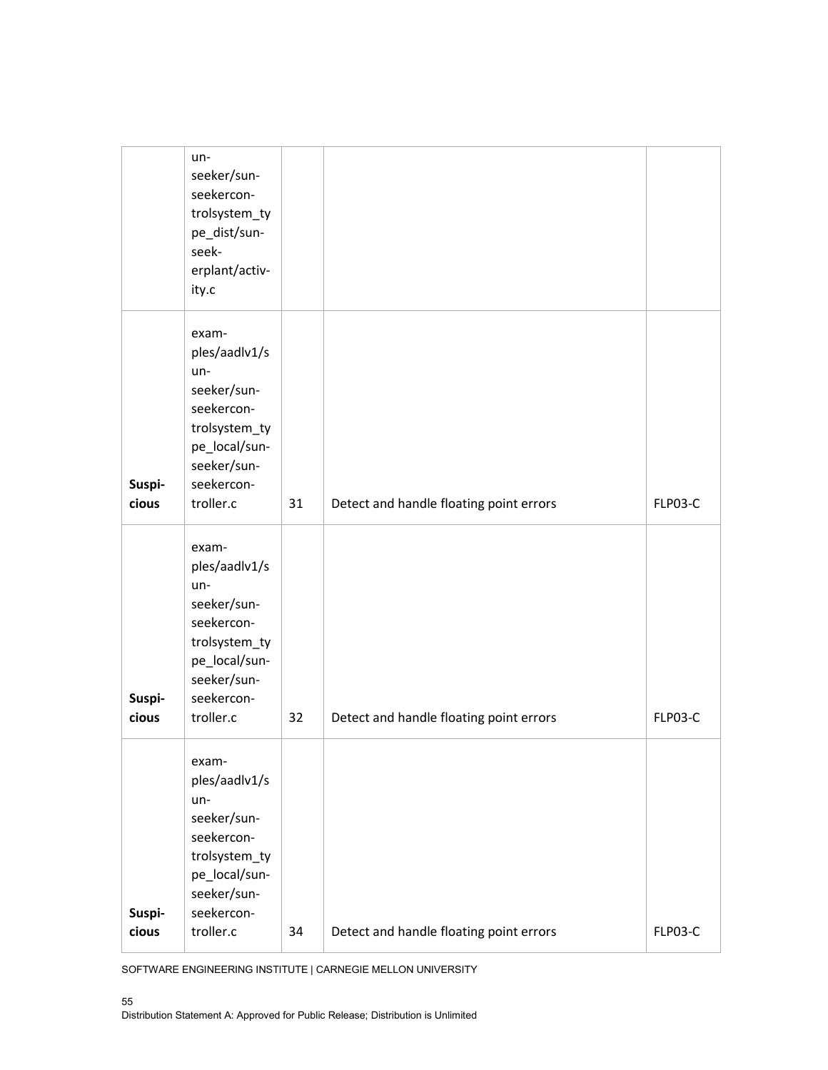| | | | | |
|---|---|---|---|---|
| | un-seeker/sun-seekercon-trolsystem_type_dist/sun-seek-erplant/activ-ity.c | | | |
| Suspi-cious | exam-ples/aadlv1/sun-seeker/sun-seekercon-trolsystem_type_local/sun-seeker/sun-seekercon-troller.c | 31 | Detect and handle floating point errors | FLP03-C |
| Suspi-cious | exam-ples/aadlv1/sun-seeker/sun-seekercon-trolsystem_type_local/sun-seeker/sun-seekercon-troller.c | 32 | Detect and handle floating point errors | FLP03-C |
| Suspi-cious | exam-ples/aadlv1/sun-seeker/sun-seekercon-trolsystem_type_local/sun-seeker/sun-seekercon-troller.c | 34 | Detect and handle floating point errors | FLP03-C |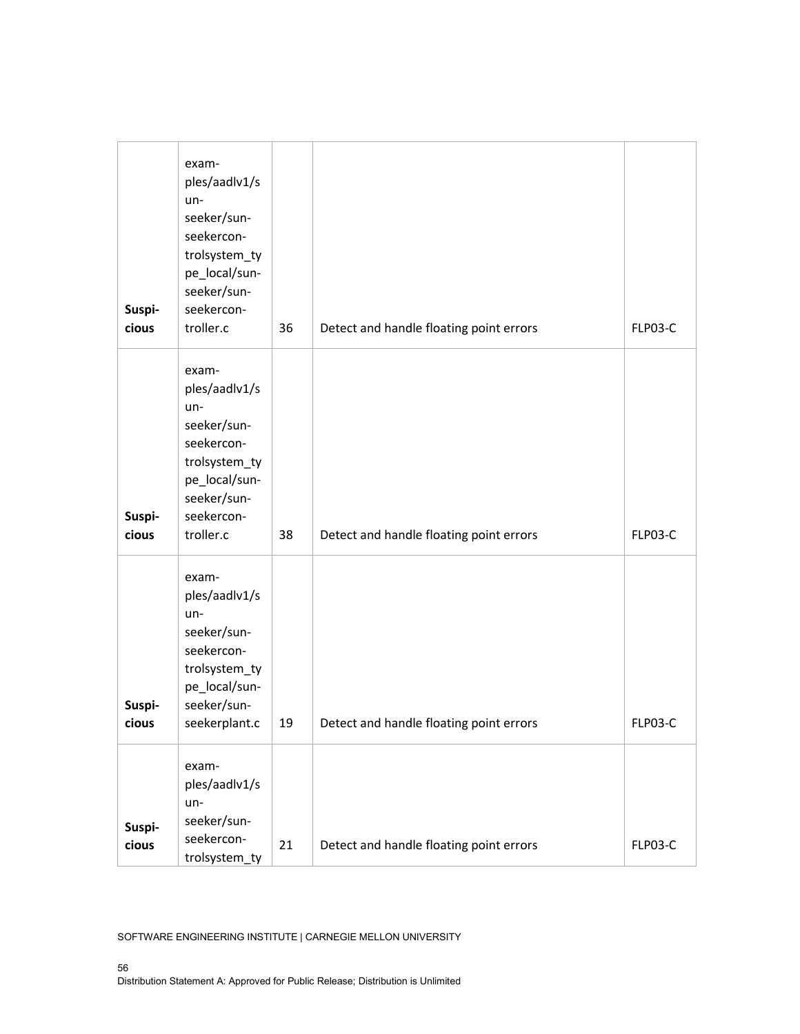| | | | | |
|---|---|---|---|---|
| **Suspicious** | examples/aadlv1/sunseeker/sunseekercontrolsystem_type_local/sunseeker/sunseekercontroller.c | 36 | Detect and handle floating point errors | FLP03-C |
| **Suspicious** | examples/aadlv1/sunseeker/sunseekercontrolsystem_type_local/sunseeker/sunseekercontroller.c | 38 | Detect and handle floating point errors | FLP03-C |
| **Suspicious** | examples/aadlv1/sunseeker/sunseekercontrolsystem_type_local/sunseeker/sunseekerplant.c | 19 | Detect and handle floating point errors | FLP03-C |
| **Suspicious** | examples/aadlv1/sunseeker/sunseekercontrolsystem_ty | 21 | Detect and handle floating point errors | FLP03-C |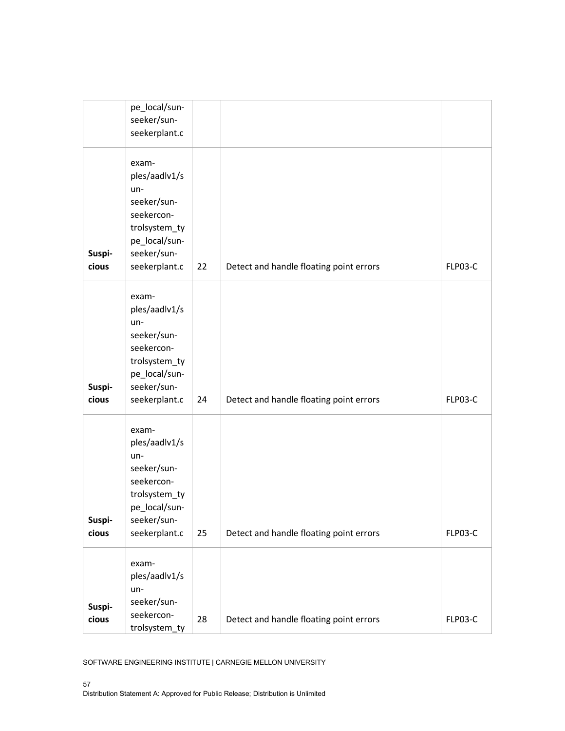| | | | | |
|---|---|---|---|---|
| | pe_local/sun-seeker/sun-seekerplant.c | | | |
| Suspicious | examples/aadlv1/sunseeker/sunseekercontrolsystem_type_local/sunseeker/sunseekerplant.c | 22 | Detect and handle floating point errors | FLP03-C |
| Suspicious | examples/aadlv1/sunseeker/sunseekercontrolsystem_type_local/sunseeker/sunseekerplant.c | 24 | Detect and handle floating point errors | FLP03-C |
| Suspicious | examples/aadlv1/sunseeker/sunseekercontrolsystem_type_local/sunseeker/sunseekerplant.c | 25 | Detect and handle floating point errors | FLP03-C |
| Suspicious | examples/aadlv1/sunseeker/sunseekercontrolsystem_ty | 28 | Detect and handle floating point errors | FLP03-C |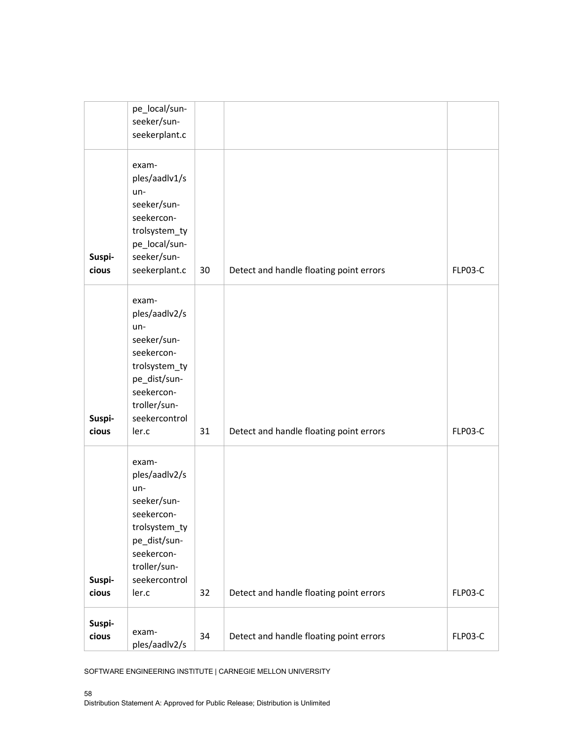|  |  |  |  |  |
|---|---|---|---|---|
|  | pe_local/sun-seeker/sun-seekerplant.c |  |  |  |
| **Suspicious** | examples/aadlv1/sun-seeker/sun-seekercontrolsystem_type_local/sun-seeker/sun-seekerplant.c | 30 | Detect and handle floating point errors | FLP03-C |
| **Suspicious** | examples/aadlv2/sun-seeker/sun-seekercontrolsystem_type_dist/sun-seekercontroller/sun-seekercontroller.c | 31 | Detect and handle floating point errors | FLP03-C |
| **Suspicious** | examples/aadlv2/sun-seeker/sun-seekercontrolsystem_type_dist/sun-seekercontroller/sun-seekercontroller.c | 32 | Detect and handle floating point errors | FLP03-C |
| **Suspicious** | examples/aadlv2/s | 34 | Detect and handle floating point errors | FLP03-C |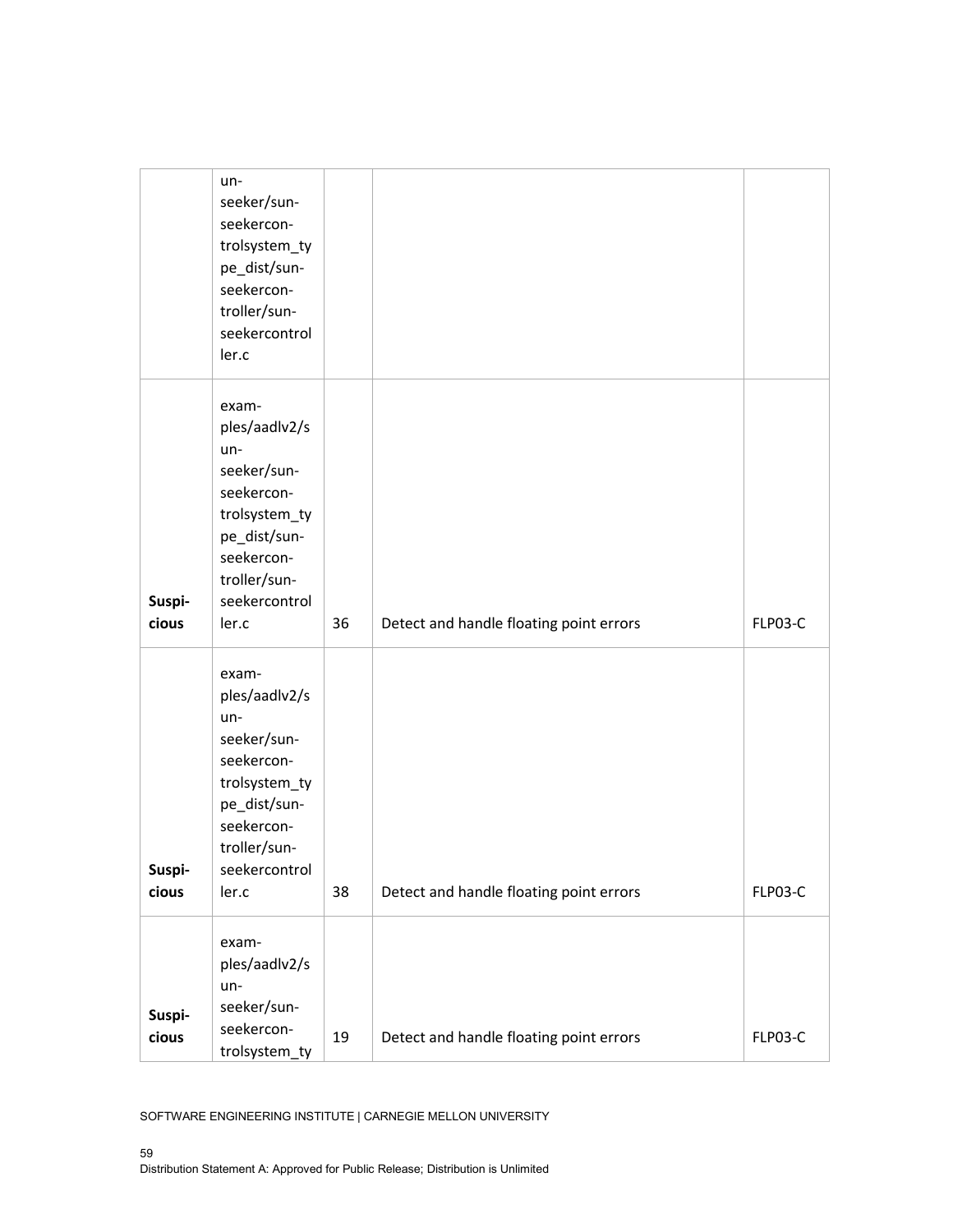| | | | | |
|---|---|---|---|---|
| | un-seeker/sun-seekercon-trolsystem_type_dist/sun-seekercon-troller/sun-seekercontroller.c | | | |
| Suspicious | examples/aadlv2/sun-seeker/sun-seekercon-trolsystem_type_dist/sun-seekercon-troller/sun-seekercontroller.c | 36 | Detect and handle floating point errors | FLP03-C |
| Suspicious | examples/aadlv2/sun-seeker/sun-seekercon-trolsystem_type_dist/sun-seekercon-troller/sun-seekercontroller.c | 38 | Detect and handle floating point errors | FLP03-C |
| Suspicious | examples/aadlv2/sun-seeker/sun-seekercon-trolsystem_ty | 19 | Detect and handle floating point errors | FLP03-C |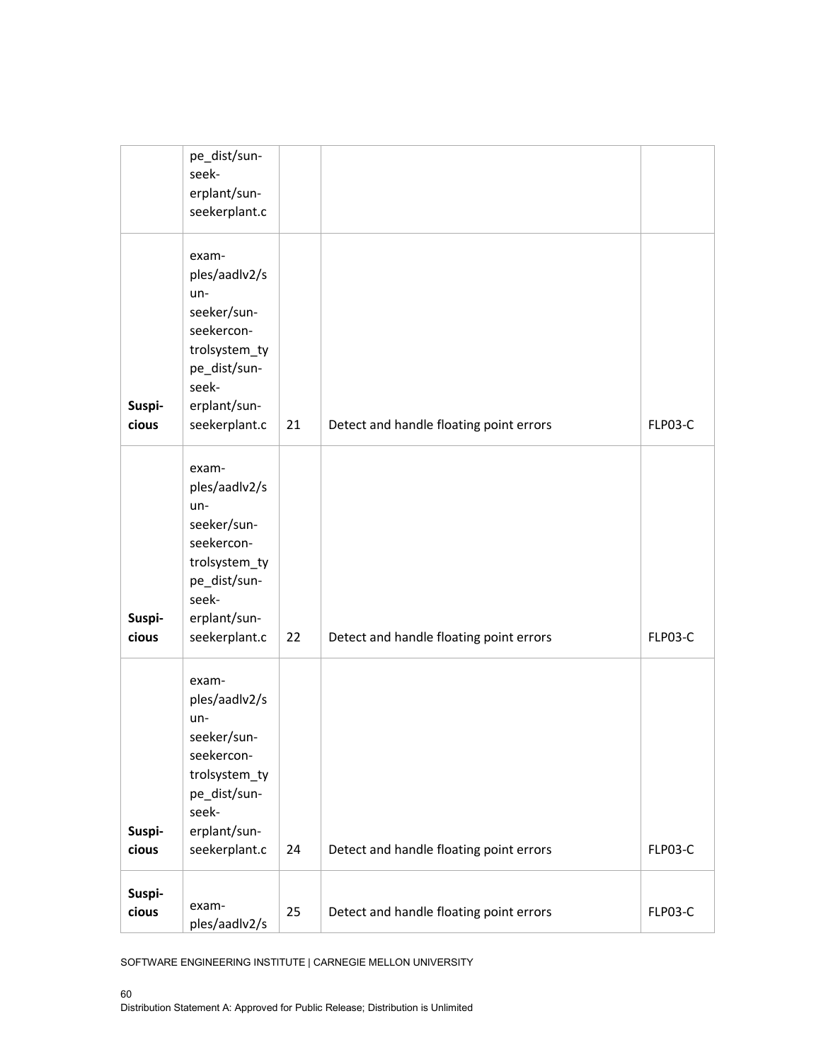| | pe_dist/sun-seek-erplant/sun-seekerplant.c | | | |
|---|---|---|---|---|
| Suspi-cious | exam-ples/aadlv2/s un-seeker/sun-seekercon-trolsystem_ty pe_dist/sun-seek-erplant/sun-seekerplant.c | 21 | Detect and handle floating point errors | FLP03-C |
| Suspi-cious | exam-ples/aadlv2/s un-seeker/sun-seekercon-trolsystem_ty pe_dist/sun-seek-erplant/sun-seekerplant.c | 22 | Detect and handle floating point errors | FLP03-C |
| Suspi-cious | exam-ples/aadlv2/s un-seeker/sun-seekercon-trolsystem_ty pe_dist/sun-seek-erplant/sun-seekerplant.c | 24 | Detect and handle floating point errors | FLP03-C |
| Suspi-cious | exam-ples/aadlv2/s | 25 | Detect and handle floating point errors | FLP03-C |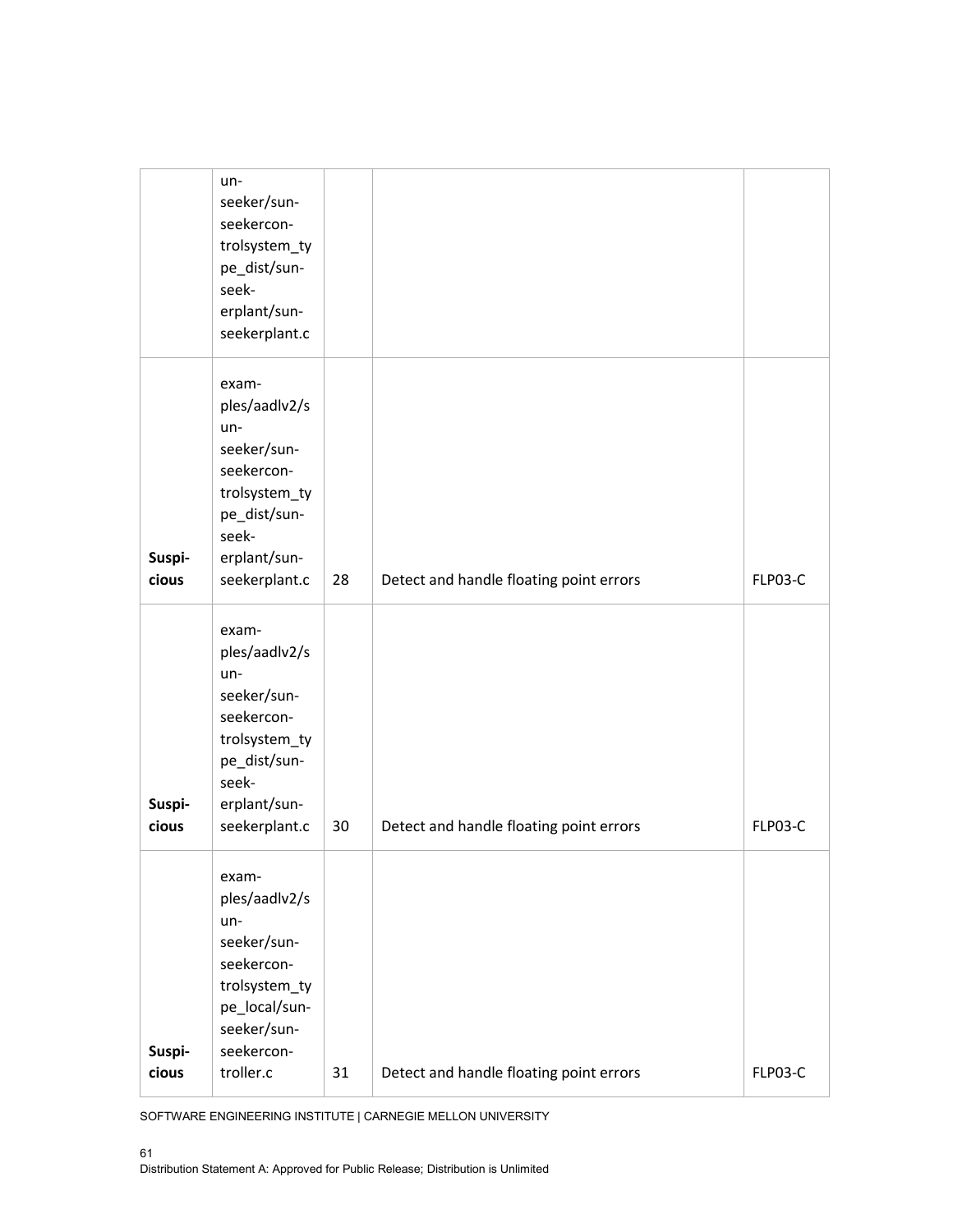| | | | | |
|---|---|---|---|---|
| | un-seeker/sun-seekercon-trolsystem_type_dist/sun-seek-erplant/sun-seekerplant.c | | | |
| Suspi-cious | exam-ples/aadlv2/s un-seeker/sun-seekercon-trolsystem_type_dist/sun-seek-erplant/sun-seekerplant.c | 28 | Detect and handle floating point errors | FLP03-C |
| Suspi-cious | exam-ples/aadlv2/s un-seeker/sun-seekercon-trolsystem_type_dist/sun-seek-erplant/sun-seekerplant.c | 30 | Detect and handle floating point errors | FLP03-C |
| Suspi-cious | exam-ples/aadlv2/s un-seeker/sun-seekercon-trolsystem_type_local/sun-seeker/sun-seekercon-troller.c | 31 | Detect and handle floating point errors | FLP03-C |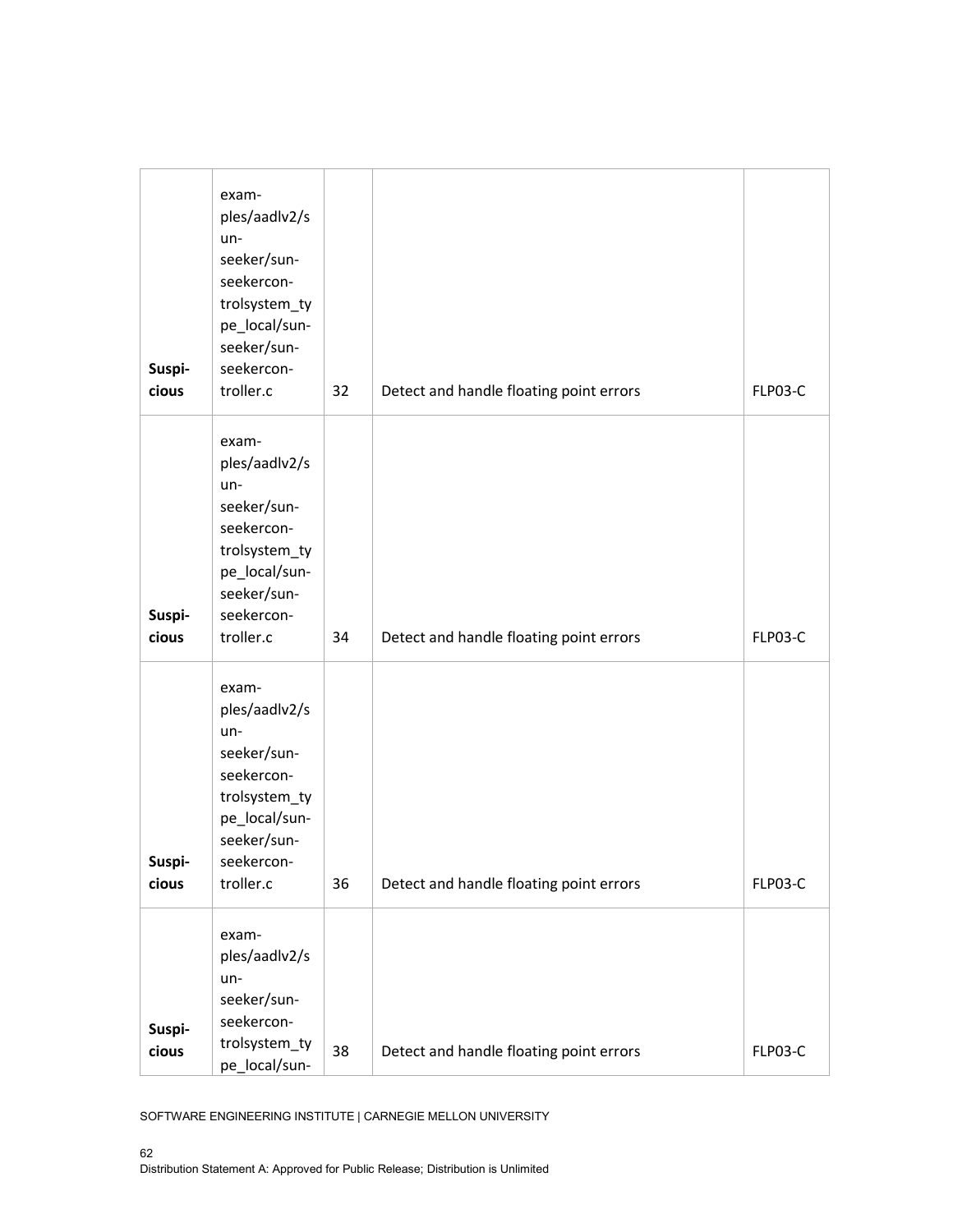| | | | | |
|---|---|---|---|---|
| **Suspicious** | examples/aadlv2/sunseeker/sunseekercontrolsystem_type_local/sunseeker/sunseekercontroller.c | 32 | Detect and handle floating point errors | FLP03-C |
| **Suspicious** | examples/aadlv2/sunseeker/sunseekercontrolsystem_type_local/sunseeker/sunseekercontroller.c | 34 | Detect and handle floating point errors | FLP03-C |
| **Suspicious** | examples/aadlv2/sunseeker/sunseekercontrolsystem_type_local/sunseeker/sunseekercontroller.c | 36 | Detect and handle floating point errors | FLP03-C |
| **Suspicious** | examples/aadlv2/sunseeker/sunseekercontrolsystem_type_local/sun- | 38 | Detect and handle floating point errors | FLP03-C |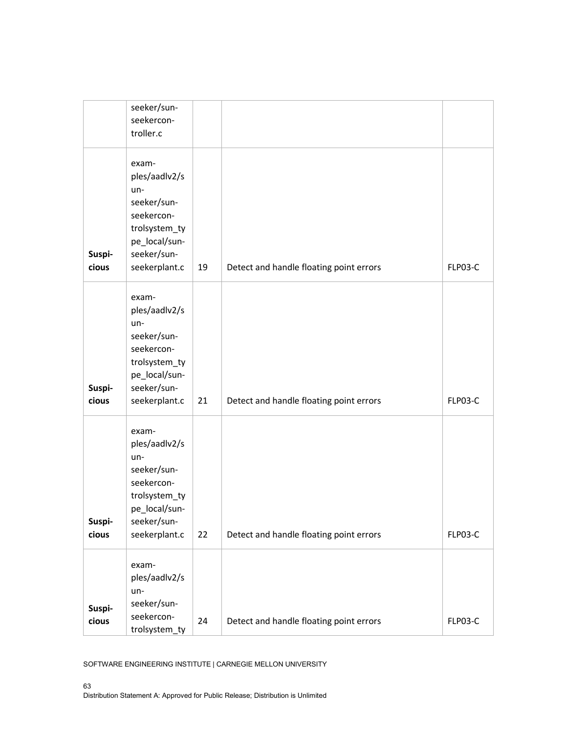| | | | | |
|---|---|---|---|---|
| | seeker/sunseekercontroller.c | | | |
| **Suspicious** | examples/aadlv2/sunseeker/sunseekercontrolsystem_type_local/sunseeker/sunseekerplant.c | 19 | Detect and handle floating point errors | FLP03-C |
| **Suspicious** | examples/aadlv2/sunseeker/sunseekercontrolsystem_type_local/sunseeker/sunseekerplant.c | 21 | Detect and handle floating point errors | FLP03-C |
| **Suspicious** | examples/aadlv2/sunseeker/sunseekercontrolsystem_type_local/sunseeker/sunseekerplant.c | 22 | Detect and handle floating point errors | FLP03-C |
| **Suspicious** | examples/aadlv2/sunseeker/sunseekercontrolsystem_ty | 24 | Detect and handle floating point errors | FLP03-C |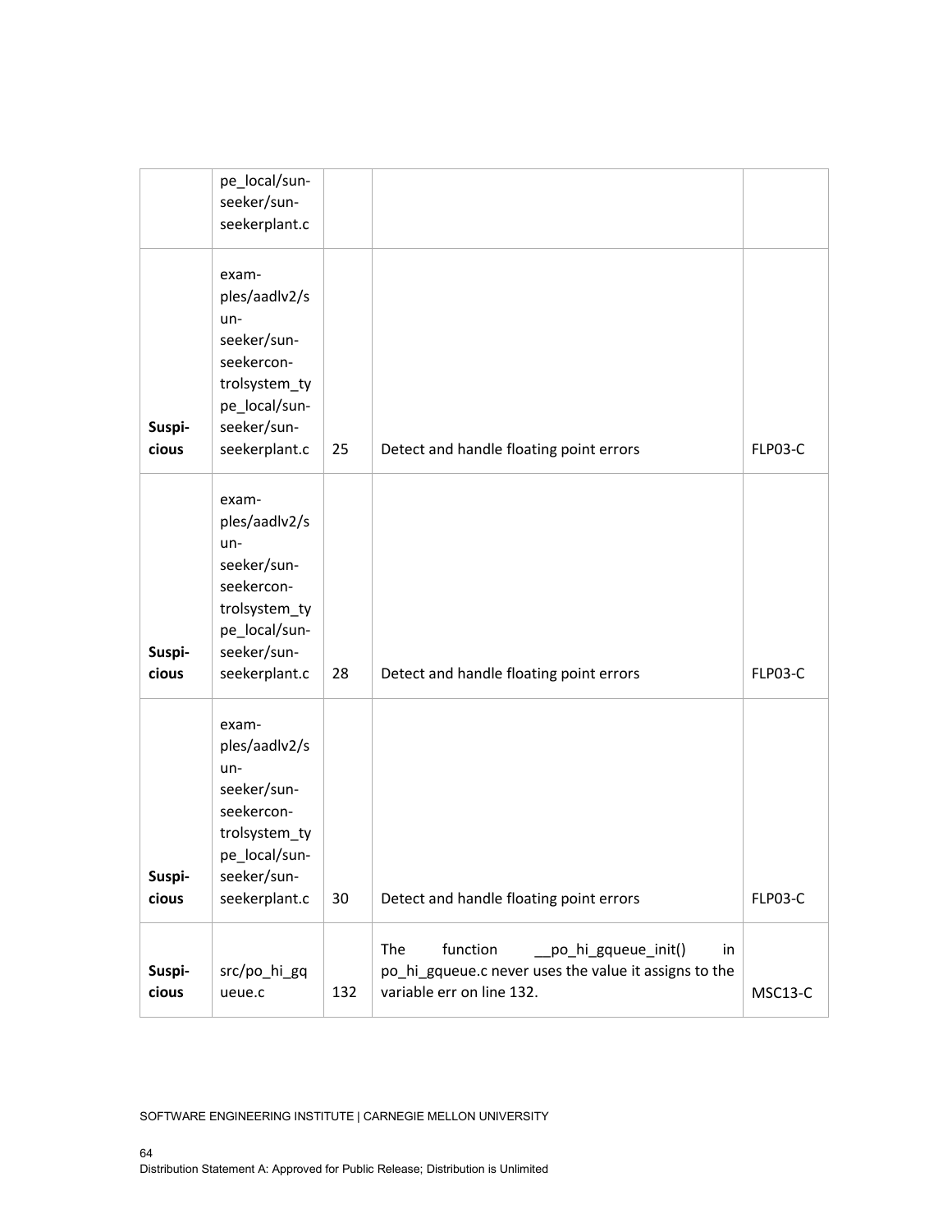| | | | | |
|---|---|---|---|---|
| | pe_local/sun-seeker/sun-seekerplant.c | | | |
| **Suspicious** | examples/aadlv2/sun-seeker/sun-seekercontrolsystem_type_local/sun-seeker/sun-seekerplant.c | 25 | Detect and handle floating point errors | FLP03-C |
| **Suspicious** | examples/aadlv2/sun-seeker/sun-seekercontrolsystem_type_local/sun-seeker/sun-seekerplant.c | 28 | Detect and handle floating point errors | FLP03-C |
| **Suspicious** | examples/aadlv2/sun-seeker/sun-seekercontrolsystem_type_local/sun-seeker/sun-seekerplant.c | 30 | Detect and handle floating point errors | FLP03-C |
| **Suspicious** | src/po_hi_gqueue.c | 132 | The function __po_hi_gqueue_init() in po_hi_gqueue.c never uses the value it assigns to the variable err on line 132. | MSC13-C |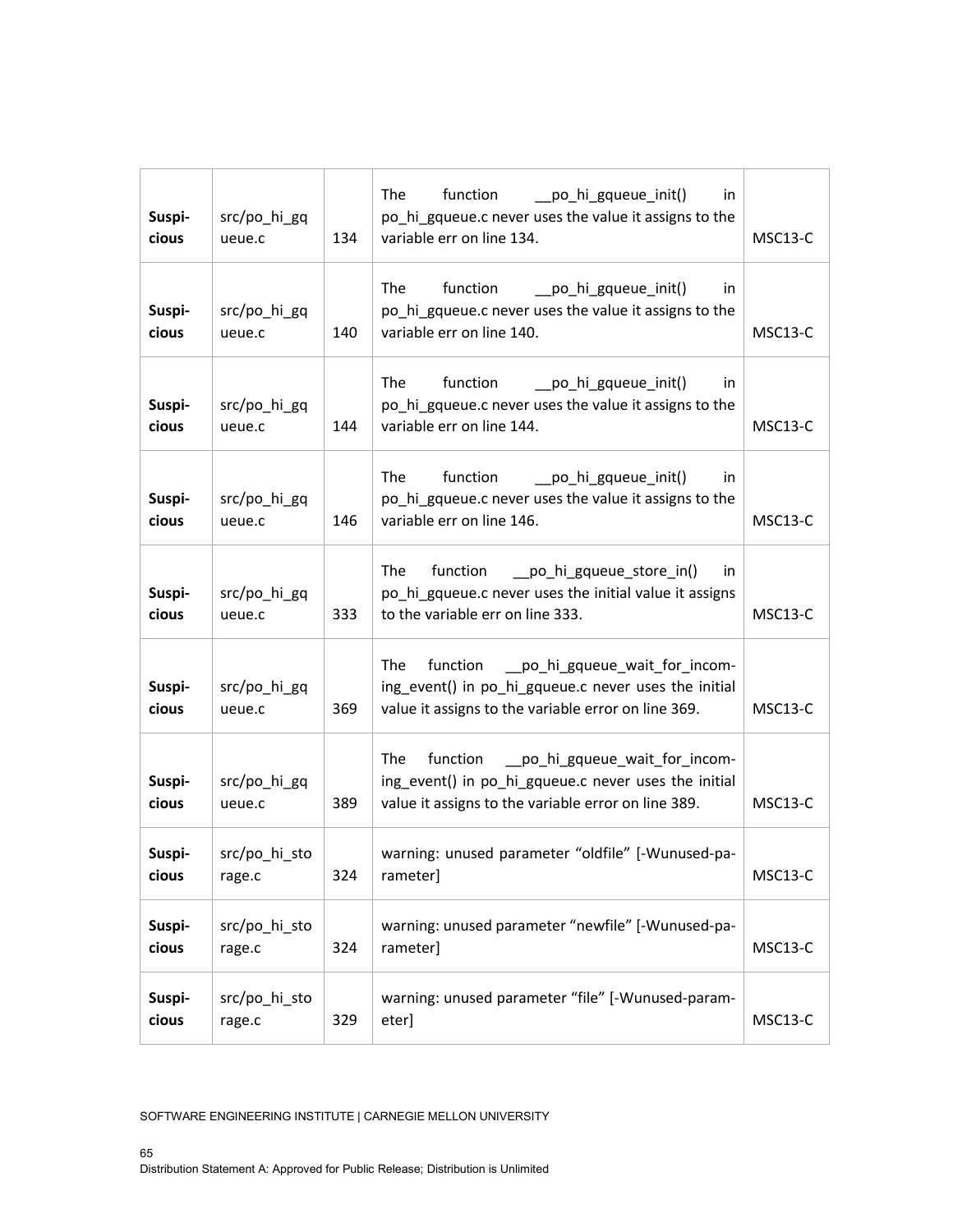| | | | | |
|---|---|---|---|---|
| **Suspi-cious** | src/po_hi_gqueue.c | 134 | The function __po_hi_gqueue_init() in po_hi_gqueue.c never uses the value it assigns to the variable err on line 134. | MSC13-C |
| **Suspi-cious** | src/po_hi_gqueue.c | 140 | The function __po_hi_gqueue_init() in po_hi_gqueue.c never uses the value it assigns to the variable err on line 140. | MSC13-C |
| **Suspi-cious** | src/po_hi_gqueue.c | 144 | The function __po_hi_gqueue_init() in po_hi_gqueue.c never uses the value it assigns to the variable err on line 144. | MSC13-C |
| **Suspi-cious** | src/po_hi_gqueue.c | 146 | The function __po_hi_gqueue_init() in po_hi_gqueue.c never uses the value it assigns to the variable err on line 146. | MSC13-C |
| **Suspi-cious** | src/po_hi_gqueue.c | 333 | The function __po_hi_gqueue_store_in() in po_hi_gqueue.c never uses the initial value it assigns to the variable err on line 333. | MSC13-C |
| **Suspi-cious** | src/po_hi_gqueue.c | 369 | The function __po_hi_gqueue_wait_for_incoming_event() in po_hi_gqueue.c never uses the initial value it assigns to the variable error on line 369. | MSC13-C |
| **Suspi-cious** | src/po_hi_gqueue.c | 389 | The function __po_hi_gqueue_wait_for_incoming_event() in po_hi_gqueue.c never uses the initial value it assigns to the variable error on line 389. | MSC13-C |
| **Suspi-cious** | src/po_hi_storage.c | 324 | warning: unused parameter "oldfile" [-Wunused-parameter] | MSC13-C |
| **Suspi-cious** | src/po_hi_storage.c | 324 | warning: unused parameter "newfile" [-Wunused-parameter] | MSC13-C |
| **Suspi-cious** | src/po_hi_storage.c | 329 | warning: unused parameter "file" [-Wunused-parameter] | MSC13-C |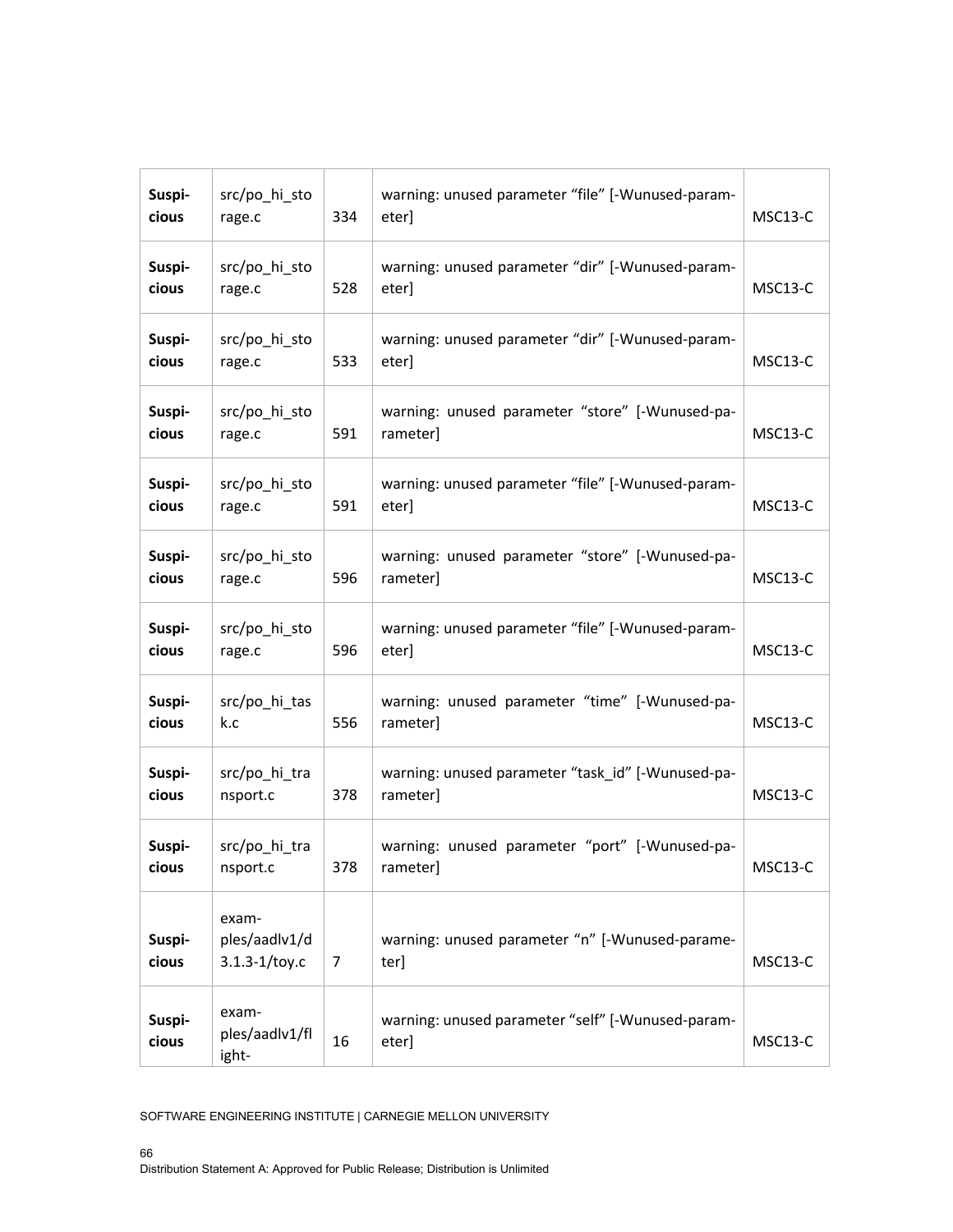| Suspicious | src/po_hi_storage.c | 334 | warning: unused parameter “file” [-Wunused-parameter] | MSC13-C |
|---|---|---|---|---|
| Suspicious | src/po_hi_storage.c | 528 | warning: unused parameter “dir” [-Wunused-parameter] | MSC13-C |
| Suspicious | src/po_hi_storage.c | 533 | warning: unused parameter “dir” [-Wunused-parameter] | MSC13-C |
| Suspicious | src/po_hi_storage.c | 591 | warning: unused parameter “store” [-Wunused-parameter] | MSC13-C |
| Suspicious | src/po_hi_storage.c | 591 | warning: unused parameter “file” [-Wunused-parameter] | MSC13-C |
| Suspicious | src/po_hi_storage.c | 596 | warning: unused parameter “store” [-Wunused-parameter] | MSC13-C |
| Suspicious | src/po_hi_storage.c | 596 | warning: unused parameter “file” [-Wunused-parameter] | MSC13-C |
| Suspicious | src/po_hi_task.c | 556 | warning: unused parameter “time” [-Wunused-parameter] | MSC13-C |
| Suspicious | src/po_hi_transport.c | 378 | warning: unused parameter “task_id” [-Wunused-parameter] | MSC13-C |
| Suspicious | src/po_hi_transport.c | 378 | warning: unused parameter “port” [-Wunused-parameter] | MSC13-C |
| Suspicious | examples/aadlv1/d3.1.3-1/toy.c | 7 | warning: unused parameter “n” [-Wunused-parameter] | MSC13-C |
| Suspicious | examples/aadlv1/flight- | 16 | warning: unused parameter “self” [-Wunused-parameter] | MSC13-C |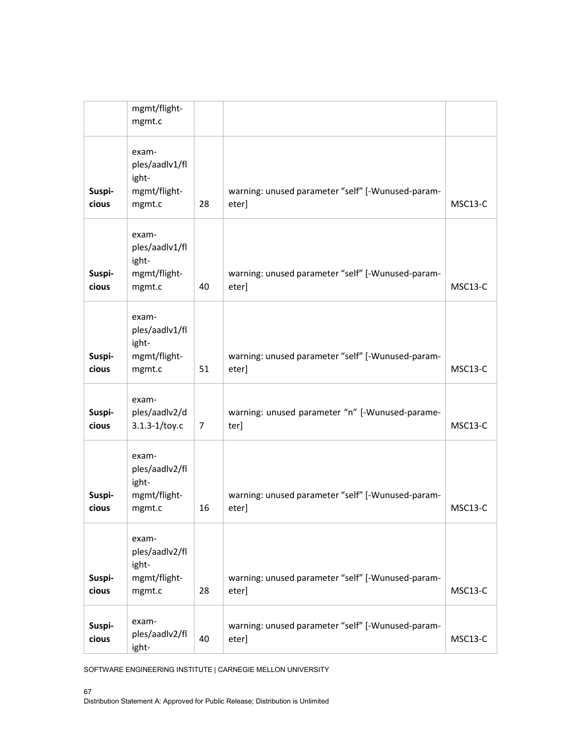|  | mgmt/flight-mgmt.c |  |  |  |
|---|---|---|---|---|
| **Suspicious** | examples/aadlv1/flight-mgmt/flight-mgmt.c | 28 | warning: unused parameter “self” [-Wunused-parameter] | MSC13-C |
| **Suspicious** | examples/aadlv1/flight-mgmt/flight-mgmt.c | 40 | warning: unused parameter “self” [-Wunused-parameter] | MSC13-C |
| **Suspicious** | examples/aadlv1/flight-mgmt/flight-mgmt.c | 51 | warning: unused parameter “self” [-Wunused-parameter] | MSC13-C |
| **Suspicious** | examples/aadlv2/d3.1.3-1/toy.c | 7 | warning: unused parameter “n” [-Wunused-parameter] | MSC13-C |
| **Suspicious** | examples/aadlv2/flight-mgmt/flight-mgmt.c | 16 | warning: unused parameter “self” [-Wunused-parameter] | MSC13-C |
| **Suspicious** | examples/aadlv2/flight-mgmt/flight-mgmt.c | 28 | warning: unused parameter “self” [-Wunused-parameter] | MSC13-C |
| **Suspicious** | examples/aadlv2/flight- | 40 | warning: unused parameter “self” [-Wunused-parameter] | MSC13-C |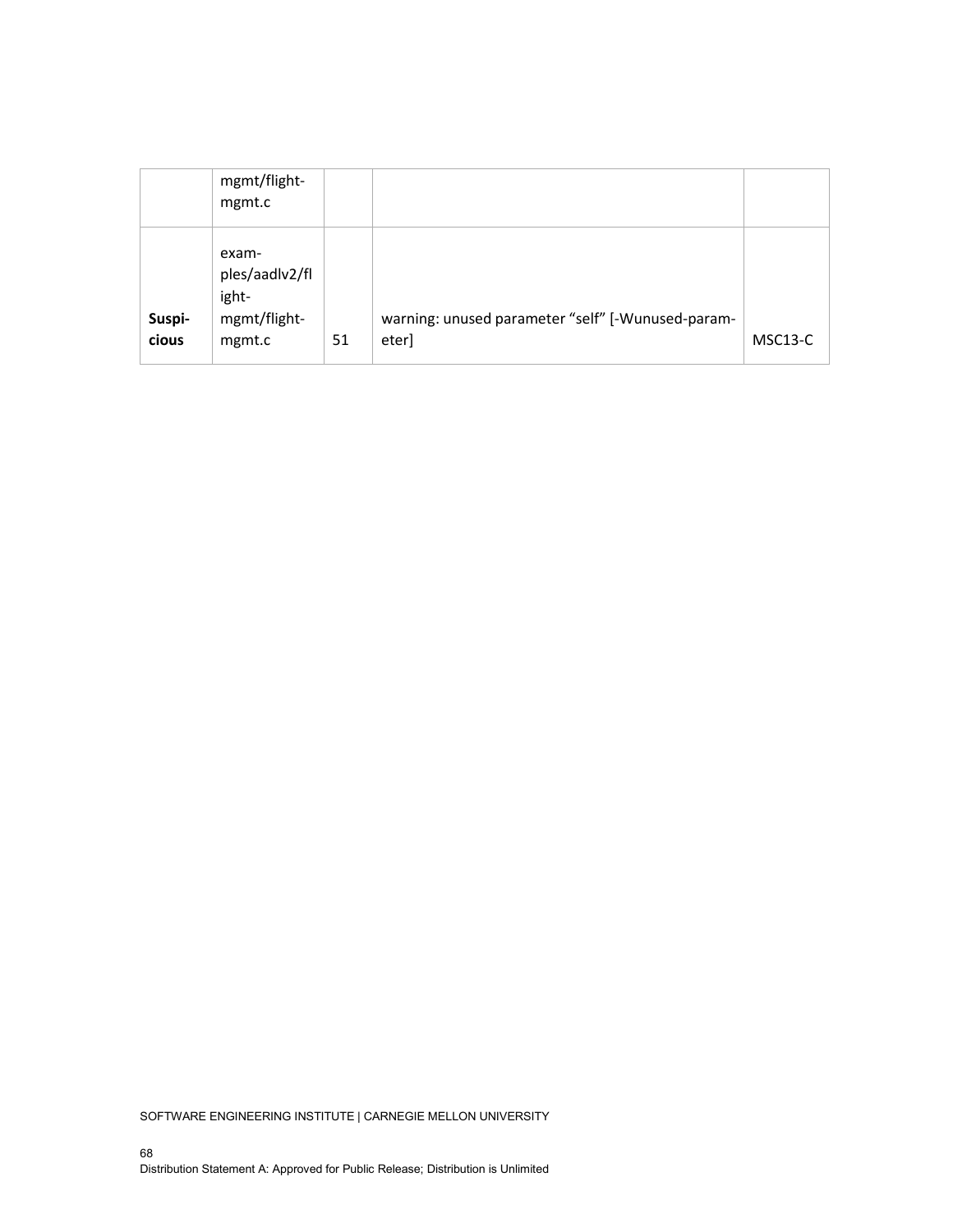| | | | | |
|---|---|---|---|---|
| | mgmt/flight-mgmt.c | | | |
| **Suspicious** | examples/aadlv2/flight-mgmt/flight-mgmt.c | 51 | warning: unused parameter “self” [-Wunused-parameter] | MSC13-C |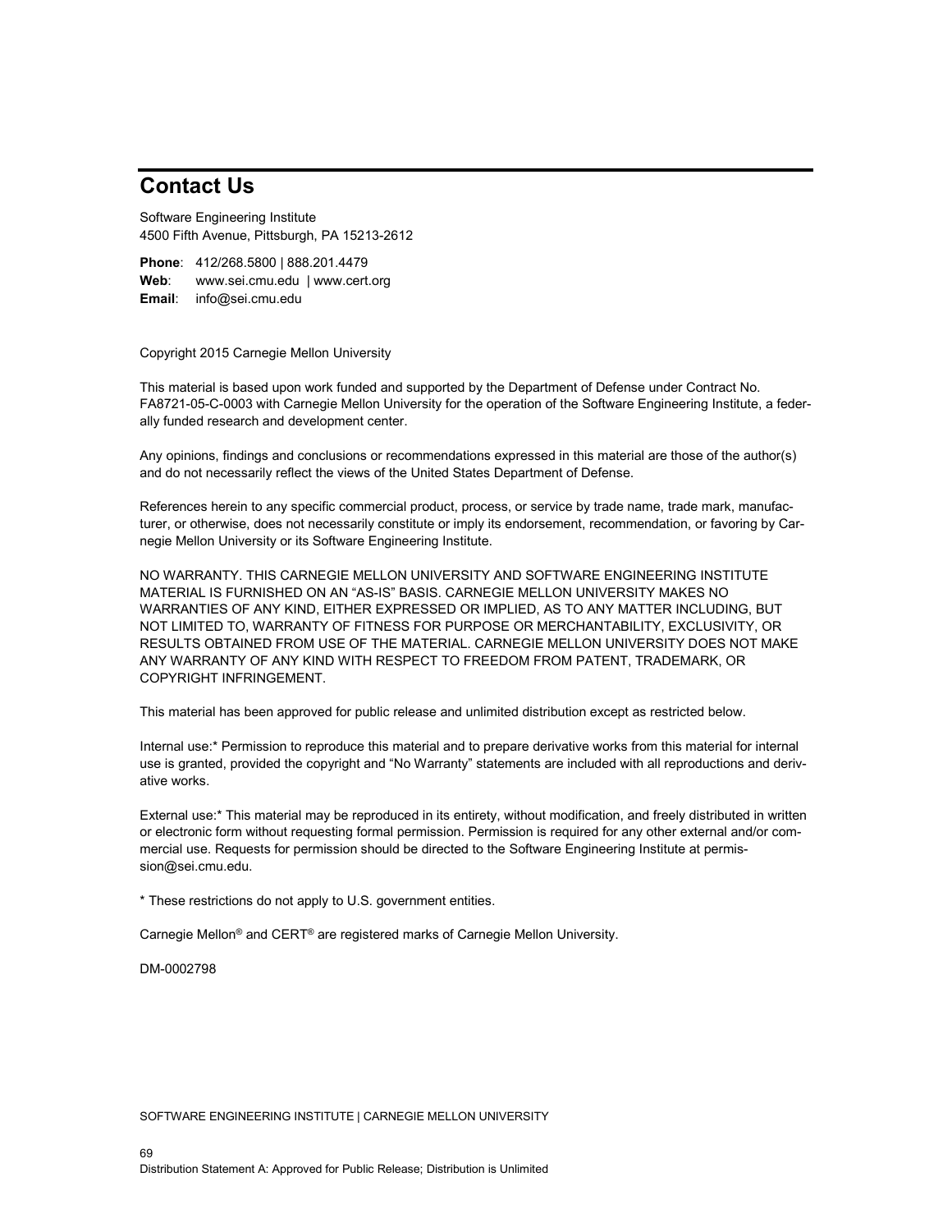## Contact Us

Software Engineering Institute
4500 Fifth Avenue, Pittsburgh, PA 15213-2612

**Phone**: 412/268.5800 | 888.201.4479
**Web**: www.sei.cmu.edu | www.cert.org
**Email**: info@sei.cmu.edu

Copyright 2015 Carnegie Mellon University

This material is based upon work funded and supported by the Department of Defense under Contract No. FA8721-05-C-0003 with Carnegie Mellon University for the operation of the Software Engineering Institute, a federally funded research and development center.

Any opinions, findings and conclusions or recommendations expressed in this material are those of the author(s) and do not necessarily reflect the views of the United States Department of Defense.

References herein to any specific commercial product, process, or service by trade name, trade mark, manufacturer, or otherwise, does not necessarily constitute or imply its endorsement, recommendation, or favoring by Carnegie Mellon University or its Software Engineering Institute.

NO WARRANTY. THIS CARNEGIE MELLON UNIVERSITY AND SOFTWARE ENGINEERING INSTITUTE MATERIAL IS FURNISHED ON AN “AS-IS” BASIS. CARNEGIE MELLON UNIVERSITY MAKES NO WARRANTIES OF ANY KIND, EITHER EXPRESSED OR IMPLIED, AS TO ANY MATTER INCLUDING, BUT NOT LIMITED TO, WARRANTY OF FITNESS FOR PURPOSE OR MERCHANTABILITY, EXCLUSIVITY, OR RESULTS OBTAINED FROM USE OF THE MATERIAL. CARNEGIE MELLON UNIVERSITY DOES NOT MAKE ANY WARRANTY OF ANY KIND WITH RESPECT TO FREEDOM FROM PATENT, TRADEMARK, OR COPYRIGHT INFRINGEMENT.

This material has been approved for public release and unlimited distribution except as restricted below.

Internal use:* Permission to reproduce this material and to prepare derivative works from this material for internal use is granted, provided the copyright and “No Warranty” statements are included with all reproductions and derivative works.

External use:* This material may be reproduced in its entirety, without modification, and freely distributed in written or electronic form without requesting formal permission. Permission is required for any other external and/or commercial use. Requests for permission should be directed to the Software Engineering Institute at permission@sei.cmu.edu.

* These restrictions do not apply to U.S. government entities.

Carnegie Mellon® and CERT® are registered marks of Carnegie Mellon University.

DM-0002798